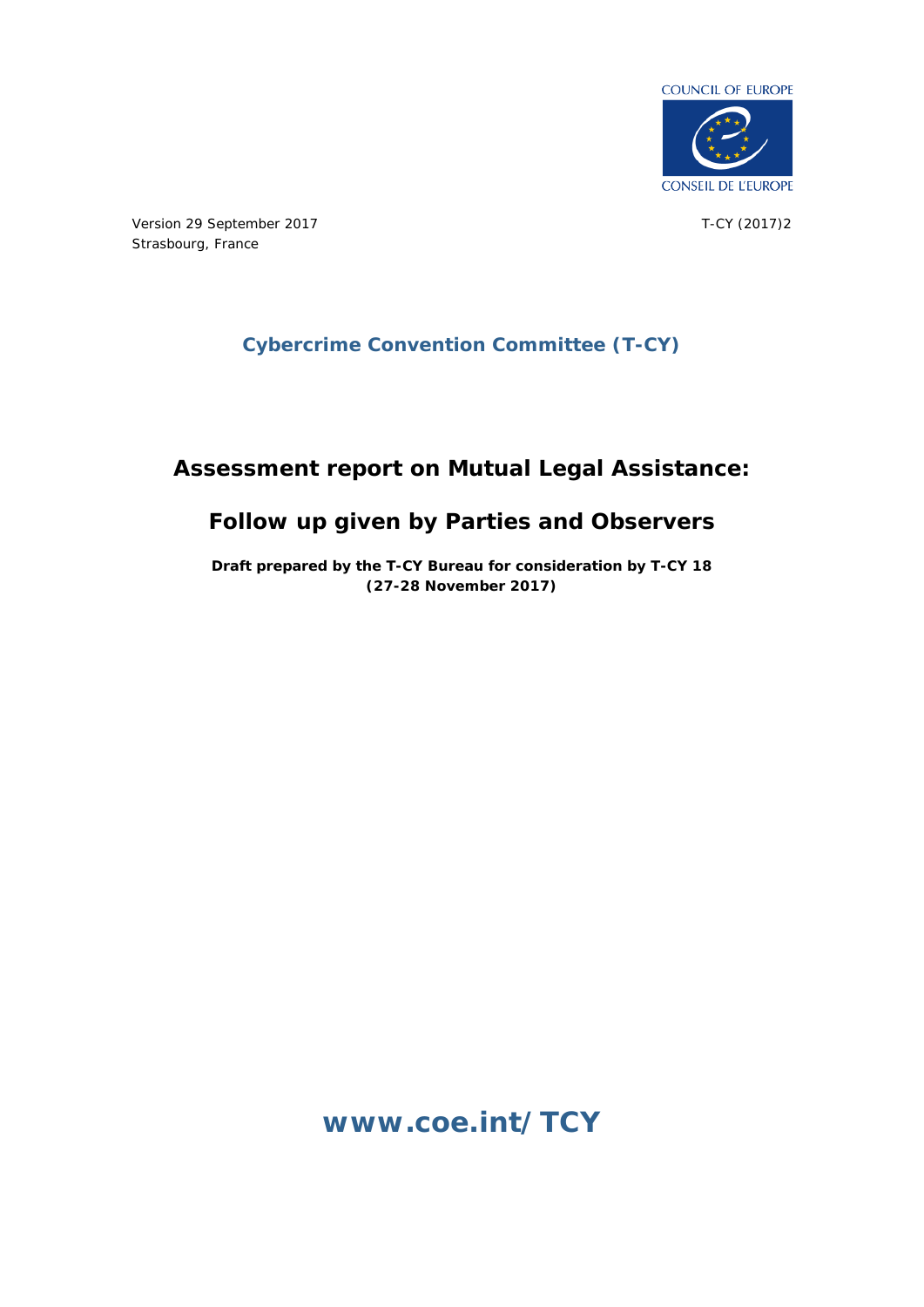COUNCIL OF EUROPE

CONSEIL DE L'EUROPE

Version 29 September 2017
Strasbourg, France

T-CY (2017)2

## Cybercrime Convention Committee (T-CY)

# Assessment report on Mutual Legal Assistance:

# Follow up given by Parties and Observers

**Draft prepared by the T-CY Bureau for consideration by T-CY 18 (27-28 November 2017)**

**www.coe.int/TCY**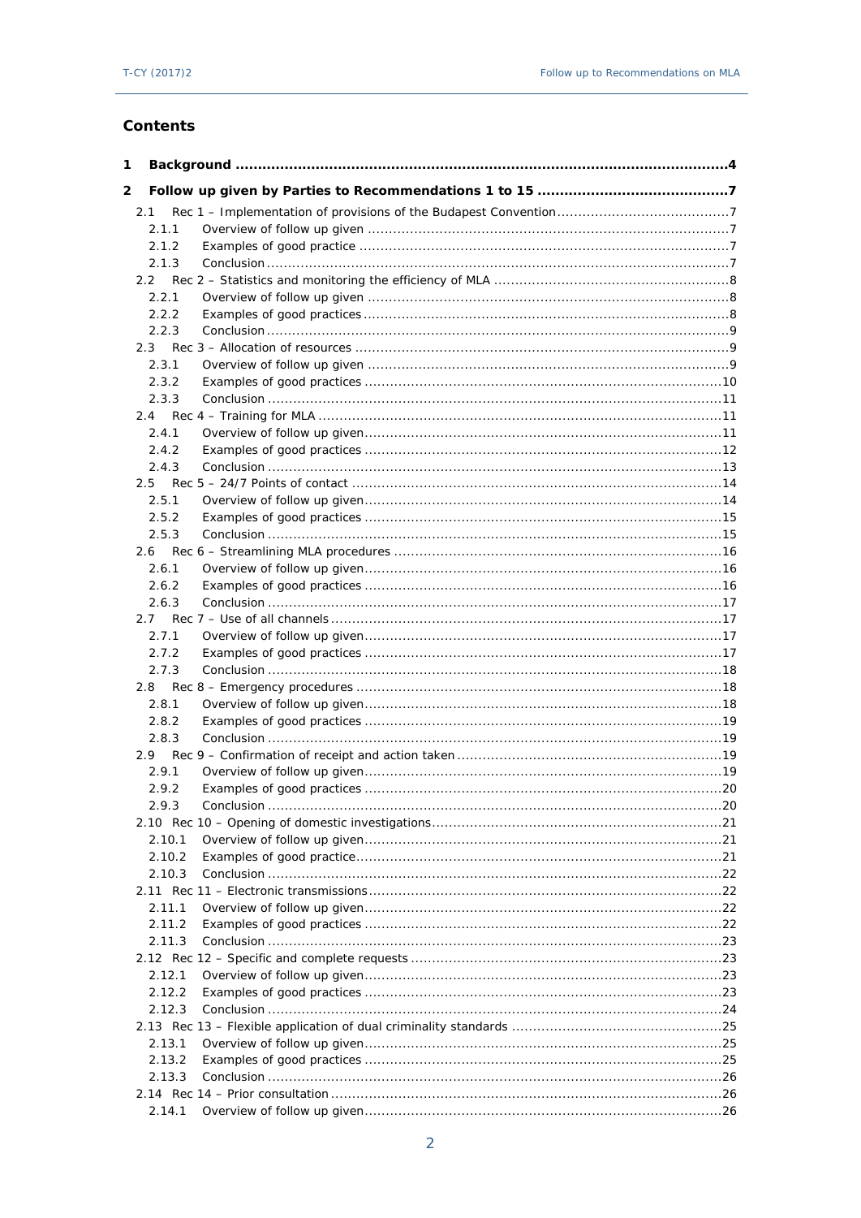## Contents

1 Background ..... 4

2 Follow up given by Parties to Recommendations 1 to 15 ..... 7

- 2.1 Rec 1 – Implementation of provisions of the Budapest Convention ..... 7
  - 2.1.1 Overview of follow up given ..... 7
  - 2.1.2 Examples of good practice ..... 7
  - 2.1.3 Conclusion ..... 7
- 2.2 Rec 2 – Statistics and monitoring the efficiency of MLA ..... 8
  - 2.2.1 Overview of follow up given ..... 8
  - 2.2.2 Examples of good practices ..... 8
  - 2.2.3 Conclusion ..... 9
- 2.3 Rec 3 – Allocation of resources ..... 9
  - 2.3.1 Overview of follow up given ..... 9
  - 2.3.2 Examples of good practices ..... 10
  - 2.3.3 Conclusion ..... 11
- 2.4 Rec 4 – Training for MLA ..... 11
  - 2.4.1 Overview of follow up given ..... 11
  - 2.4.2 Examples of good practices ..... 12
  - 2.4.3 Conclusion ..... 13
- 2.5 Rec 5 – 24/7 Points of contact ..... 14
  - 2.5.1 Overview of follow up given ..... 14
  - 2.5.2 Examples of good practices ..... 15
  - 2.5.3 Conclusion ..... 15
- 2.6 Rec 6 – Streamlining MLA procedures ..... 16
  - 2.6.1 Overview of follow up given ..... 16
  - 2.6.2 Examples of good practices ..... 16
  - 2.6.3 Conclusion ..... 17
- 2.7 Rec 7 – Use of all channels ..... 17
  - 2.7.1 Overview of follow up given ..... 17
  - 2.7.2 Examples of good practices ..... 17
  - 2.7.3 Conclusion ..... 18
- 2.8 Rec 8 – Emergency procedures ..... 18
  - 2.8.1 Overview of follow up given ..... 18
  - 2.8.2 Examples of good practices ..... 19
  - 2.8.3 Conclusion ..... 19
- 2.9 Rec 9 – Confirmation of receipt and action taken ..... 19
  - 2.9.1 Overview of follow up given ..... 19
  - 2.9.2 Examples of good practices ..... 20
  - 2.9.3 Conclusion ..... 20
- 2.10 Rec 10 – Opening of domestic investigations ..... 21
  - 2.10.1 Overview of follow up given ..... 21
  - 2.10.2 Examples of good practice ..... 21
  - 2.10.3 Conclusion ..... 22
- 2.11 Rec 11 – Electronic transmissions ..... 22
  - 2.11.1 Overview of follow up given ..... 22
  - 2.11.2 Examples of good practices ..... 22
  - 2.11.3 Conclusion ..... 23
- 2.12 Rec 12 – Specific and complete requests ..... 23
  - 2.12.1 Overview of follow up given ..... 23
  - 2.12.2 Examples of good practices ..... 23
  - 2.12.3 Conclusion ..... 24
- 2.13 Rec 13 – Flexible application of dual criminality standards ..... 25
  - 2.13.1 Overview of follow up given ..... 25
  - 2.13.2 Examples of good practices ..... 25
  - 2.13.3 Conclusion ..... 26
- 2.14 Rec 14 – Prior consultation ..... 26
  - 2.14.1 Overview of follow up given ..... 26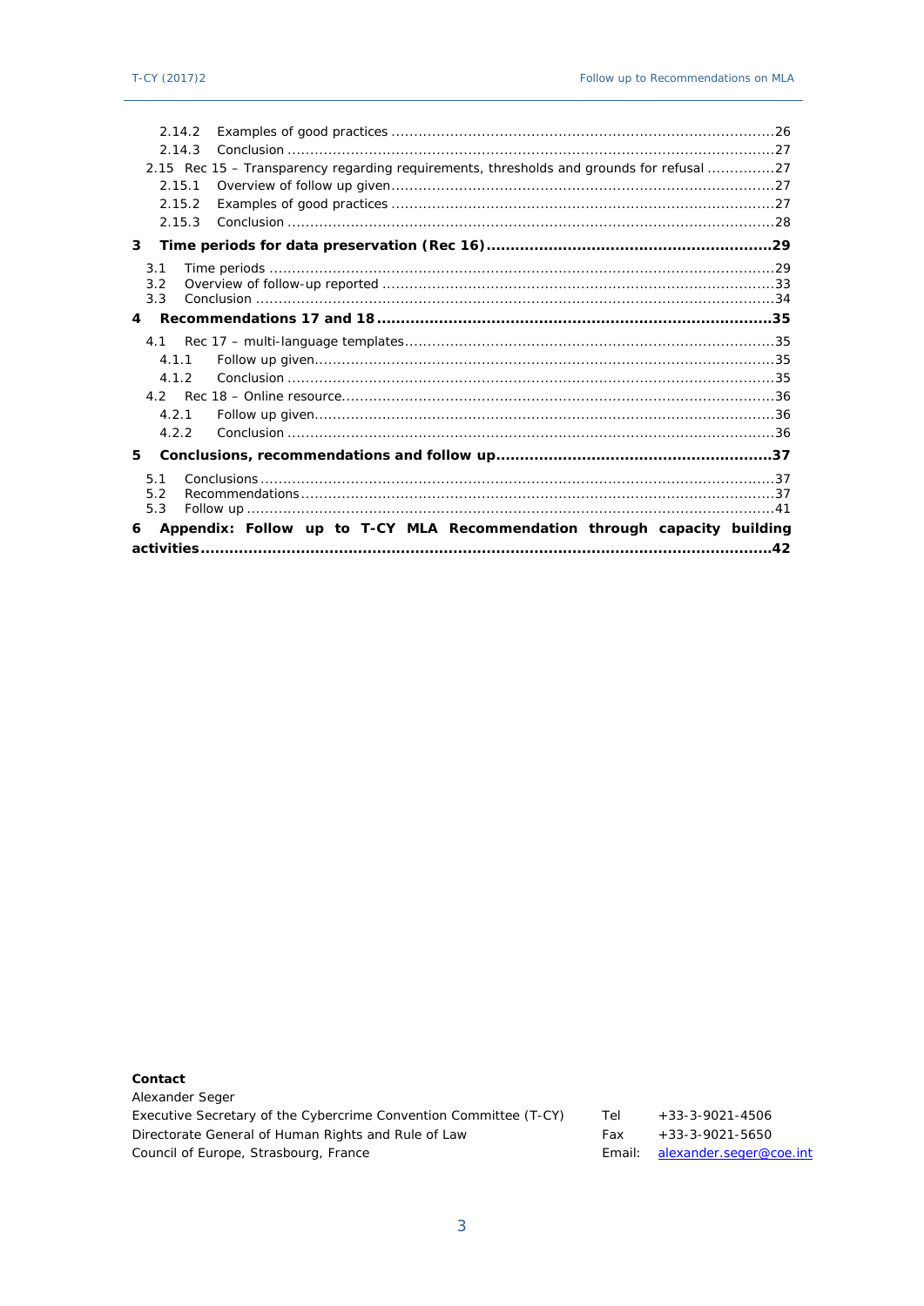2.14.2 Examples of good practices ....................................................................................26
2.14.3 Conclusion ...........................................................................................................27
2.15 Rec 15 – Transparency regarding requirements, thresholds and grounds for refusal ...............27
2.15.1 Overview of follow up given....................................................................................27
2.15.2 Examples of good practices ....................................................................................27
2.15.3 Conclusion ...........................................................................................................28

**3 Time periods for data preservation (Rec 16)...........................................................29**

3.1 Time periods ..............................................................................................................29
3.2 Overview of follow-up reported ......................................................................................33
3.3 Conclusion ..................................................................................................................34

**4 Recommendations 17 and 18.................................................................................35**

4.1 Rec 17 – multi-language templates.................................................................................35
4.1.1 Follow up given.....................................................................................................35
4.1.2 Conclusion ...........................................................................................................35
4.2 Rec 18 – Online resource...............................................................................................36
4.2.1 Follow up given.....................................................................................................36
4.2.2 Conclusion ...........................................................................................................36

**5 Conclusions, recommendations and follow up.........................................................37**

5.1 Conclusions.................................................................................................................37
5.2 Recommendations........................................................................................................37
5.3 Follow up ....................................................................................................................41

**6 Appendix: Follow up to T-CY MLA Recommendation through capacity building activities......................................................................................................................42**

**Contact**
Alexander Seger
Executive Secretary of the Cybercrime Convention Committee (T-CY)
Directorate General of Human Rights and Rule of Law
Council of Europe, Strasbourg, France

Tel +33-3-9021-4506
Fax +33-3-9021-5650
Email: alexander.seger@coe.int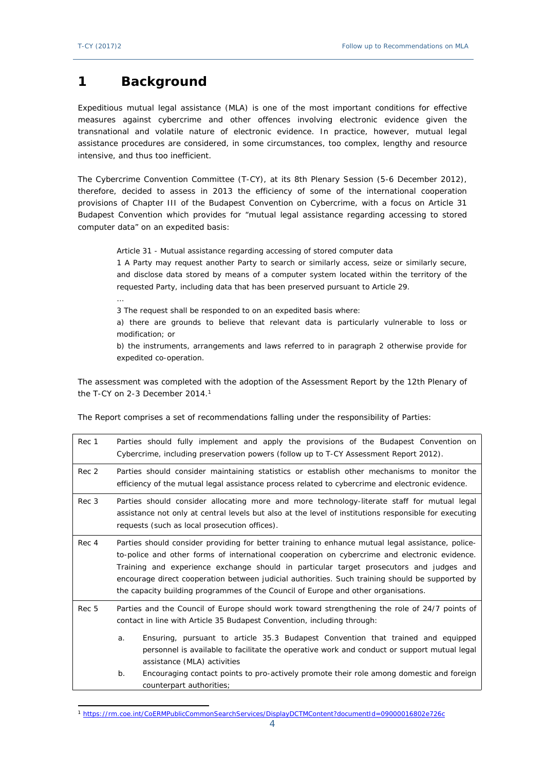# 1 Background

Expeditious mutual legal assistance (MLA) is one of the most important conditions for effective measures against cybercrime and other offences involving electronic evidence given the transnational and volatile nature of electronic evidence. In practice, however, mutual legal assistance procedures are considered, in some circumstances, too complex, lengthy and resource intensive, and thus too inefficient.

The Cybercrime Convention Committee (T-CY), at its 8th Plenary Session (5-6 December 2012), therefore, decided to assess in 2013 the efficiency of some of the international cooperation provisions of Chapter III of the Budapest Convention on Cybercrime, with a focus on Article 31 Budapest Convention which provides for "mutual legal assistance regarding accessing to stored computer data" on an expedited basis:

> Article 31 - Mutual assistance regarding accessing of stored computer data
>
> 1 A Party may request another Party to search or similarly access, seize or similarly secure, and disclose data stored by means of a computer system located within the territory of the requested Party, including data that has been preserved pursuant to Article 29.
>
> …
>
> 3 The request shall be responded to on an expedited basis where:
>
> a) there are grounds to believe that relevant data is particularly vulnerable to loss or modification; or
>
> b) the instruments, arrangements and laws referred to in paragraph 2 otherwise provide for expedited co-operation.

The assessment was completed with the adoption of the Assessment Report by the 12th Plenary of the T-CY on 2-3 December 2014.[1]

The Report comprises a set of recommendations falling under the responsibility of Parties:

| | |
|---|---|
| Rec 1 | Parties should fully implement and apply the provisions of the Budapest Convention on Cybercrime, including preservation powers (follow up to T-CY Assessment Report 2012). |
| Rec 2 | Parties should consider maintaining statistics or establish other mechanisms to monitor the efficiency of the mutual legal assistance process related to cybercrime and electronic evidence. |
| Rec 3 | Parties should consider allocating more and more technology-literate staff for mutual legal assistance not only at central levels but also at the level of institutions responsible for executing requests (such as local prosecution offices). |
| Rec 4 | Parties should consider providing for better training to enhance mutual legal assistance, police-to-police and other forms of international cooperation on cybercrime and electronic evidence. Training and experience exchange should in particular target prosecutors and judges and encourage direct cooperation between judicial authorities. Such training should be supported by the capacity building programmes of the Council of Europe and other organisations. |
| Rec 5 | Parties and the Council of Europe should work toward strengthening the role of 24/7 points of contact in line with Article 35 Budapest Convention, including through:<br>a. Ensuring, pursuant to article 35.3 Budapest Convention that trained and equipped personnel is available to facilitate the operative work and conduct or support mutual legal assistance (MLA) activities<br>b. Encouraging contact points to pro-actively promote their role among domestic and foreign counterpart authorities; |

[1] https://rm.coe.int/CoERMPublicCommonSearchServices/DisplayDCTMContent?documentId=09000016802e726c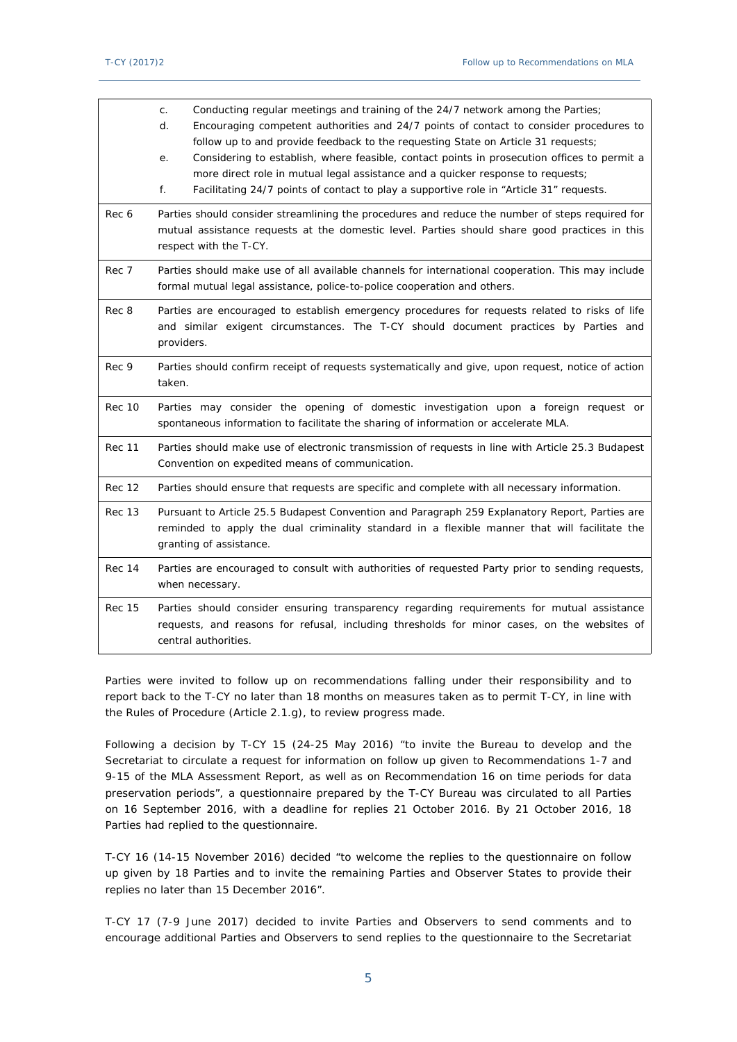| | |
|---|---|
| | c. Conducting regular meetings and training of the 24/7 network among the Parties;<br>d. Encouraging competent authorities and 24/7 points of contact to consider procedures to follow up to and provide feedback to the requesting State on Article 31 requests;<br>e. Considering to establish, where feasible, contact points in prosecution offices to permit a more direct role in mutual legal assistance and a quicker response to requests;<br>f. Facilitating 24/7 points of contact to play a supportive role in "Article 31" requests. |
| Rec 6 | Parties should consider streamlining the procedures and reduce the number of steps required for mutual assistance requests at the domestic level. Parties should share good practices in this respect with the T-CY. |
| Rec 7 | Parties should make use of all available channels for international cooperation. This may include formal mutual legal assistance, police-to-police cooperation and others. |
| Rec 8 | Parties are encouraged to establish emergency procedures for requests related to risks of life and similar exigent circumstances. The T-CY should document practices by Parties and providers. |
| Rec 9 | Parties should confirm receipt of requests systematically and give, upon request, notice of action taken. |
| Rec 10 | Parties may consider the opening of domestic investigation upon a foreign request or spontaneous information to facilitate the sharing of information or accelerate MLA. |
| Rec 11 | Parties should make use of electronic transmission of requests in line with Article 25.3 Budapest Convention on expedited means of communication. |
| Rec 12 | Parties should ensure that requests are specific and complete with all necessary information. |
| Rec 13 | Pursuant to Article 25.5 Budapest Convention and Paragraph 259 Explanatory Report, Parties are reminded to apply the dual criminality standard in a flexible manner that will facilitate the granting of assistance. |
| Rec 14 | Parties are encouraged to consult with authorities of requested Party prior to sending requests, when necessary. |
| Rec 15 | Parties should consider ensuring transparency regarding requirements for mutual assistance requests, and reasons for refusal, including thresholds for minor cases, on the websites of central authorities. |

Parties were invited to follow up on recommendations falling under their responsibility and to report back to the T-CY no later than 18 months on measures taken as to permit T-CY, in line with the Rules of Procedure (Article 2.1.g), to review progress made.

Following a decision by T-CY 15 (24-25 May 2016) "to invite the Bureau to develop and the Secretariat to circulate a request for information on follow up given to Recommendations 1-7 and 9-15 of the MLA Assessment Report, as well as on Recommendation 16 on time periods for data preservation periods", a questionnaire prepared by the T-CY Bureau was circulated to all Parties on 16 September 2016, with a deadline for replies 21 October 2016. By 21 October 2016, 18 Parties had replied to the questionnaire.

T-CY 16 (14-15 November 2016) decided "to welcome the replies to the questionnaire on follow up given by 18 Parties and to invite the remaining Parties and Observer States to provide their replies no later than 15 December 2016".

T-CY 17 (7-9 June 2017) decided to invite Parties and Observers to send comments and to encourage additional Parties and Observers to send replies to the questionnaire to the Secretariat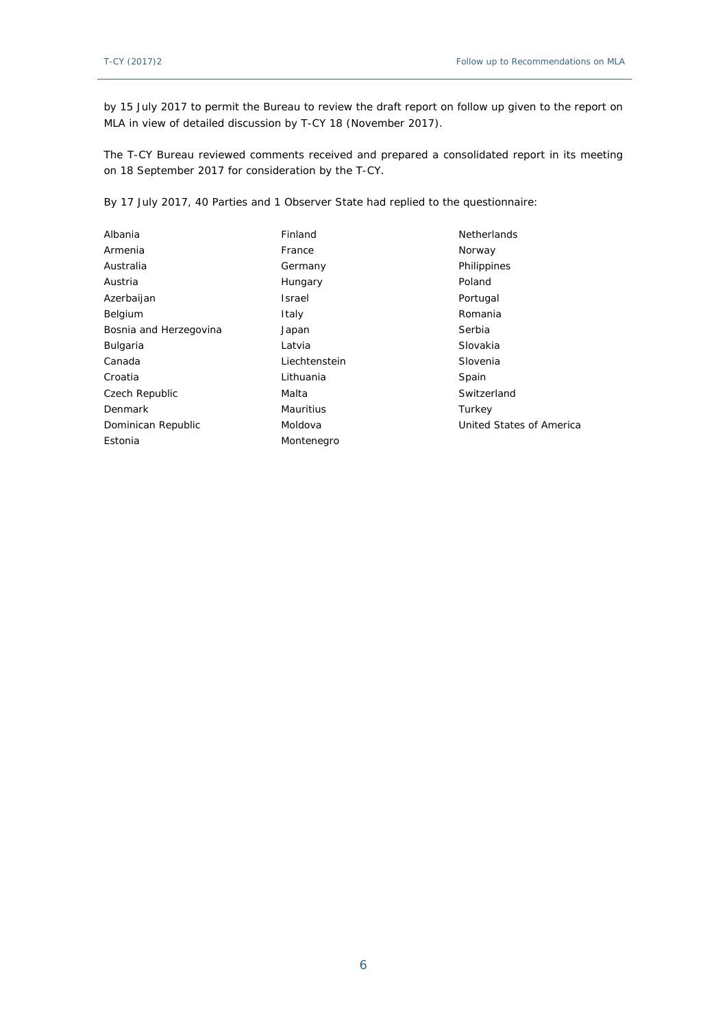by 15 July 2017 to permit the Bureau to review the draft report on follow up given to the report on MLA in view of detailed discussion by T-CY 18 (November 2017).

The T-CY Bureau reviewed comments received and prepared a consolidated report in its meeting on 18 September 2017 for consideration by the T-CY.

By 17 July 2017, 40 Parties and 1 Observer State had replied to the questionnaire:

- Albania
- Armenia
- Australia
- Austria
- Azerbaijan
- Belgium
- Bosnia and Herzegovina
- Bulgaria
- Canada
- Croatia
- Czech Republic
- Denmark
- Dominican Republic
- Estonia
- Finland
- France
- Germany
- Hungary
- Israel
- Italy
- Japan
- Latvia
- Liechtenstein
- Lithuania
- Malta
- Mauritius
- Moldova
- Montenegro
- Netherlands
- Norway
- Philippines
- Poland
- Portugal
- Romania
- Serbia
- Slovakia
- Slovenia
- Spain
- Switzerland
- Turkey
- United States of America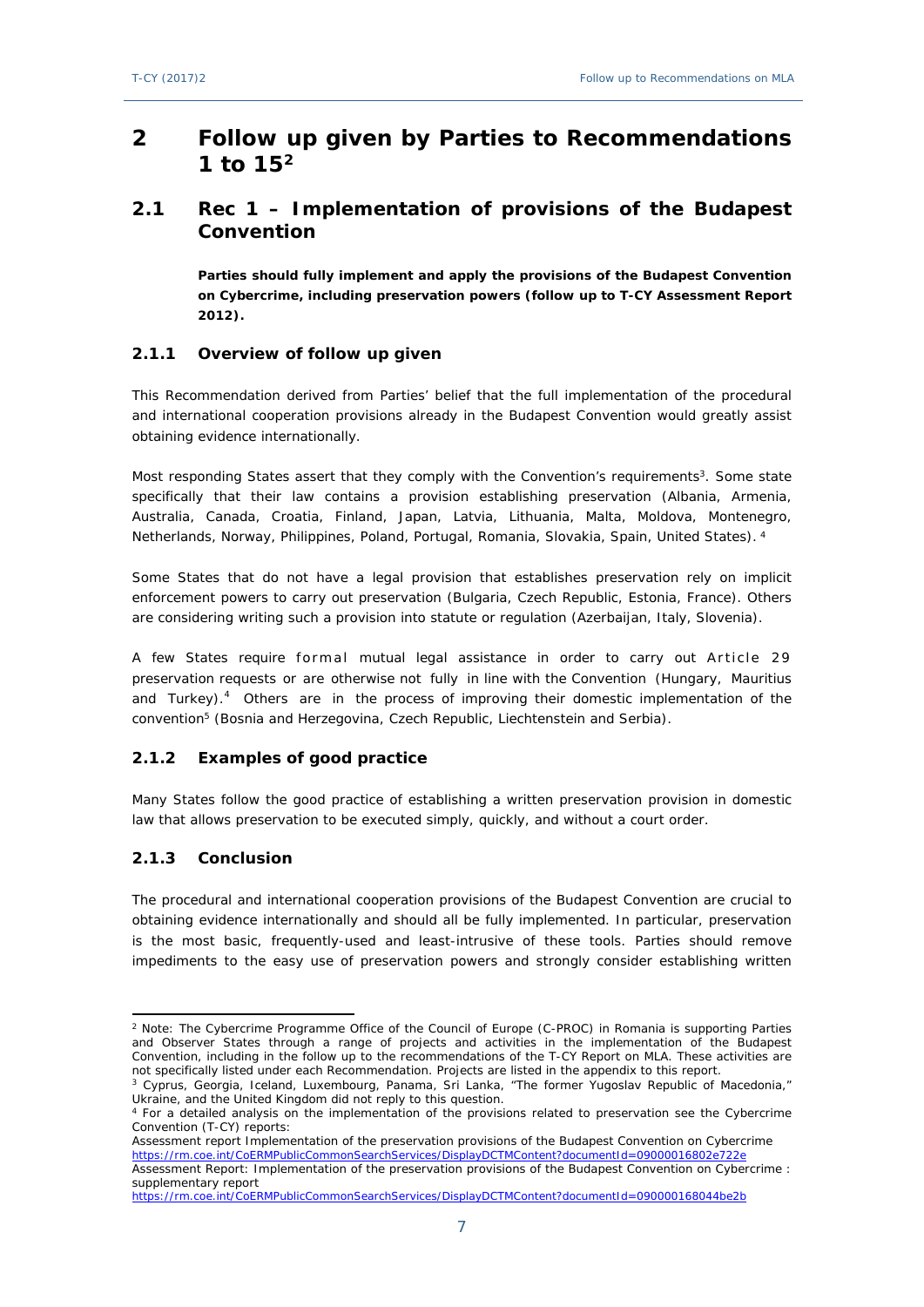# 2 Follow up given by Parties to Recommendations 1 to 15[2]

## 2.1 Rec 1 – Implementation of provisions of the Budapest Convention

**Parties should fully implement and apply the provisions of the Budapest Convention on Cybercrime, including preservation powers (follow up to T-CY Assessment Report 2012).**

### 2.1.1 Overview of follow up given

This Recommendation derived from Parties' belief that the full implementation of the procedural and international cooperation provisions already in the Budapest Convention would greatly assist obtaining evidence internationally.

Most responding States assert that they comply with the Convention's requirements[3]. Some state specifically that their law contains a provision establishing preservation (Albania, Armenia, Australia, Canada, Croatia, Finland, Japan, Latvia, Lithuania, Malta, Moldova, Montenegro, Netherlands, Norway, Philippines, Poland, Portugal, Romania, Slovakia, Spain, United States). [4]

Some States that do not have a legal provision that establishes preservation rely on implicit enforcement powers to carry out preservation (Bulgaria, Czech Republic, Estonia, France). Others are considering writing such a provision into statute or regulation (Azerbaijan, Italy, Slovenia).

A few States require formal mutual legal assistance in order to carry out Article 29 preservation requests or are otherwise not fully in line with the Convention (Hungary, Mauritius and Turkey).[4] Others are in the process of improving their domestic implementation of the convention[5] (Bosnia and Herzegovina, Czech Republic, Liechtenstein and Serbia).

### 2.1.2 Examples of good practice

Many States follow the good practice of establishing a written preservation provision in domestic law that allows preservation to be executed simply, quickly, and without a court order.

### 2.1.3 Conclusion

The procedural and international cooperation provisions of the Budapest Convention are crucial to obtaining evidence internationally and should all be fully implemented. In particular, preservation is the most basic, frequently-used and least-intrusive of these tools. Parties should remove impediments to the easy use of preservation powers and strongly consider establishing written

---

[2] Note: The Cybercrime Programme Office of the Council of Europe (C-PROC) in Romania is supporting Parties and Observer States through a range of projects and activities in the implementation of the Budapest Convention, including in the follow up to the recommendations of the T-CY Report on MLA. These activities are not specifically listed under each Recommendation. Projects are listed in the appendix to this report.

[3] Cyprus, Georgia, Iceland, Luxembourg, Panama, Sri Lanka, "The former Yugoslav Republic of Macedonia," Ukraine, and the United Kingdom did not reply to this question.

[4] For a detailed analysis on the implementation of the provisions related to preservation see the Cybercrime Convention (T-CY) reports:
Assessment report Implementation of the preservation provisions of the Budapest Convention on Cybercrime
https://rm.coe.int/CoERMPublicCommonSearchServices/DisplayDCTMContent?documentId=09000016802e722e
Assessment Report: Implementation of the preservation provisions of the Budapest Convention on Cybercrime : supplementary report
https://rm.coe.int/CoERMPublicCommonSearchServices/DisplayDCTMContent?documentId=090000168044be2b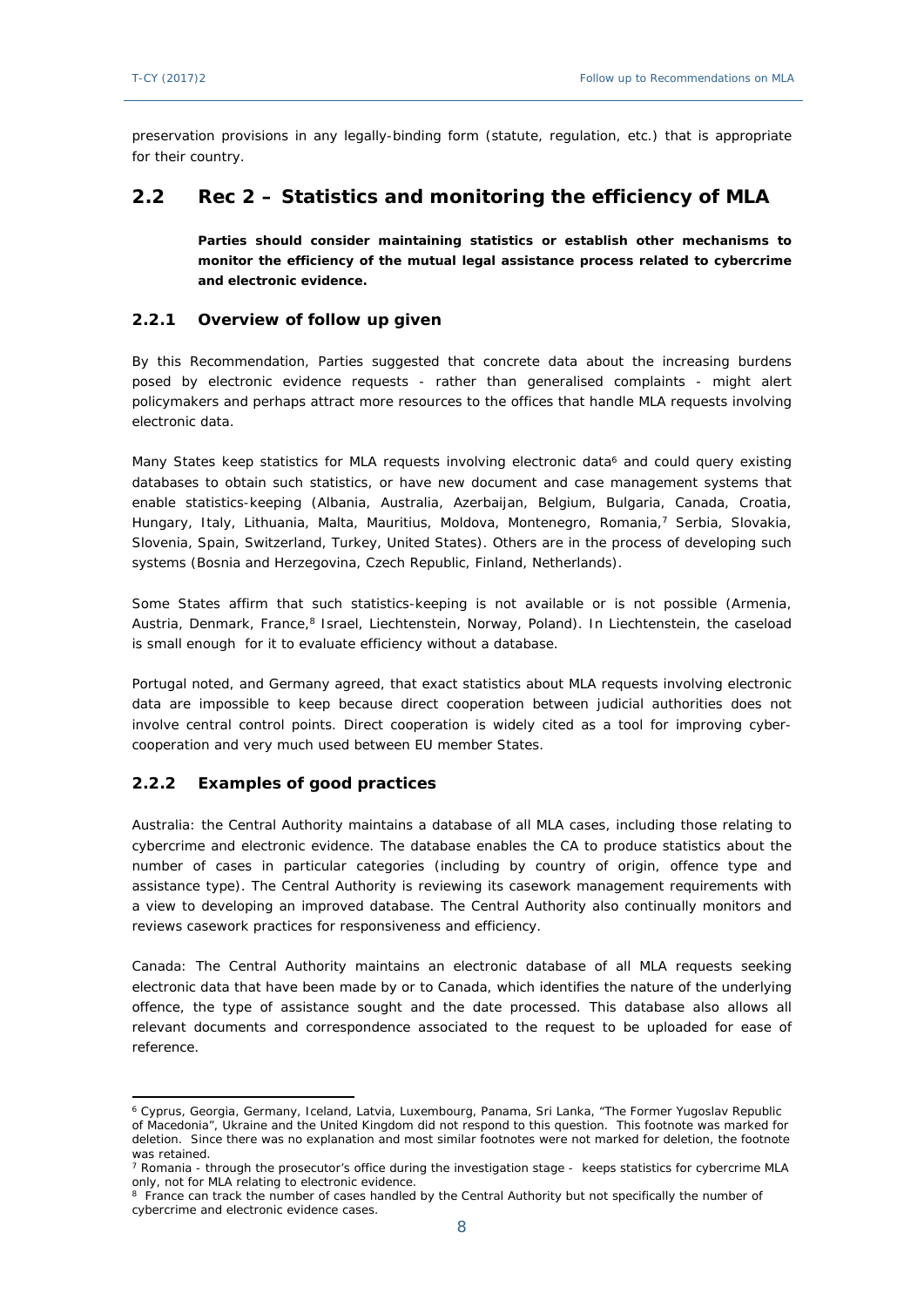preservation provisions in any legally-binding form (statute, regulation, etc.) that is appropriate for their country.

## 2.2 Rec 2 – Statistics and monitoring the efficiency of MLA

**Parties should consider maintaining statistics or establish other mechanisms to monitor the efficiency of the mutual legal assistance process related to cybercrime and electronic evidence.**

### 2.2.1 Overview of follow up given

By this Recommendation, Parties suggested that concrete data about the increasing burdens posed by electronic evidence requests - rather than generalised complaints - might alert policymakers and perhaps attract more resources to the offices that handle MLA requests involving electronic data.

Many States keep statistics for MLA requests involving electronic data[6] and could query existing databases to obtain such statistics, or have new document and case management systems that enable statistics-keeping (Albania, Australia, Azerbaijan, Belgium, Bulgaria, Canada, Croatia, Hungary, Italy, Lithuania, Malta, Mauritius, Moldova, Montenegro, Romania,[7] Serbia, Slovakia, Slovenia, Spain, Switzerland, Turkey, United States). Others are in the process of developing such systems (Bosnia and Herzegovina, Czech Republic, Finland, Netherlands).

Some States affirm that such statistics-keeping is not available or is not possible (Armenia, Austria, Denmark, France,[8] Israel, Liechtenstein, Norway, Poland). In Liechtenstein, the caseload is small enough for it to evaluate efficiency without a database.

Portugal noted, and Germany agreed, that exact statistics about MLA requests involving electronic data are impossible to keep because direct cooperation between judicial authorities does not involve central control points. Direct cooperation is widely cited as a tool for improving cyber-cooperation and very much used between EU member States.

### 2.2.2 Examples of good practices

Australia: the Central Authority maintains a database of all MLA cases, including those relating to cybercrime and electronic evidence. The database enables the CA to produce statistics about the number of cases in particular categories (including by country of origin, offence type and assistance type). The Central Authority is reviewing its casework management requirements with a view to developing an improved database. The Central Authority also continually monitors and reviews casework practices for responsiveness and efficiency.

Canada: The Central Authority maintains an electronic database of all MLA requests seeking electronic data that have been made by or to Canada, which identifies the nature of the underlying offence, the type of assistance sought and the date processed. This database also allows all relevant documents and correspondence associated to the request to be uploaded for ease of reference.

---

[6] Cyprus, Georgia, Germany, Iceland, Latvia, Luxembourg, Panama, Sri Lanka, "The Former Yugoslav Republic of Macedonia", Ukraine and the United Kingdom did not respond to this question. This footnote was marked for deletion. Since there was no explanation and most similar footnotes were not marked for deletion, the footnote was retained.

[7] Romania - through the prosecutor's office during the investigation stage - keeps statistics for cybercrime MLA only, not for MLA relating to electronic evidence.

[8] France can track the number of cases handled by the Central Authority but not specifically the number of cybercrime and electronic evidence cases.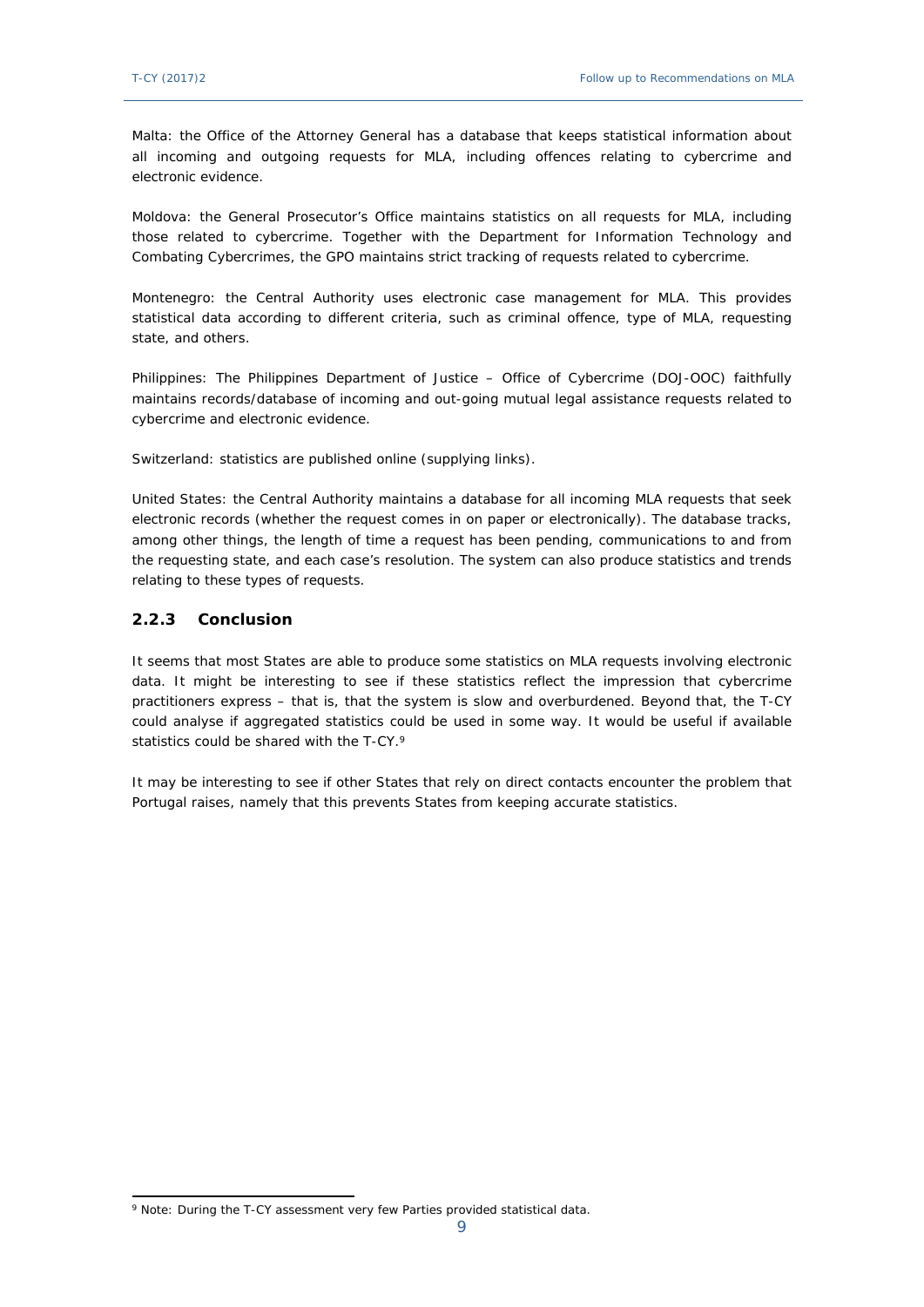Malta: the Office of the Attorney General has a database that keeps statistical information about all incoming and outgoing requests for MLA, including offences relating to cybercrime and electronic evidence.

Moldova: the General Prosecutor's Office maintains statistics on all requests for MLA, including those related to cybercrime. Together with the Department for Information Technology and Combating Cybercrimes, the GPO maintains strict tracking of requests related to cybercrime.

Montenegro: the Central Authority uses electronic case management for MLA. This provides statistical data according to different criteria, such as criminal offence, type of MLA, requesting state, and others.

Philippines: The Philippines Department of Justice – Office of Cybercrime (DOJ-OOC) faithfully maintains records/database of incoming and out-going mutual legal assistance requests related to cybercrime and electronic evidence.

Switzerland: statistics are published online (supplying links).

United States: the Central Authority maintains a database for all incoming MLA requests that seek electronic records (whether the request comes in on paper or electronically). The database tracks, among other things, the length of time a request has been pending, communications to and from the requesting state, and each case's resolution. The system can also produce statistics and trends relating to these types of requests.

### 2.2.3 Conclusion

It seems that most States are able to produce some statistics on MLA requests involving electronic data. It might be interesting to see if these statistics reflect the impression that cybercrime practitioners express – that is, that the system is slow and overburdened. Beyond that, the T-CY could analyse if aggregated statistics could be used in some way. It would be useful if available statistics could be shared with the T-CY.[9]

It may be interesting to see if other States that rely on direct contacts encounter the problem that Portugal raises, namely that this prevents States from keeping accurate statistics.

[9] Note: During the T-CY assessment very few Parties provided statistical data.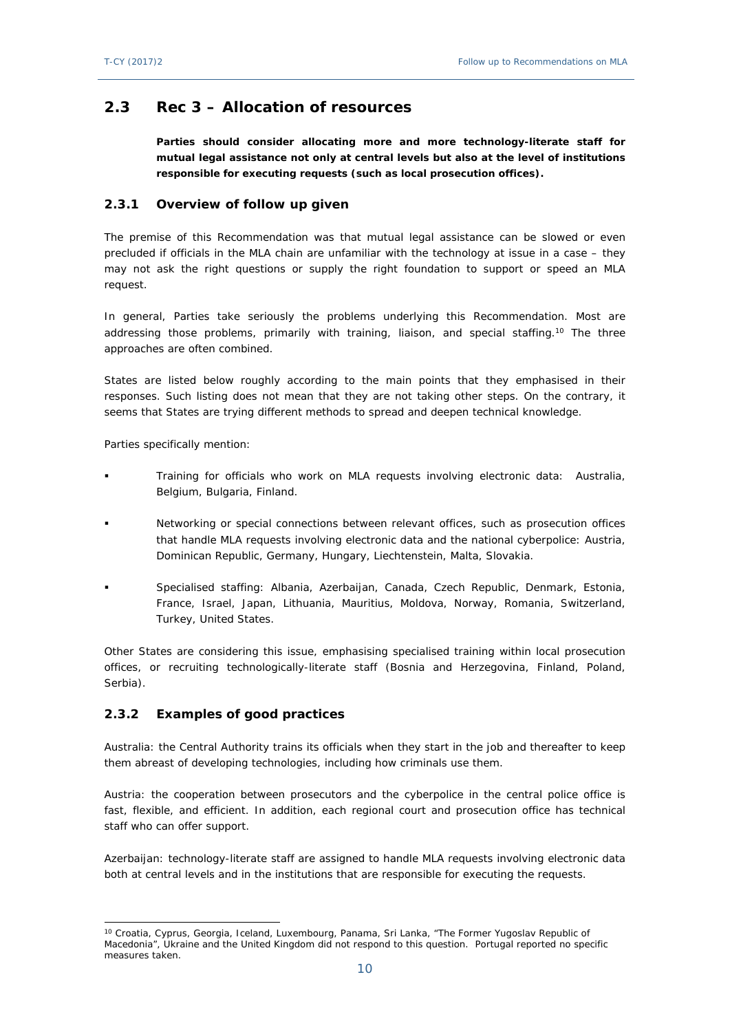## 2.3 Rec 3 – Allocation of resources

**Parties should consider allocating more and more technology-literate staff for mutual legal assistance not only at central levels but also at the level of institutions responsible for executing requests (such as local prosecution offices).**

### 2.3.1 Overview of follow up given

The premise of this Recommendation was that mutual legal assistance can be slowed or even precluded if officials in the MLA chain are unfamiliar with the technology at issue in a case – they may not ask the right questions or supply the right foundation to support or speed an MLA request.

In general, Parties take seriously the problems underlying this Recommendation. Most are addressing those problems, primarily with training, liaison, and special staffing.[10] The three approaches are often combined.

States are listed below roughly according to the main points that they emphasised in their responses. Such listing does not mean that they are not taking other steps. On the contrary, it seems that States are trying different methods to spread and deepen technical knowledge.

Parties specifically mention:

- Training for officials who work on MLA requests involving electronic data: Australia, Belgium, Bulgaria, Finland.
- Networking or special connections between relevant offices, such as prosecution offices that handle MLA requests involving electronic data and the national cyberpolice: Austria, Dominican Republic, Germany, Hungary, Liechtenstein, Malta, Slovakia.
- Specialised staffing: Albania, Azerbaijan, Canada, Czech Republic, Denmark, Estonia, France, Israel, Japan, Lithuania, Mauritius, Moldova, Norway, Romania, Switzerland, Turkey, United States.

Other States are considering this issue, emphasising specialised training within local prosecution offices, or recruiting technologically-literate staff (Bosnia and Herzegovina, Finland, Poland, Serbia).

### 2.3.2 Examples of good practices

Australia: the Central Authority trains its officials when they start in the job and thereafter to keep them abreast of developing technologies, including how criminals use them.

Austria: the cooperation between prosecutors and the cyberpolice in the central police office is fast, flexible, and efficient. In addition, each regional court and prosecution office has technical staff who can offer support.

Azerbaijan: technology-literate staff are assigned to handle MLA requests involving electronic data both at central levels and in the institutions that are responsible for executing the requests.

---

[10] Croatia, Cyprus, Georgia, Iceland, Luxembourg, Panama, Sri Lanka, "The Former Yugoslav Republic of Macedonia", Ukraine and the United Kingdom did not respond to this question. Portugal reported no specific measures taken.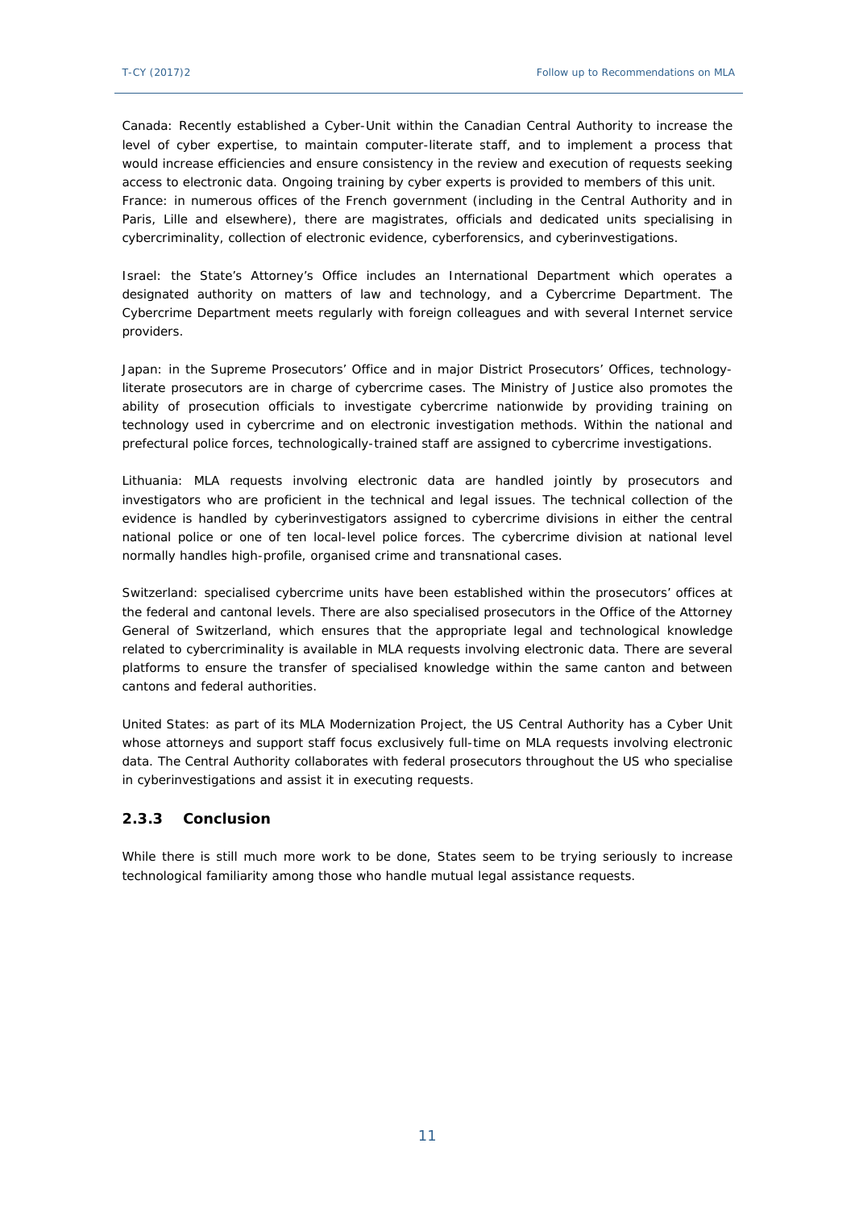Canada: Recently established a Cyber-Unit within the Canadian Central Authority to increase the level of cyber expertise, to maintain computer-literate staff, and to implement a process that would increase efficiencies and ensure consistency in the review and execution of requests seeking access to electronic data. Ongoing training by cyber experts is provided to members of this unit.
France: in numerous offices of the French government (including in the Central Authority and in Paris, Lille and elsewhere), there are magistrates, officials and dedicated units specialising in cybercriminality, collection of electronic evidence, cyberforensics, and cyberinvestigations.

Israel: the State's Attorney's Office includes an International Department which operates a designated authority on matters of law and technology, and a Cybercrime Department. The Cybercrime Department meets regularly with foreign colleagues and with several Internet service providers.

Japan: in the Supreme Prosecutors' Office and in major District Prosecutors' Offices, technology-literate prosecutors are in charge of cybercrime cases. The Ministry of Justice also promotes the ability of prosecution officials to investigate cybercrime nationwide by providing training on technology used in cybercrime and on electronic investigation methods. Within the national and prefectural police forces, technologically-trained staff are assigned to cybercrime investigations.

Lithuania: MLA requests involving electronic data are handled jointly by prosecutors and investigators who are proficient in the technical and legal issues. The technical collection of the evidence is handled by cyberinvestigators assigned to cybercrime divisions in either the central national police or one of ten local-level police forces. The cybercrime division at national level normally handles high-profile, organised crime and transnational cases.

Switzerland: specialised cybercrime units have been established within the prosecutors' offices at the federal and cantonal levels. There are also specialised prosecutors in the Office of the Attorney General of Switzerland, which ensures that the appropriate legal and technological knowledge related to cybercriminality is available in MLA requests involving electronic data. There are several platforms to ensure the transfer of specialised knowledge within the same canton and between cantons and federal authorities.

United States: as part of its MLA Modernization Project, the US Central Authority has a Cyber Unit whose attorneys and support staff focus exclusively full-time on MLA requests involving electronic data. The Central Authority collaborates with federal prosecutors throughout the US who specialise in cyberinvestigations and assist it in executing requests.

### 2.3.3 Conclusion

While there is still much more work to be done, States seem to be trying seriously to increase technological familiarity among those who handle mutual legal assistance requests.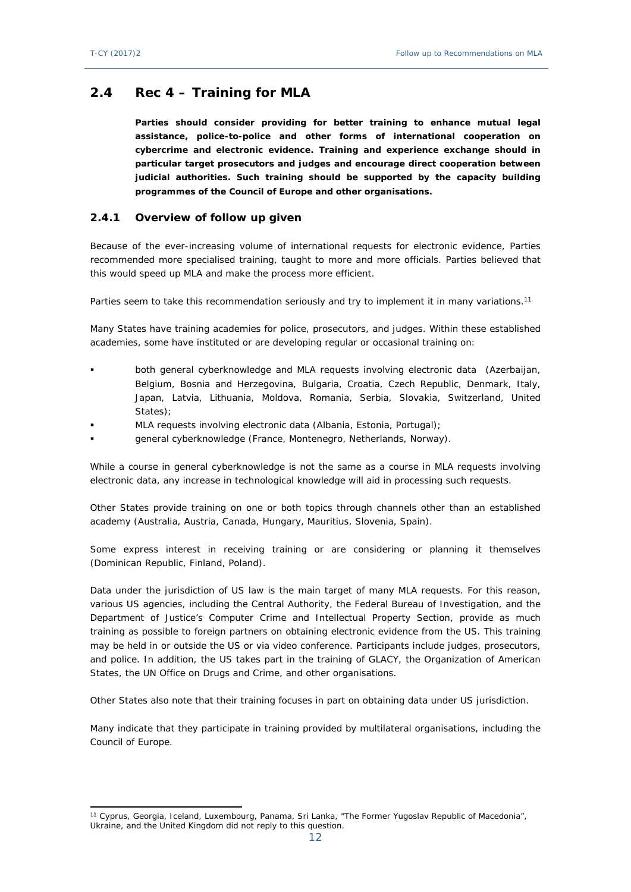## 2.4 Rec 4 – Training for MLA

**Parties should consider providing for better training to enhance mutual legal assistance, police-to-police and other forms of international cooperation on cybercrime and electronic evidence. Training and experience exchange should in particular target prosecutors and judges and encourage direct cooperation between judicial authorities. Such training should be supported by the capacity building programmes of the Council of Europe and other organisations.**

### 2.4.1 Overview of follow up given

Because of the ever-increasing volume of international requests for electronic evidence, Parties recommended more specialised training, taught to more and more officials. Parties believed that this would speed up MLA and make the process more efficient.

Parties seem to take this recommendation seriously and try to implement it in many variations.[11]

Many States have training academies for police, prosecutors, and judges. Within these established academies, some have instituted or are developing regular or occasional training on:

- both general cyberknowledge and MLA requests involving electronic data (Azerbaijan, Belgium, Bosnia and Herzegovina, Bulgaria, Croatia, Czech Republic, Denmark, Italy, Japan, Latvia, Lithuania, Moldova, Romania, Serbia, Slovakia, Switzerland, United States);
- MLA requests involving electronic data (Albania, Estonia, Portugal);
- general cyberknowledge (France, Montenegro, Netherlands, Norway).

While a course in general cyberknowledge is not the same as a course in MLA requests involving electronic data, any increase in technological knowledge will aid in processing such requests.

Other States provide training on one or both topics through channels other than an established academy (Australia, Austria, Canada, Hungary, Mauritius, Slovenia, Spain).

Some express interest in receiving training or are considering or planning it themselves (Dominican Republic, Finland, Poland).

Data under the jurisdiction of US law is the main target of many MLA requests. For this reason, various US agencies, including the Central Authority, the Federal Bureau of Investigation, and the Department of Justice's Computer Crime and Intellectual Property Section, provide as much training as possible to foreign partners on obtaining electronic evidence from the US. This training may be held in or outside the US or via video conference. Participants include judges, prosecutors, and police. In addition, the US takes part in the training of GLACY, the Organization of American States, the UN Office on Drugs and Crime, and other organisations.

Other States also note that their training focuses in part on obtaining data under US jurisdiction.

Many indicate that they participate in training provided by multilateral organisations, including the Council of Europe.

[11] Cyprus, Georgia, Iceland, Luxembourg, Panama, Sri Lanka, "The Former Yugoslav Republic of Macedonia", Ukraine, and the United Kingdom did not reply to this question.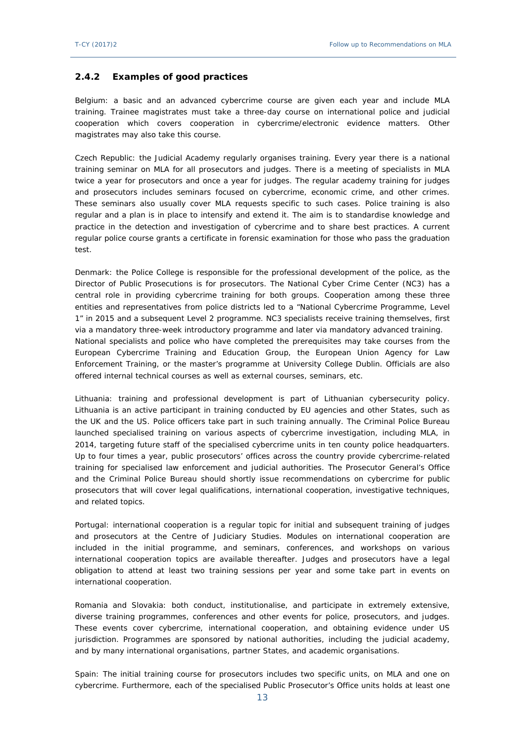### 2.4.2 Examples of good practices

Belgium: a basic and an advanced cybercrime course are given each year and include MLA training. Trainee magistrates must take a three-day course on international police and judicial cooperation which covers cooperation in cybercrime/electronic evidence matters. Other magistrates may also take this course.

Czech Republic: the Judicial Academy regularly organises training. Every year there is a national training seminar on MLA for all prosecutors and judges. There is a meeting of specialists in MLA twice a year for prosecutors and once a year for judges. The regular academy training for judges and prosecutors includes seminars focused on cybercrime, economic crime, and other crimes. These seminars also usually cover MLA requests specific to such cases. Police training is also regular and a plan is in place to intensify and extend it. The aim is to standardise knowledge and practice in the detection and investigation of cybercrime and to share best practices. A current regular police course grants a certificate in forensic examination for those who pass the graduation test.

Denmark: the Police College is responsible for the professional development of the police, as the Director of Public Prosecutions is for prosecutors. The National Cyber Crime Center (NC3) has a central role in providing cybercrime training for both groups. Cooperation among these three entities and representatives from police districts led to a "National Cybercrime Programme, Level 1" in 2015 and a subsequent Level 2 programme. NC3 specialists receive training themselves, first via a mandatory three-week introductory programme and later via mandatory advanced training. National specialists and police who have completed the prerequisites may take courses from the European Cybercrime Training and Education Group, the European Union Agency for Law Enforcement Training, or the master's programme at University College Dublin. Officials are also offered internal technical courses as well as external courses, seminars, etc.

Lithuania: training and professional development is part of Lithuanian cybersecurity policy. Lithuania is an active participant in training conducted by EU agencies and other States, such as the UK and the US. Police officers take part in such training annually. The Criminal Police Bureau launched specialised training on various aspects of cybercrime investigation, including MLA, in 2014, targeting future staff of the specialised cybercrime units in ten county police headquarters. Up to four times a year, public prosecutors' offices across the country provide cybercrime-related training for specialised law enforcement and judicial authorities. The Prosecutor General's Office and the Criminal Police Bureau should shortly issue recommendations on cybercrime for public prosecutors that will cover legal qualifications, international cooperation, investigative techniques, and related topics.

Portugal: international cooperation is a regular topic for initial and subsequent training of judges and prosecutors at the Centre of Judiciary Studies. Modules on international cooperation are included in the initial programme, and seminars, conferences, and workshops on various international cooperation topics are available thereafter. Judges and prosecutors have a legal obligation to attend at least two training sessions per year and some take part in events on international cooperation.

Romania and Slovakia: both conduct, institutionalise, and participate in extremely extensive, diverse training programmes, conferences and other events for police, prosecutors, and judges. These events cover cybercrime, international cooperation, and obtaining evidence under US jurisdiction. Programmes are sponsored by national authorities, including the judicial academy, and by many international organisations, partner States, and academic organisations.

Spain: The initial training course for prosecutors includes two specific units, on MLA and one on cybercrime. Furthermore, each of the specialised Public Prosecutor's Office units holds at least one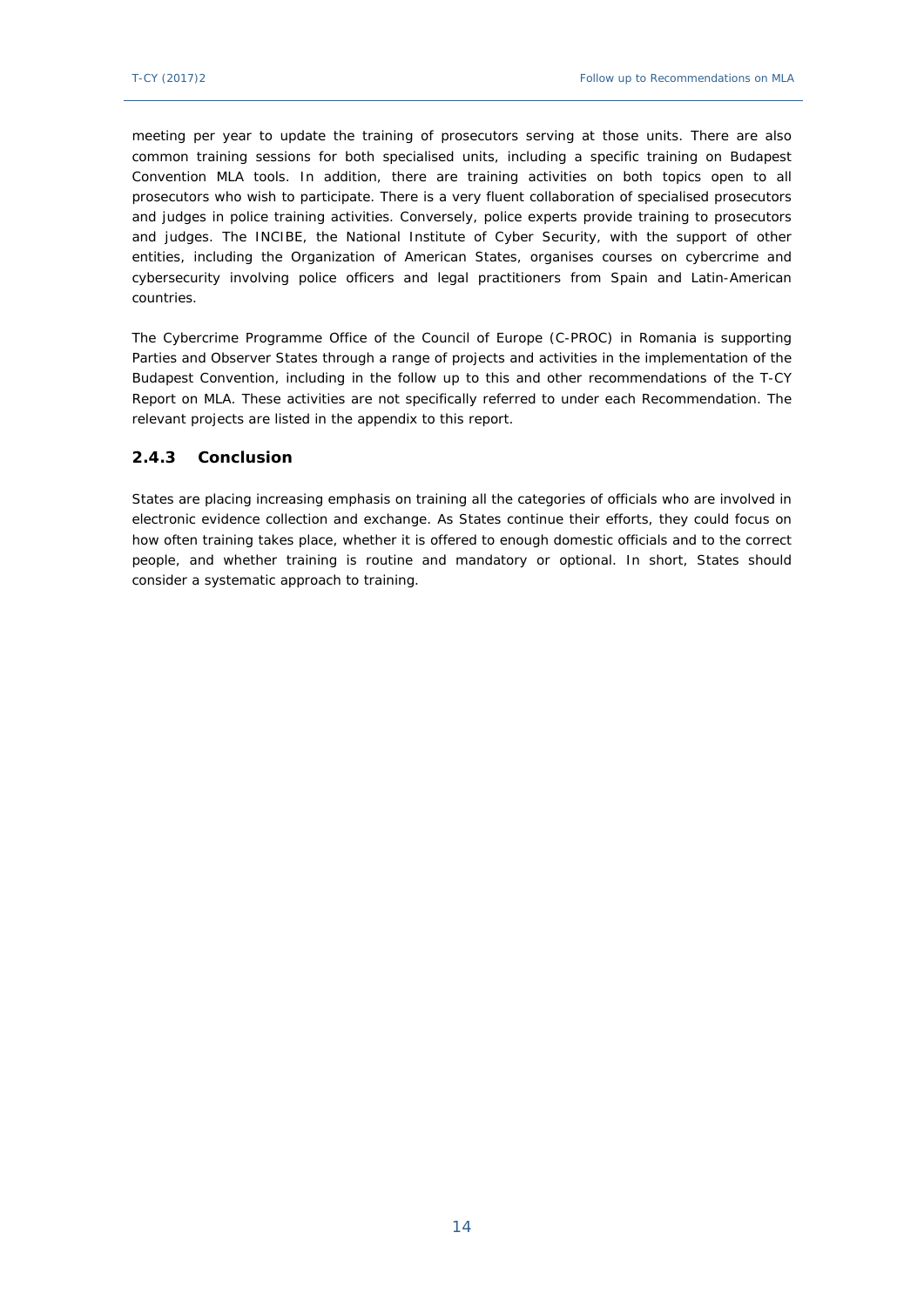meeting per year to update the training of prosecutors serving at those units. There are also common training sessions for both specialised units, including a specific training on Budapest Convention MLA tools. In addition, there are training activities on both topics open to all prosecutors who wish to participate. There is a very fluent collaboration of specialised prosecutors and judges in police training activities. Conversely, police experts provide training to prosecutors and judges. The INCIBE, the National Institute of Cyber Security, with the support of other entities, including the Organization of American States, organises courses on cybercrime and cybersecurity involving police officers and legal practitioners from Spain and Latin-American countries.

The Cybercrime Programme Office of the Council of Europe (C-PROC) in Romania is supporting Parties and Observer States through a range of projects and activities in the implementation of the Budapest Convention, including in the follow up to this and other recommendations of the T-CY Report on MLA. These activities are not specifically referred to under each Recommendation. The relevant projects are listed in the appendix to this report.

### 2.4.3 Conclusion

States are placing increasing emphasis on training all the categories of officials who are involved in electronic evidence collection and exchange. As States continue their efforts, they could focus on how often training takes place, whether it is offered to enough domestic officials and to the correct people, and whether training is routine and mandatory or optional. In short, States should consider a systematic approach to training.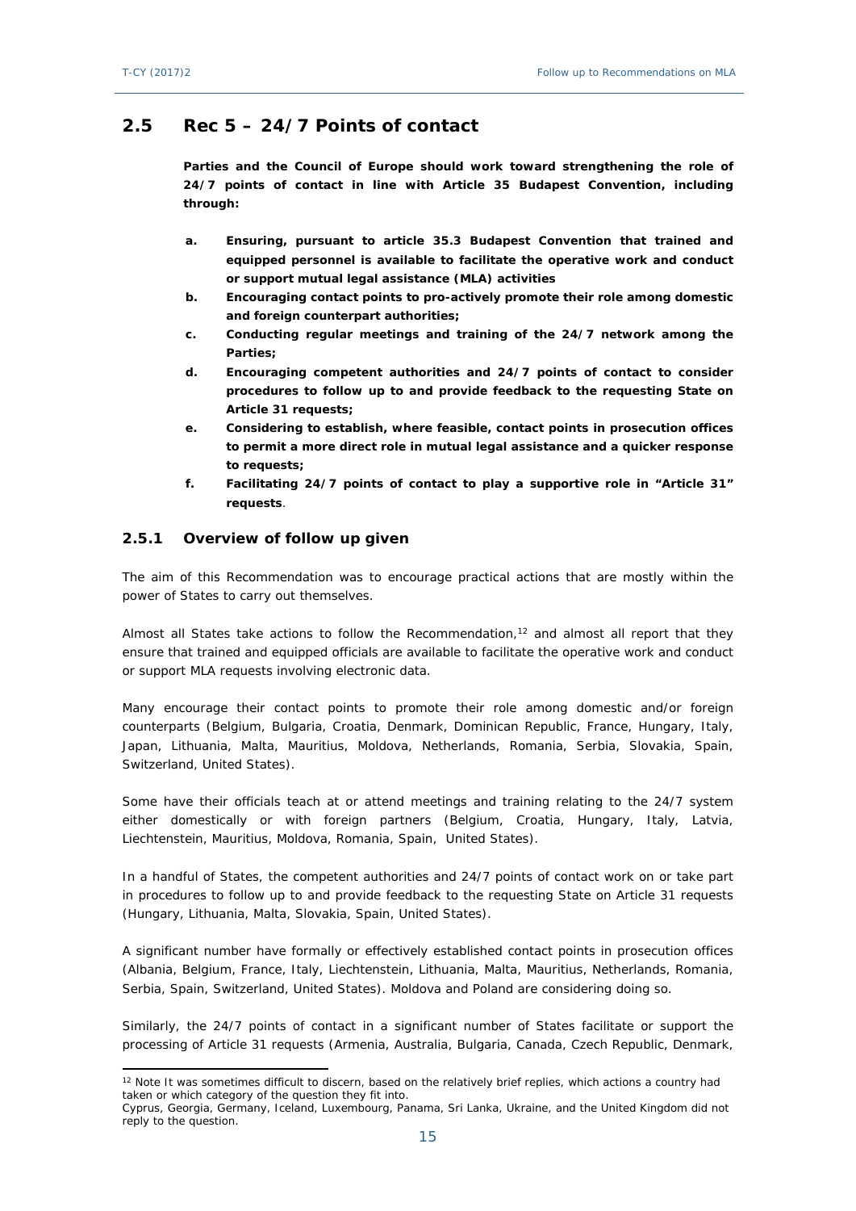## 2.5 Rec 5 – 24/7 Points of contact

**Parties and the Council of Europe should work toward strengthening the role of 24/7 points of contact in line with Article 35 Budapest Convention, including through:**

- **a. Ensuring, pursuant to article 35.3 Budapest Convention that trained and equipped personnel is available to facilitate the operative work and conduct or support mutual legal assistance (MLA) activities**
- **b. Encouraging contact points to pro-actively promote their role among domestic and foreign counterpart authorities;**
- **c. Conducting regular meetings and training of the 24/7 network among the Parties;**
- **d. Encouraging competent authorities and 24/7 points of contact to consider procedures to follow up to and provide feedback to the requesting State on Article 31 requests;**
- **e. Considering to establish, where feasible, contact points in prosecution offices to permit a more direct role in mutual legal assistance and a quicker response to requests;**
- **f. Facilitating 24/7 points of contact to play a supportive role in "Article 31" requests**.

### 2.5.1 Overview of follow up given

The aim of this Recommendation was to encourage practical actions that are mostly within the power of States to carry out themselves.

Almost all States take actions to follow the Recommendation,[12] and almost all report that they ensure that trained and equipped officials are available to facilitate the operative work and conduct or support MLA requests involving electronic data.

Many encourage their contact points to promote their role among domestic and/or foreign counterparts (Belgium, Bulgaria, Croatia, Denmark, Dominican Republic, France, Hungary, Italy, Japan, Lithuania, Malta, Mauritius, Moldova, Netherlands, Romania, Serbia, Slovakia, Spain, Switzerland, United States).

Some have their officials teach at or attend meetings and training relating to the 24/7 system either domestically or with foreign partners (Belgium, Croatia, Hungary, Italy, Latvia, Liechtenstein, Mauritius, Moldova, Romania, Spain, United States).

In a handful of States, the competent authorities and 24/7 points of contact work on or take part in procedures to follow up to and provide feedback to the requesting State on Article 31 requests (Hungary, Lithuania, Malta, Slovakia, Spain, United States).

A significant number have formally or effectively established contact points in prosecution offices (Albania, Belgium, France, Italy, Liechtenstein, Lithuania, Malta, Mauritius, Netherlands, Romania, Serbia, Spain, Switzerland, United States). Moldova and Poland are considering doing so.

Similarly, the 24/7 points of contact in a significant number of States facilitate or support the processing of Article 31 requests (Armenia, Australia, Bulgaria, Canada, Czech Republic, Denmark,

---

[12] Note It was sometimes difficult to discern, based on the relatively brief replies, which actions a country had taken or which category of the question they fit into.
Cyprus, Georgia, Germany, Iceland, Luxembourg, Panama, Sri Lanka, Ukraine, and the United Kingdom did not reply to the question.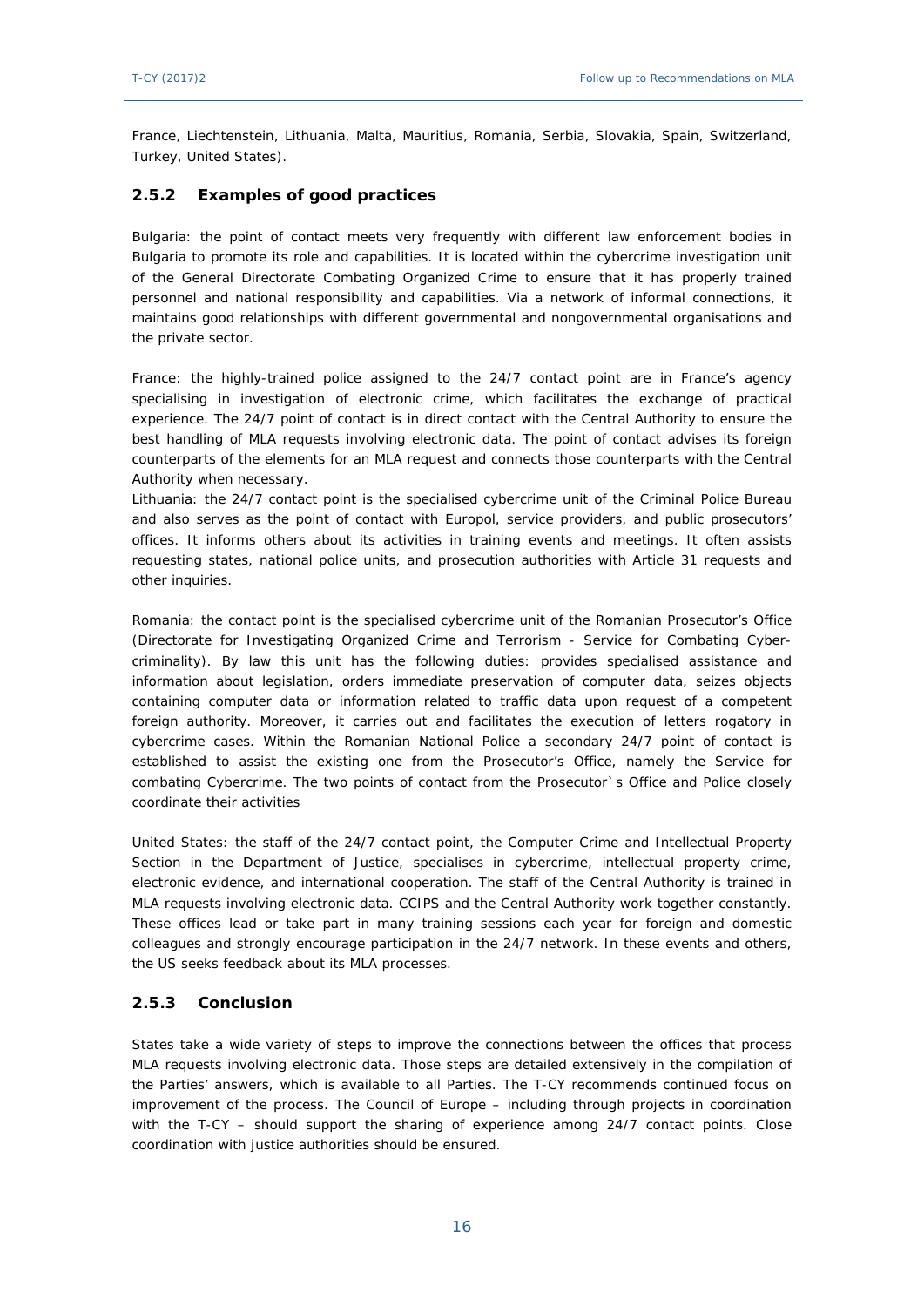France, Liechtenstein, Lithuania, Malta, Mauritius, Romania, Serbia, Slovakia, Spain, Switzerland, Turkey, United States).

### 2.5.2 Examples of good practices

Bulgaria: the point of contact meets very frequently with different law enforcement bodies in Bulgaria to promote its role and capabilities. It is located within the cybercrime investigation unit of the General Directorate Combating Organized Crime to ensure that it has properly trained personnel and national responsibility and capabilities. Via a network of informal connections, it maintains good relationships with different governmental and nongovernmental organisations and the private sector.

France: the highly-trained police assigned to the 24/7 contact point are in France's agency specialising in investigation of electronic crime, which facilitates the exchange of practical experience. The 24/7 point of contact is in direct contact with the Central Authority to ensure the best handling of MLA requests involving electronic data. The point of contact advises its foreign counterparts of the elements for an MLA request and connects those counterparts with the Central Authority when necessary.

Lithuania: the 24/7 contact point is the specialised cybercrime unit of the Criminal Police Bureau and also serves as the point of contact with Europol, service providers, and public prosecutors' offices. It informs others about its activities in training events and meetings. It often assists requesting states, national police units, and prosecution authorities with Article 31 requests and other inquiries.

Romania: the contact point is the specialised cybercrime unit of the Romanian Prosecutor's Office (Directorate for Investigating Organized Crime and Terrorism - Service for Combating Cyber-criminality). By law this unit has the following duties: provides specialised assistance and information about legislation, orders immediate preservation of computer data, seizes objects containing computer data or information related to traffic data upon request of a competent foreign authority. Moreover, it carries out and facilitates the execution of letters rogatory in cybercrime cases. Within the Romanian National Police a secondary 24/7 point of contact is established to assist the existing one from the Prosecutor's Office, namely the Service for combating Cybercrime. The two points of contact from the Prosecutor`s Office and Police closely coordinate their activities

United States: the staff of the 24/7 contact point, the Computer Crime and Intellectual Property Section in the Department of Justice, specialises in cybercrime, intellectual property crime, electronic evidence, and international cooperation. The staff of the Central Authority is trained in MLA requests involving electronic data. CCIPS and the Central Authority work together constantly. These offices lead or take part in many training sessions each year for foreign and domestic colleagues and strongly encourage participation in the 24/7 network. In these events and others, the US seeks feedback about its MLA processes.

### 2.5.3 Conclusion

States take a wide variety of steps to improve the connections between the offices that process MLA requests involving electronic data. Those steps are detailed extensively in the compilation of the Parties' answers, which is available to all Parties. The T-CY recommends continued focus on improvement of the process. The Council of Europe – including through projects in coordination with the T-CY – should support the sharing of experience among 24/7 contact points. Close coordination with justice authorities should be ensured.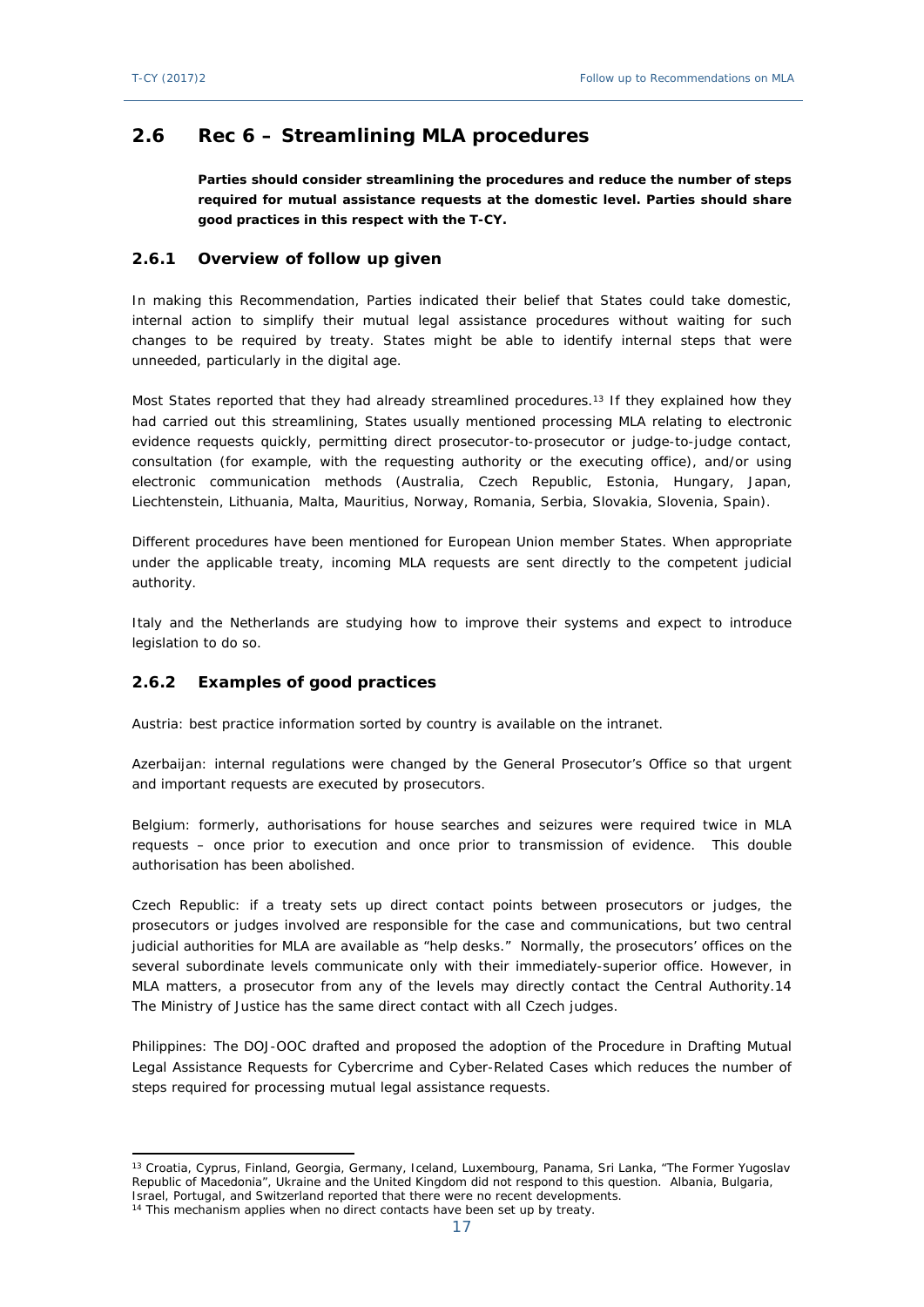## 2.6 Rec 6 – Streamlining MLA procedures

**Parties should consider streamlining the procedures and reduce the number of steps required for mutual assistance requests at the domestic level. Parties should share good practices in this respect with the T-CY.**

### 2.6.1 Overview of follow up given

In making this Recommendation, Parties indicated their belief that States could take domestic, internal action to simplify their mutual legal assistance procedures without waiting for such changes to be required by treaty. States might be able to identify internal steps that were unneeded, particularly in the digital age.

Most States reported that they had already streamlined procedures.[13] If they explained how they had carried out this streamlining, States usually mentioned processing MLA relating to electronic evidence requests quickly, permitting direct prosecutor-to-prosecutor or judge-to-judge contact, consultation (for example, with the requesting authority or the executing office), and/or using electronic communication methods (Australia, Czech Republic, Estonia, Hungary, Japan, Liechtenstein, Lithuania, Malta, Mauritius, Norway, Romania, Serbia, Slovakia, Slovenia, Spain).

Different procedures have been mentioned for European Union member States. When appropriate under the applicable treaty, incoming MLA requests are sent directly to the competent judicial authority.

Italy and the Netherlands are studying how to improve their systems and expect to introduce legislation to do so.

### 2.6.2 Examples of good practices

Austria: best practice information sorted by country is available on the intranet.

Azerbaijan: internal regulations were changed by the General Prosecutor's Office so that urgent and important requests are executed by prosecutors.

Belgium: formerly, authorisations for house searches and seizures were required twice in MLA requests – once prior to execution and once prior to transmission of evidence. This double authorisation has been abolished.

Czech Republic: if a treaty sets up direct contact points between prosecutors or judges, the prosecutors or judges involved are responsible for the case and communications, but two central judicial authorities for MLA are available as "help desks." Normally, the prosecutors' offices on the several subordinate levels communicate only with their immediately-superior office. However, in MLA matters, a prosecutor from any of the levels may directly contact the Central Authority.[14] The Ministry of Justice has the same direct contact with all Czech judges.

Philippines: The DOJ-OOC drafted and proposed the adoption of the Procedure in Drafting Mutual Legal Assistance Requests for Cybercrime and Cyber-Related Cases which reduces the number of steps required for processing mutual legal assistance requests.

---

[13] Croatia, Cyprus, Finland, Georgia, Germany, Iceland, Luxembourg, Panama, Sri Lanka, "The Former Yugoslav Republic of Macedonia", Ukraine and the United Kingdom did not respond to this question. Albania, Bulgaria, Israel, Portugal, and Switzerland reported that there were no recent developments.

[14] This mechanism applies when no direct contacts have been set up by treaty.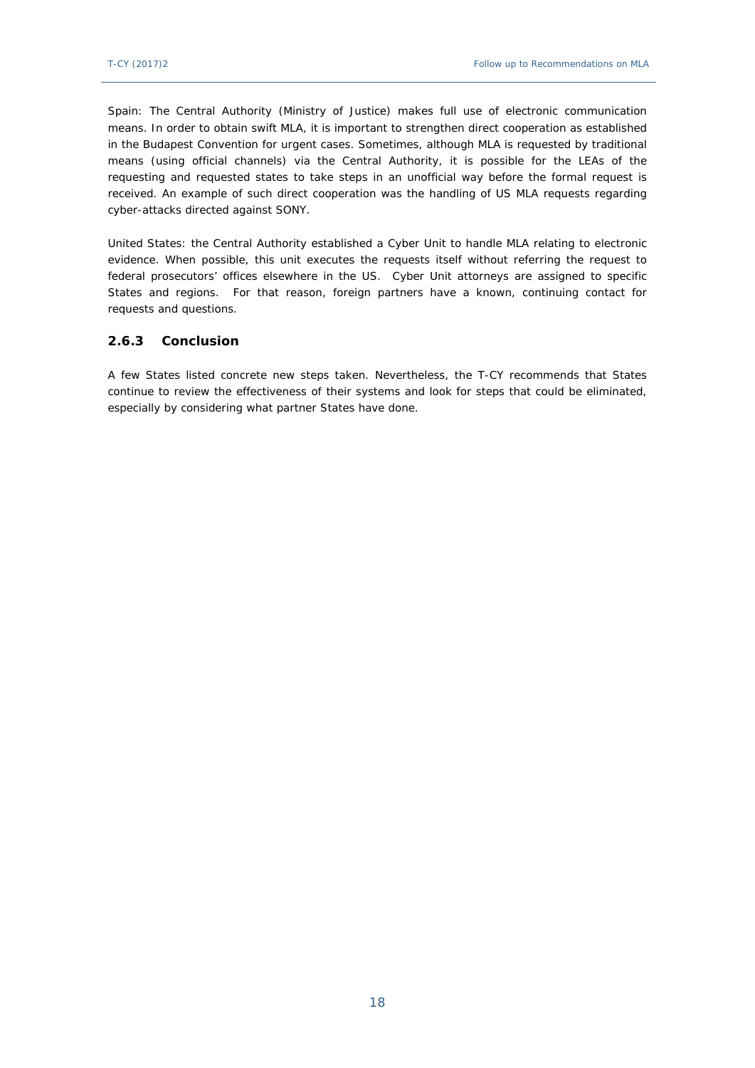Spain: The Central Authority (Ministry of Justice) makes full use of electronic communication means. In order to obtain swift MLA, it is important to strengthen direct cooperation as established in the Budapest Convention for urgent cases. Sometimes, although MLA is requested by traditional means (using official channels) via the Central Authority, it is possible for the LEAs of the requesting and requested states to take steps in an unofficial way before the formal request is received. An example of such direct cooperation was the handling of US MLA requests regarding cyber-attacks directed against SONY.

United States: the Central Authority established a Cyber Unit to handle MLA relating to electronic evidence. When possible, this unit executes the requests itself without referring the request to federal prosecutors' offices elsewhere in the US. Cyber Unit attorneys are assigned to specific States and regions. For that reason, foreign partners have a known, continuing contact for requests and questions.

### 2.6.3 Conclusion

A few States listed concrete new steps taken. Nevertheless, the T-CY recommends that States continue to review the effectiveness of their systems and look for steps that could be eliminated, especially by considering what partner States have done.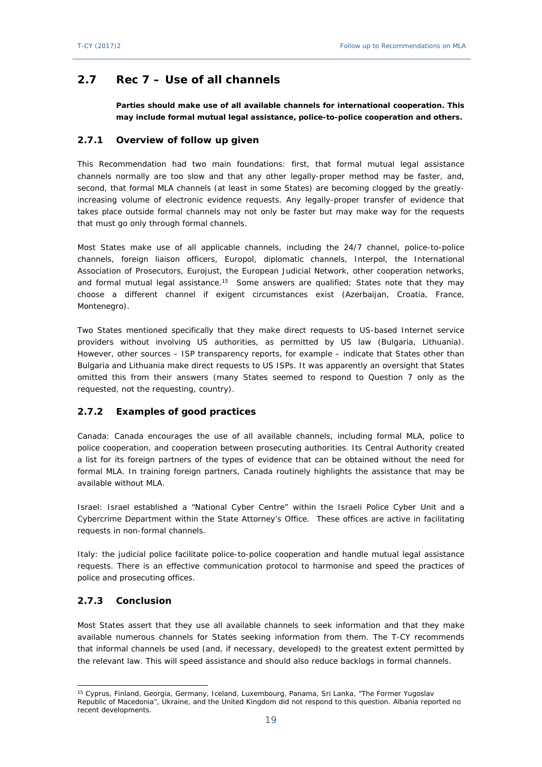## 2.7 Rec 7 – Use of all channels

**Parties should make use of all available channels for international cooperation. This may include formal mutual legal assistance, police-to-police cooperation and others.**

### 2.7.1 Overview of follow up given

This Recommendation had two main foundations: first, that formal mutual legal assistance channels normally are too slow and that any other legally-proper method may be faster, and, second, that formal MLA channels (at least in some States) are becoming clogged by the greatly-increasing volume of electronic evidence requests. Any legally-proper transfer of evidence that takes place outside formal channels may not only be faster but may make way for the requests that must go only through formal channels.

Most States make use of all applicable channels, including the 24/7 channel, police-to-police channels, foreign liaison officers, Europol, diplomatic channels, Interpol, the International Association of Prosecutors, Eurojust, the European Judicial Network, other cooperation networks, and formal mutual legal assistance.[15] Some answers are qualified; States note that they may choose a different channel if exigent circumstances exist (Azerbaijan, Croatia, France, Montenegro).

Two States mentioned specifically that they make direct requests to US-based Internet service providers without involving US authorities, as permitted by US law (Bulgaria, Lithuania). However, other sources – ISP transparency reports, for example – indicate that States other than Bulgaria and Lithuania make direct requests to US ISPs. It was apparently an oversight that States omitted this from their answers (many States seemed to respond to Question 7 only as the requested, not the requesting, country).

### 2.7.2 Examples of good practices

Canada: Canada encourages the use of all available channels, including formal MLA, police to police cooperation, and cooperation between prosecuting authorities. Its Central Authority created a list for its foreign partners of the types of evidence that can be obtained without the need for formal MLA. In training foreign partners, Canada routinely highlights the assistance that may be available without MLA.

Israel: Israel established a "National Cyber Centre" within the Israeli Police Cyber Unit and a Cybercrime Department within the State Attorney's Office. These offices are active in facilitating requests in non-formal channels.

Italy: the judicial police facilitate police-to-police cooperation and handle mutual legal assistance requests. There is an effective communication protocol to harmonise and speed the practices of police and prosecuting offices.

### 2.7.3 Conclusion

Most States assert that they use all available channels to seek information and that they make available numerous channels for States seeking information from them. The T-CY recommends that informal channels be used (and, if necessary, developed) to the greatest extent permitted by the relevant law. This will speed assistance and should also reduce backlogs in formal channels.

[15] Cyprus, Finland, Georgia, Germany, Iceland, Luxembourg, Panama, Sri Lanka, "The Former Yugoslav Republic of Macedonia", Ukraine, and the United Kingdom did not respond to this question. Albania reported no recent developments.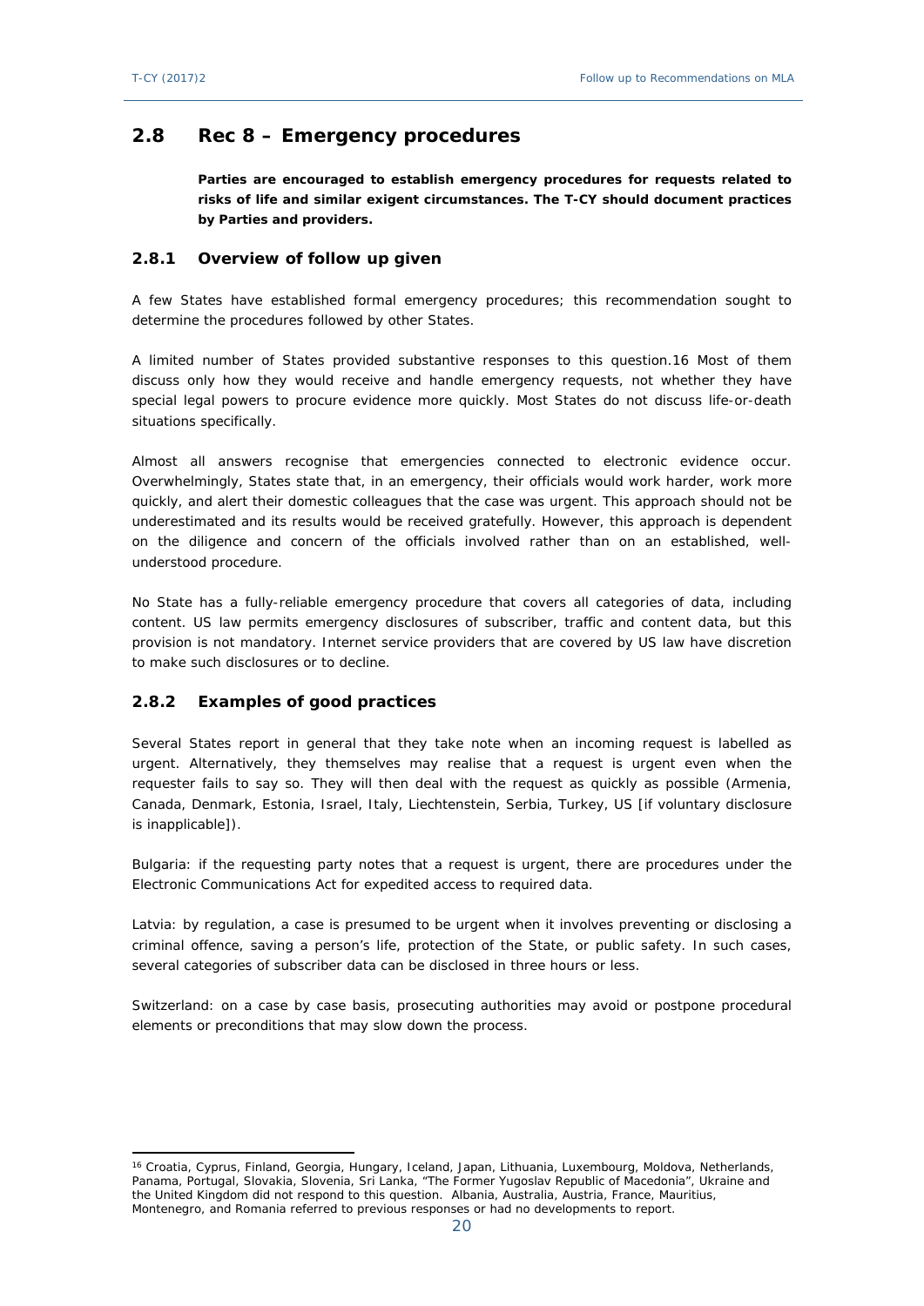## 2.8 Rec 8 – Emergency procedures

**Parties are encouraged to establish emergency procedures for requests related to risks of life and similar exigent circumstances. The T-CY should document practices by Parties and providers.**

### 2.8.1 Overview of follow up given

A few States have established formal emergency procedures; this recommendation sought to determine the procedures followed by other States.

A limited number of States provided substantive responses to this question.[16] Most of them discuss only how they would receive and handle emergency requests, not whether they have special legal powers to procure evidence more quickly. Most States do not discuss life-or-death situations specifically.

Almost all answers recognise that emergencies connected to electronic evidence occur. Overwhelmingly, States state that, in an emergency, their officials would work harder, work more quickly, and alert their domestic colleagues that the case was urgent. This approach should not be underestimated and its results would be received gratefully. However, this approach is dependent on the diligence and concern of the officials involved rather than on an established, well-understood procedure.

No State has a fully-reliable emergency procedure that covers all categories of data, including content. US law permits emergency disclosures of subscriber, traffic and content data, but this provision is not mandatory. Internet service providers that are covered by US law have discretion to make such disclosures or to decline.

### 2.8.2 Examples of good practices

Several States report in general that they take note when an incoming request is labelled as urgent. Alternatively, they themselves may realise that a request is urgent even when the requester fails to say so. They will then deal with the request as quickly as possible (Armenia, Canada, Denmark, Estonia, Israel, Italy, Liechtenstein, Serbia, Turkey, US [if voluntary disclosure is inapplicable]).

Bulgaria: if the requesting party notes that a request is urgent, there are procedures under the Electronic Communications Act for expedited access to required data.

Latvia: by regulation, a case is presumed to be urgent when it involves preventing or disclosing a criminal offence, saving a person's life, protection of the State, or public safety. In such cases, several categories of subscriber data can be disclosed in three hours or less.

Switzerland: on a case by case basis, prosecuting authorities may avoid or postpone procedural elements or preconditions that may slow down the process.

[16] Croatia, Cyprus, Finland, Georgia, Hungary, Iceland, Japan, Lithuania, Luxembourg, Moldova, Netherlands, Panama, Portugal, Slovakia, Slovenia, Sri Lanka, "The Former Yugoslav Republic of Macedonia", Ukraine and the United Kingdom did not respond to this question. Albania, Australia, Austria, France, Mauritius, Montenegro, and Romania referred to previous responses or had no developments to report.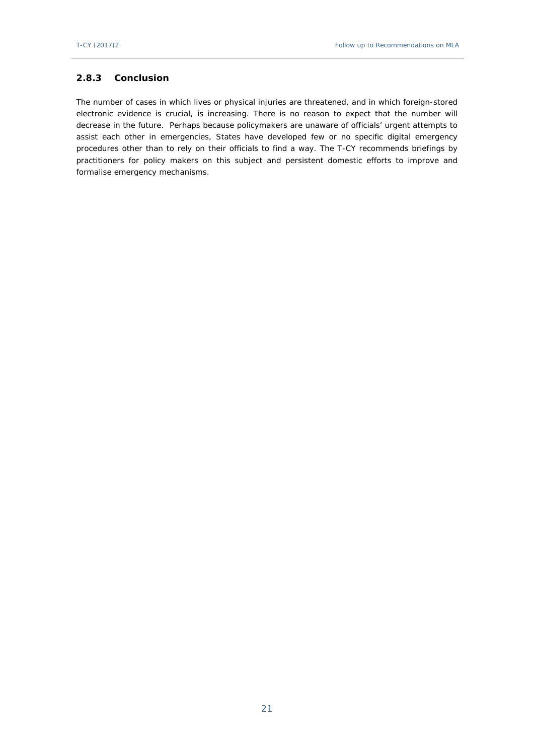### 2.8.3 Conclusion

The number of cases in which lives or physical injuries are threatened, and in which foreign-stored electronic evidence is crucial, is increasing. There is no reason to expect that the number will decrease in the future. Perhaps because policymakers are unaware of officials' urgent attempts to assist each other in emergencies, States have developed few or no specific digital emergency procedures other than to rely on their officials to find a way. The T-CY recommends briefings by practitioners for policy makers on this subject and persistent domestic efforts to improve and formalise emergency mechanisms.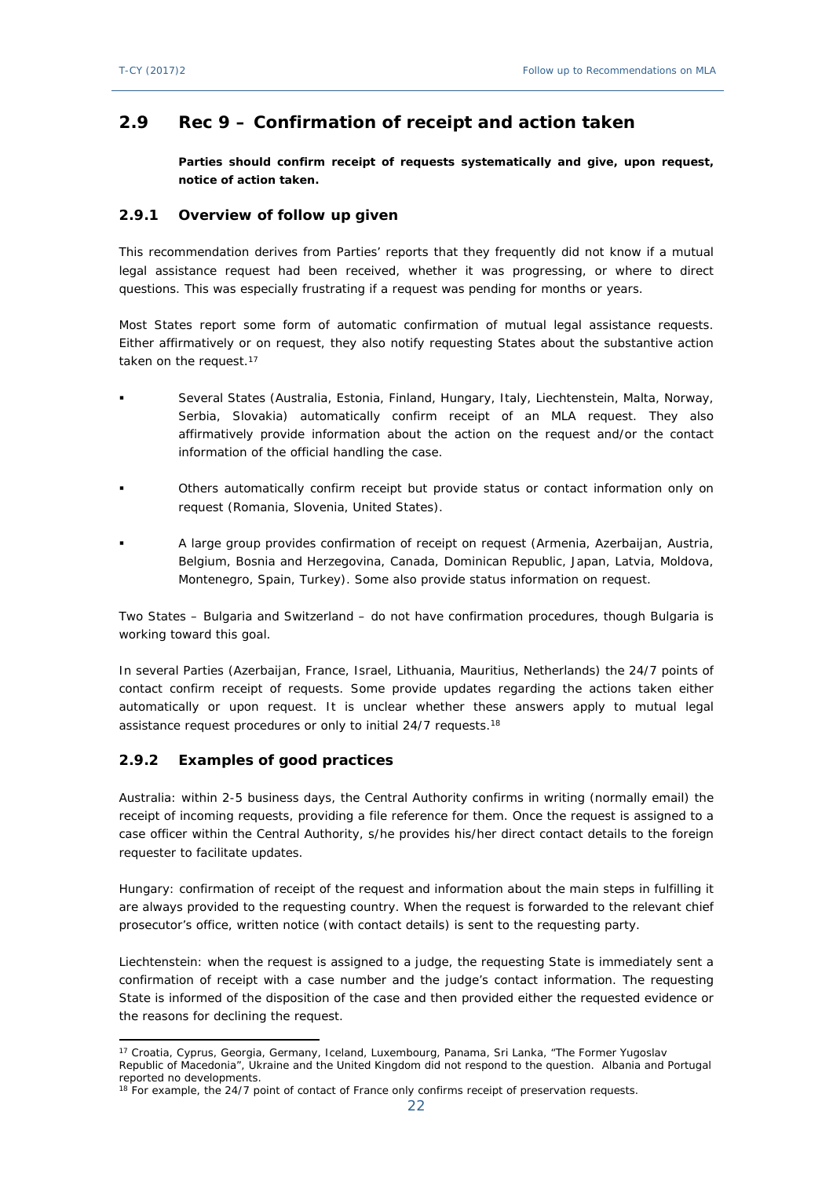## 2.9 Rec 9 – Confirmation of receipt and action taken

**Parties should confirm receipt of requests systematically and give, upon request, notice of action taken.**

### 2.9.1 Overview of follow up given

This recommendation derives from Parties' reports that they frequently did not know if a mutual legal assistance request had been received, whether it was progressing, or where to direct questions. This was especially frustrating if a request was pending for months or years.

Most States report some form of automatic confirmation of mutual legal assistance requests. Either affirmatively or on request, they also notify requesting States about the substantive action taken on the request.[17]

- Several States (Australia, Estonia, Finland, Hungary, Italy, Liechtenstein, Malta, Norway, Serbia, Slovakia) automatically confirm receipt of an MLA request. They also affirmatively provide information about the action on the request and/or the contact information of the official handling the case.
- Others automatically confirm receipt but provide status or contact information only on request (Romania, Slovenia, United States).
- A large group provides confirmation of receipt on request (Armenia, Azerbaijan, Austria, Belgium, Bosnia and Herzegovina, Canada, Dominican Republic, Japan, Latvia, Moldova, Montenegro, Spain, Turkey). Some also provide status information on request.

Two States – Bulgaria and Switzerland – do not have confirmation procedures, though Bulgaria is working toward this goal.

In several Parties (Azerbaijan, France, Israel, Lithuania, Mauritius, Netherlands) the 24/7 points of contact confirm receipt of requests. Some provide updates regarding the actions taken either automatically or upon request. It is unclear whether these answers apply to mutual legal assistance request procedures or only to initial 24/7 requests.[18]

### 2.9.2 Examples of good practices

Australia: within 2-5 business days, the Central Authority confirms in writing (normally email) the receipt of incoming requests, providing a file reference for them. Once the request is assigned to a case officer within the Central Authority, s/he provides his/her direct contact details to the foreign requester to facilitate updates.

Hungary: confirmation of receipt of the request and information about the main steps in fulfilling it are always provided to the requesting country. When the request is forwarded to the relevant chief prosecutor's office, written notice (with contact details) is sent to the requesting party.

Liechtenstein: when the request is assigned to a judge, the requesting State is immediately sent a confirmation of receipt with a case number and the judge's contact information. The requesting State is informed of the disposition of the case and then provided either the requested evidence or the reasons for declining the request.

---

[17] Croatia, Cyprus, Georgia, Germany, Iceland, Luxembourg, Panama, Sri Lanka, "The Former Yugoslav Republic of Macedonia", Ukraine and the United Kingdom did not respond to the question. Albania and Portugal reported no developments.

[18] For example, the 24/7 point of contact of France only confirms receipt of preservation requests.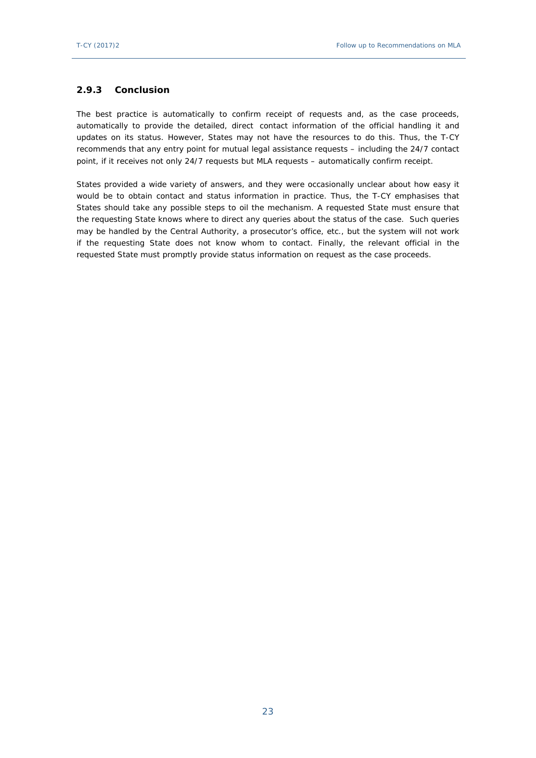### 2.9.3 Conclusion

The best practice is automatically to confirm receipt of requests and, as the case proceeds, automatically to provide the detailed, direct contact information of the official handling it and updates on its status. However, States may not have the resources to do this. Thus, the T-CY recommends that any entry point for mutual legal assistance requests – including the 24/7 contact point, if it receives not only 24/7 requests but MLA requests – automatically confirm receipt.

States provided a wide variety of answers, and they were occasionally unclear about how easy it would be to obtain contact and status information in practice. Thus, the T-CY emphasises that States should take any possible steps to oil the mechanism. A requested State must ensure that the requesting State knows where to direct any queries about the status of the case. Such queries may be handled by the Central Authority, a prosecutor's office, etc., but the system will not work if the requesting State does not know whom to contact. Finally, the relevant official in the requested State must promptly provide status information on request as the case proceeds.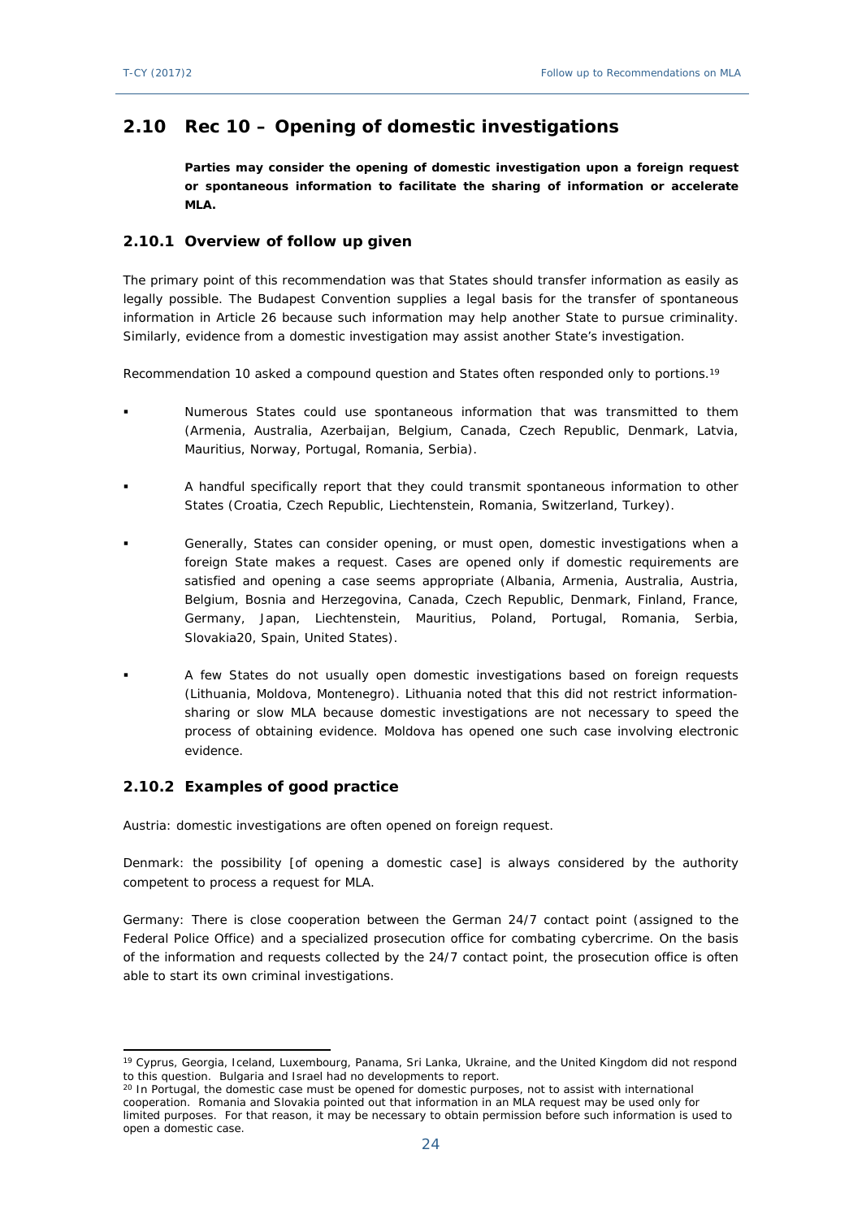## 2.10 Rec 10 – Opening of domestic investigations

**Parties may consider the opening of domestic investigation upon a foreign request or spontaneous information to facilitate the sharing of information or accelerate MLA.**

### 2.10.1 Overview of follow up given

The primary point of this recommendation was that States should transfer information as easily as legally possible. The Budapest Convention supplies a legal basis for the transfer of spontaneous information in Article 26 because such information may help another State to pursue criminality. Similarly, evidence from a domestic investigation may assist another State's investigation.

Recommendation 10 asked a compound question and States often responded only to portions.[19]

- Numerous States could use spontaneous information that was transmitted to them (Armenia, Australia, Azerbaijan, Belgium, Canada, Czech Republic, Denmark, Latvia, Mauritius, Norway, Portugal, Romania, Serbia).
- A handful specifically report that they could transmit spontaneous information to other States (Croatia, Czech Republic, Liechtenstein, Romania, Switzerland, Turkey).
- Generally, States can consider opening, or must open, domestic investigations when a foreign State makes a request. Cases are opened only if domestic requirements are satisfied and opening a case seems appropriate (Albania, Armenia, Australia, Austria, Belgium, Bosnia and Herzegovina, Canada, Czech Republic, Denmark, Finland, France, Germany, Japan, Liechtenstein, Mauritius, Poland, Portugal, Romania, Serbia, Slovakia[20], Spain, United States).
- A few States do not usually open domestic investigations based on foreign requests (Lithuania, Moldova, Montenegro). Lithuania noted that this did not restrict information-sharing or slow MLA because domestic investigations are not necessary to speed the process of obtaining evidence. Moldova has opened one such case involving electronic evidence.

### 2.10.2 Examples of good practice

Austria: domestic investigations are often opened on foreign request.

Denmark: the possibility [of opening a domestic case] is always considered by the authority competent to process a request for MLA.

Germany: There is close cooperation between the German 24/7 contact point (assigned to the Federal Police Office) and a specialized prosecution office for combating cybercrime. On the basis of the information and requests collected by the 24/7 contact point, the prosecution office is often able to start its own criminal investigations.

---

[19] Cyprus, Georgia, Iceland, Luxembourg, Panama, Sri Lanka, Ukraine, and the United Kingdom did not respond to this question. Bulgaria and Israel had no developments to report.

[20] In Portugal, the domestic case must be opened for domestic purposes, not to assist with international cooperation. Romania and Slovakia pointed out that information in an MLA request may be used only for limited purposes. For that reason, it may be necessary to obtain permission before such information is used to open a domestic case.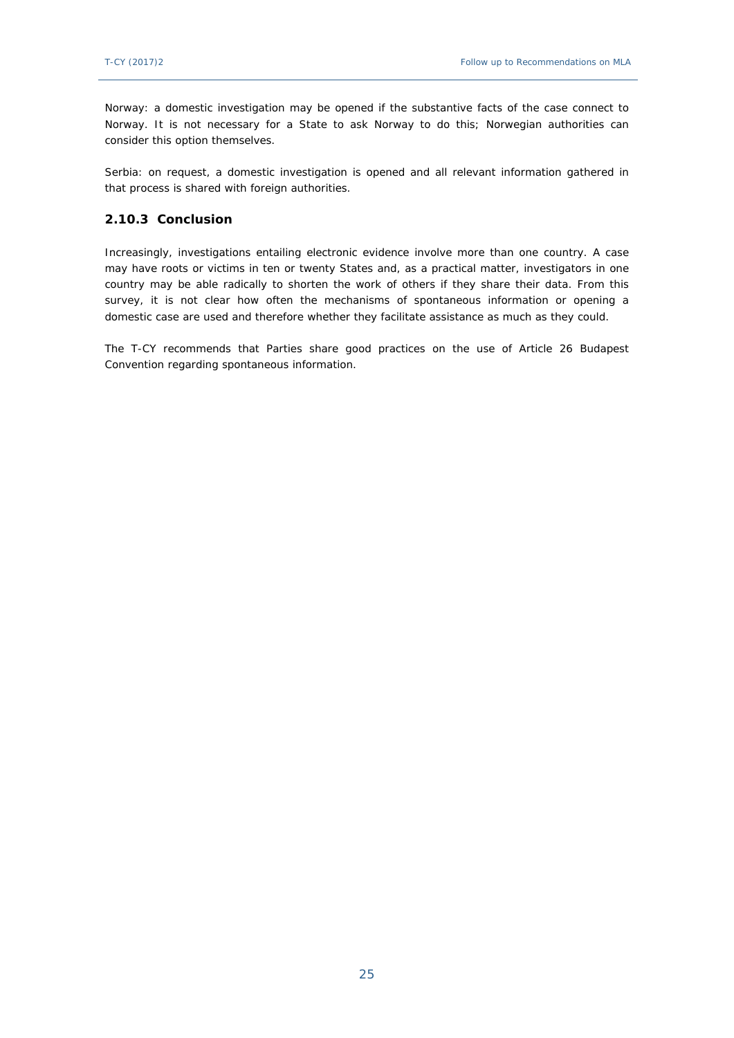Norway: a domestic investigation may be opened if the substantive facts of the case connect to Norway. It is not necessary for a State to ask Norway to do this; Norwegian authorities can consider this option themselves.

Serbia: on request, a domestic investigation is opened and all relevant information gathered in that process is shared with foreign authorities.

### 2.10.3 Conclusion

Increasingly, investigations entailing electronic evidence involve more than one country. A case may have roots or victims in ten or twenty States and, as a practical matter, investigators in one country may be able radically to shorten the work of others if they share their data. From this survey, it is not clear how often the mechanisms of spontaneous information or opening a domestic case are used and therefore whether they facilitate assistance as much as they could.

The T-CY recommends that Parties share good practices on the use of Article 26 Budapest Convention regarding spontaneous information.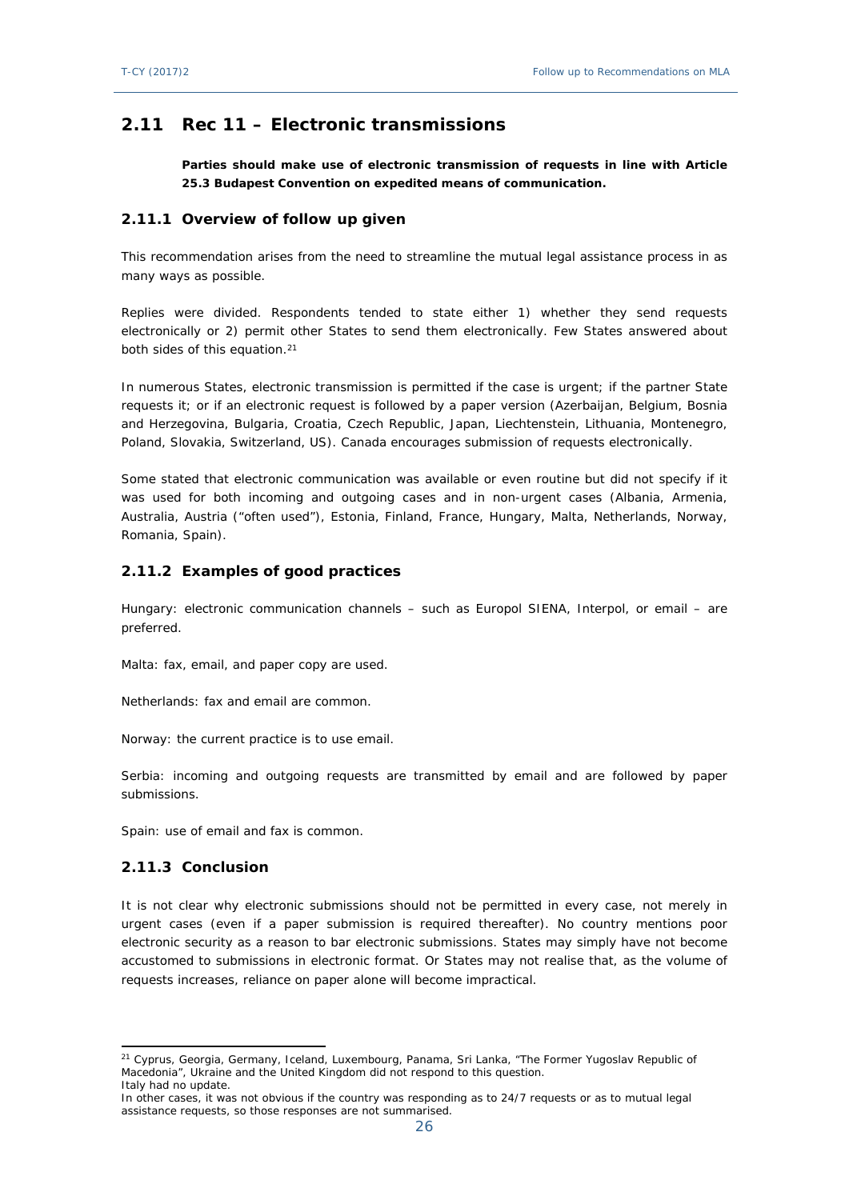## 2.11 Rec 11 – Electronic transmissions

**Parties should make use of electronic transmission of requests in line with Article 25.3 Budapest Convention on expedited means of communication.**

### 2.11.1 Overview of follow up given

This recommendation arises from the need to streamline the mutual legal assistance process in as many ways as possible.

Replies were divided. Respondents tended to state either 1) whether they send requests electronically or 2) permit other States to send them electronically. Few States answered about both sides of this equation.[21]

In numerous States, electronic transmission is permitted if the case is urgent; if the partner State requests it; or if an electronic request is followed by a paper version (Azerbaijan, Belgium, Bosnia and Herzegovina, Bulgaria, Croatia, Czech Republic, Japan, Liechtenstein, Lithuania, Montenegro, Poland, Slovakia, Switzerland, US). Canada encourages submission of requests electronically.

Some stated that electronic communication was available or even routine but did not specify if it was used for both incoming and outgoing cases and in non-urgent cases (Albania, Armenia, Australia, Austria ("often used"), Estonia, Finland, France, Hungary, Malta, Netherlands, Norway, Romania, Spain).

### 2.11.2 Examples of good practices

Hungary: electronic communication channels – such as Europol SIENA, Interpol, or email – are preferred.

Malta: fax, email, and paper copy are used.

Netherlands: fax and email are common.

Norway: the current practice is to use email.

Serbia: incoming and outgoing requests are transmitted by email and are followed by paper submissions.

Spain: use of email and fax is common.

### 2.11.3 Conclusion

It is not clear why electronic submissions should not be permitted in every case, not merely in urgent cases (even if a paper submission is required thereafter). No country mentions poor electronic security as a reason to bar electronic submissions. States may simply have not become accustomed to submissions in electronic format. Or States may not realise that, as the volume of requests increases, reliance on paper alone will become impractical.

---

[21] Cyprus, Georgia, Germany, Iceland, Luxembourg, Panama, Sri Lanka, "The Former Yugoslav Republic of Macedonia", Ukraine and the United Kingdom did not respond to this question.
Italy had no update.
In other cases, it was not obvious if the country was responding as to 24/7 requests or as to mutual legal assistance requests, so those responses are not summarised.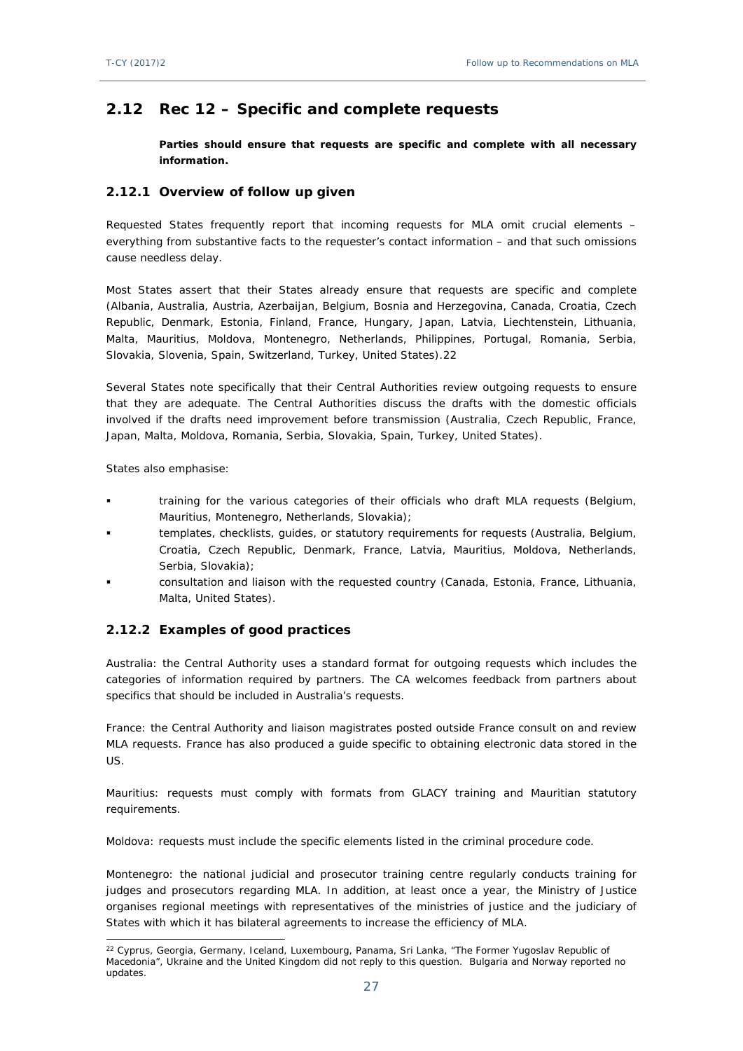## 2.12 Rec 12 – Specific and complete requests

**Parties should ensure that requests are specific and complete with all necessary information.**

### 2.12.1 Overview of follow up given

Requested States frequently report that incoming requests for MLA omit crucial elements – everything from substantive facts to the requester's contact information – and that such omissions cause needless delay.

Most States assert that their States already ensure that requests are specific and complete (Albania, Australia, Austria, Azerbaijan, Belgium, Bosnia and Herzegovina, Canada, Croatia, Czech Republic, Denmark, Estonia, Finland, France, Hungary, Japan, Latvia, Liechtenstein, Lithuania, Malta, Mauritius, Moldova, Montenegro, Netherlands, Philippines, Portugal, Romania, Serbia, Slovakia, Slovenia, Spain, Switzerland, Turkey, United States).[22]

Several States note specifically that their Central Authorities review outgoing requests to ensure that they are adequate. The Central Authorities discuss the drafts with the domestic officials involved if the drafts need improvement before transmission (Australia, Czech Republic, France, Japan, Malta, Moldova, Romania, Serbia, Slovakia, Spain, Turkey, United States).

States also emphasise:

- training for the various categories of their officials who draft MLA requests (Belgium, Mauritius, Montenegro, Netherlands, Slovakia);
- templates, checklists, guides, or statutory requirements for requests (Australia, Belgium, Croatia, Czech Republic, Denmark, France, Latvia, Mauritius, Moldova, Netherlands, Serbia, Slovakia);
- consultation and liaison with the requested country (Canada, Estonia, France, Lithuania, Malta, United States).

### 2.12.2 Examples of good practices

Australia: the Central Authority uses a standard format for outgoing requests which includes the categories of information required by partners. The CA welcomes feedback from partners about specifics that should be included in Australia's requests.

France: the Central Authority and liaison magistrates posted outside France consult on and review MLA requests. France has also produced a guide specific to obtaining electronic data stored in the US.

Mauritius: requests must comply with formats from GLACY training and Mauritian statutory requirements.

Moldova: requests must include the specific elements listed in the criminal procedure code.

Montenegro: the national judicial and prosecutor training centre regularly conducts training for judges and prosecutors regarding MLA. In addition, at least once a year, the Ministry of Justice organises regional meetings with representatives of the ministries of justice and the judiciary of States with which it has bilateral agreements to increase the efficiency of MLA.

---

[22] Cyprus, Georgia, Germany, Iceland, Luxembourg, Panama, Sri Lanka, "The Former Yugoslav Republic of Macedonia", Ukraine and the United Kingdom did not reply to this question. Bulgaria and Norway reported no updates.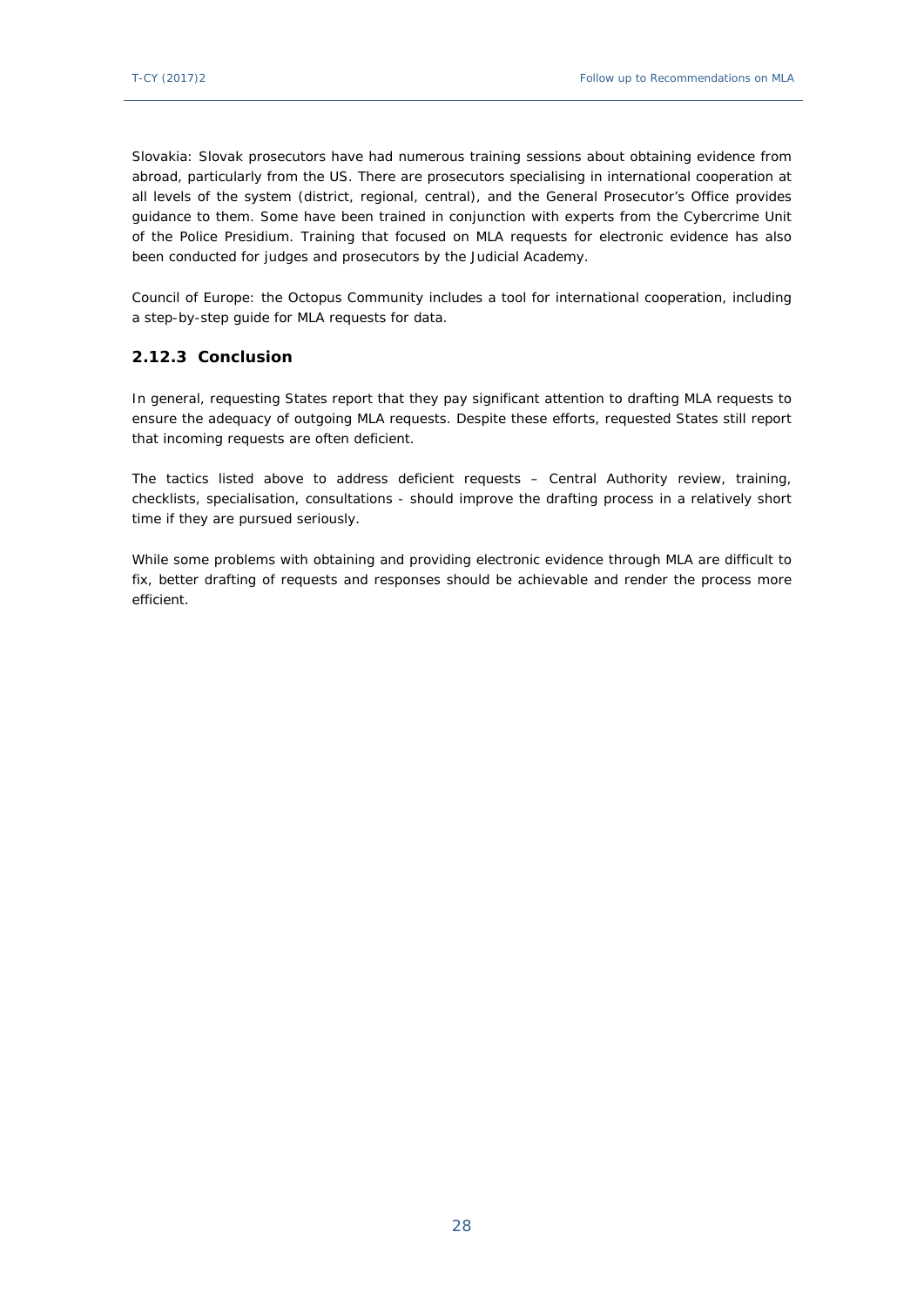Slovakia: Slovak prosecutors have had numerous training sessions about obtaining evidence from abroad, particularly from the US. There are prosecutors specialising in international cooperation at all levels of the system (district, regional, central), and the General Prosecutor's Office provides guidance to them. Some have been trained in conjunction with experts from the Cybercrime Unit of the Police Presidium. Training that focused on MLA requests for electronic evidence has also been conducted for judges and prosecutors by the Judicial Academy.

Council of Europe: the Octopus Community includes a tool for international cooperation, including a step-by-step guide for MLA requests for data.

### 2.12.3 Conclusion

In general, requesting States report that they pay significant attention to drafting MLA requests to ensure the adequacy of outgoing MLA requests. Despite these efforts, requested States still report that incoming requests are often deficient.

The tactics listed above to address deficient requests – Central Authority review, training, checklists, specialisation, consultations - should improve the drafting process in a relatively short time if they are pursued seriously.

While some problems with obtaining and providing electronic evidence through MLA are difficult to fix, better drafting of requests and responses should be achievable and render the process more efficient.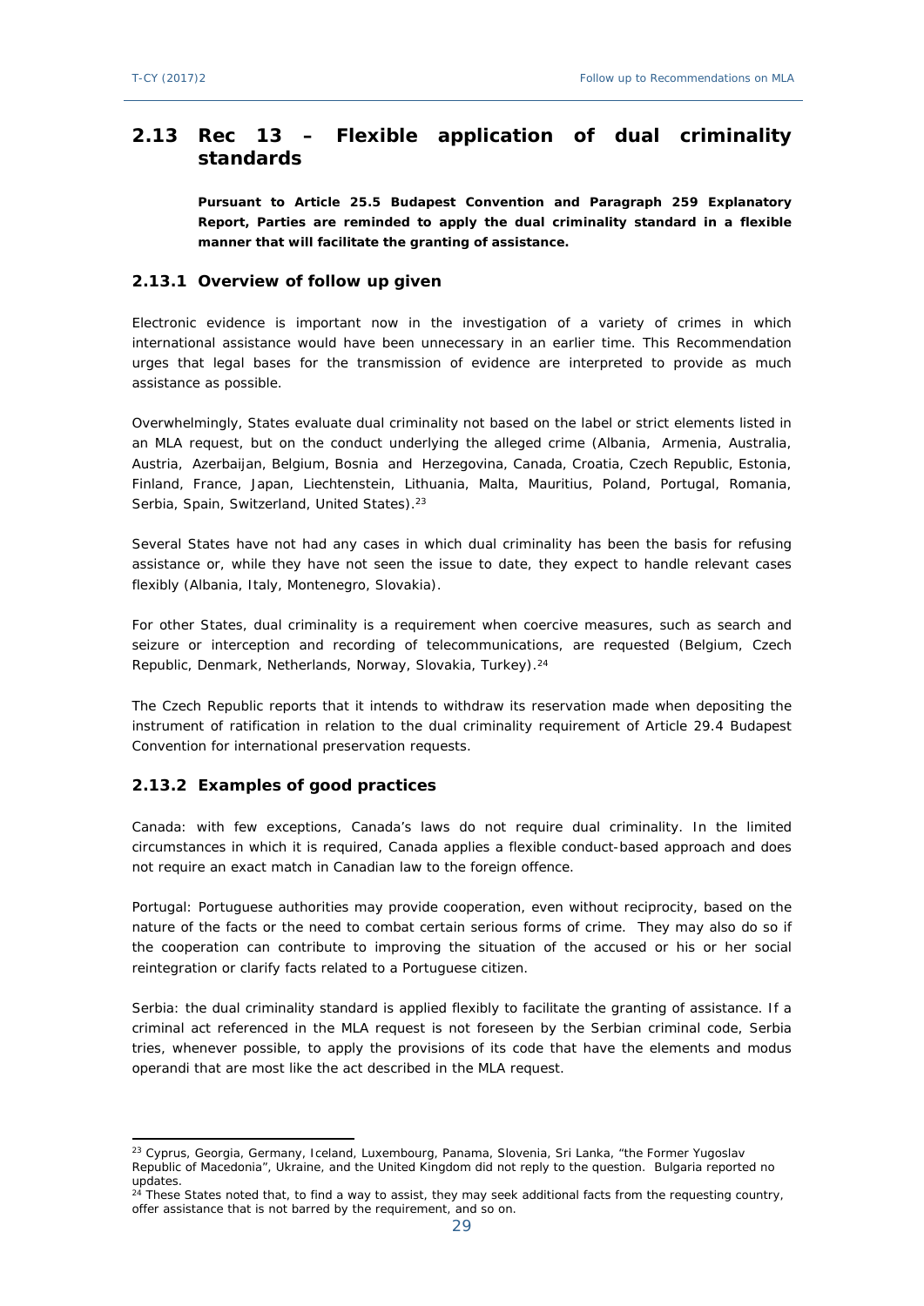## 2.13 Rec 13 – Flexible application of dual criminality standards

**Pursuant to Article 25.5 Budapest Convention and Paragraph 259 Explanatory Report, Parties are reminded to apply the dual criminality standard in a flexible manner that will facilitate the granting of assistance.**

### 2.13.1 Overview of follow up given

Electronic evidence is important now in the investigation of a variety of crimes in which international assistance would have been unnecessary in an earlier time. This Recommendation urges that legal bases for the transmission of evidence are interpreted to provide as much assistance as possible.

Overwhelmingly, States evaluate dual criminality not based on the label or strict elements listed in an MLA request, but on the conduct underlying the alleged crime (Albania, Armenia, Australia, Austria, Azerbaijan, Belgium, Bosnia and Herzegovina, Canada, Croatia, Czech Republic, Estonia, Finland, France, Japan, Liechtenstein, Lithuania, Malta, Mauritius, Poland, Portugal, Romania, Serbia, Spain, Switzerland, United States).[23]

Several States have not had any cases in which dual criminality has been the basis for refusing assistance or, while they have not seen the issue to date, they expect to handle relevant cases flexibly (Albania, Italy, Montenegro, Slovakia).

For other States, dual criminality is a requirement when coercive measures, such as search and seizure or interception and recording of telecommunications, are requested (Belgium, Czech Republic, Denmark, Netherlands, Norway, Slovakia, Turkey).[24]

The Czech Republic reports that it intends to withdraw its reservation made when depositing the instrument of ratification in relation to the dual criminality requirement of Article 29.4 Budapest Convention for international preservation requests.

### 2.13.2 Examples of good practices

Canada: with few exceptions, Canada's laws do not require dual criminality. In the limited circumstances in which it is required, Canada applies a flexible conduct-based approach and does not require an exact match in Canadian law to the foreign offence.

Portugal: Portuguese authorities may provide cooperation, even without reciprocity, based on the nature of the facts or the need to combat certain serious forms of crime. They may also do so if the cooperation can contribute to improving the situation of the accused or his or her social reintegration or clarify facts related to a Portuguese citizen.

Serbia: the dual criminality standard is applied flexibly to facilitate the granting of assistance. If a criminal act referenced in the MLA request is not foreseen by the Serbian criminal code, Serbia tries, whenever possible, to apply the provisions of its code that have the elements and modus operandi that are most like the act described in the MLA request.

---

[23] Cyprus, Georgia, Germany, Iceland, Luxembourg, Panama, Slovenia, Sri Lanka, "the Former Yugoslav Republic of Macedonia", Ukraine, and the United Kingdom did not reply to the question. Bulgaria reported no updates.

[24] These States noted that, to find a way to assist, they may seek additional facts from the requesting country, offer assistance that is not barred by the requirement, and so on.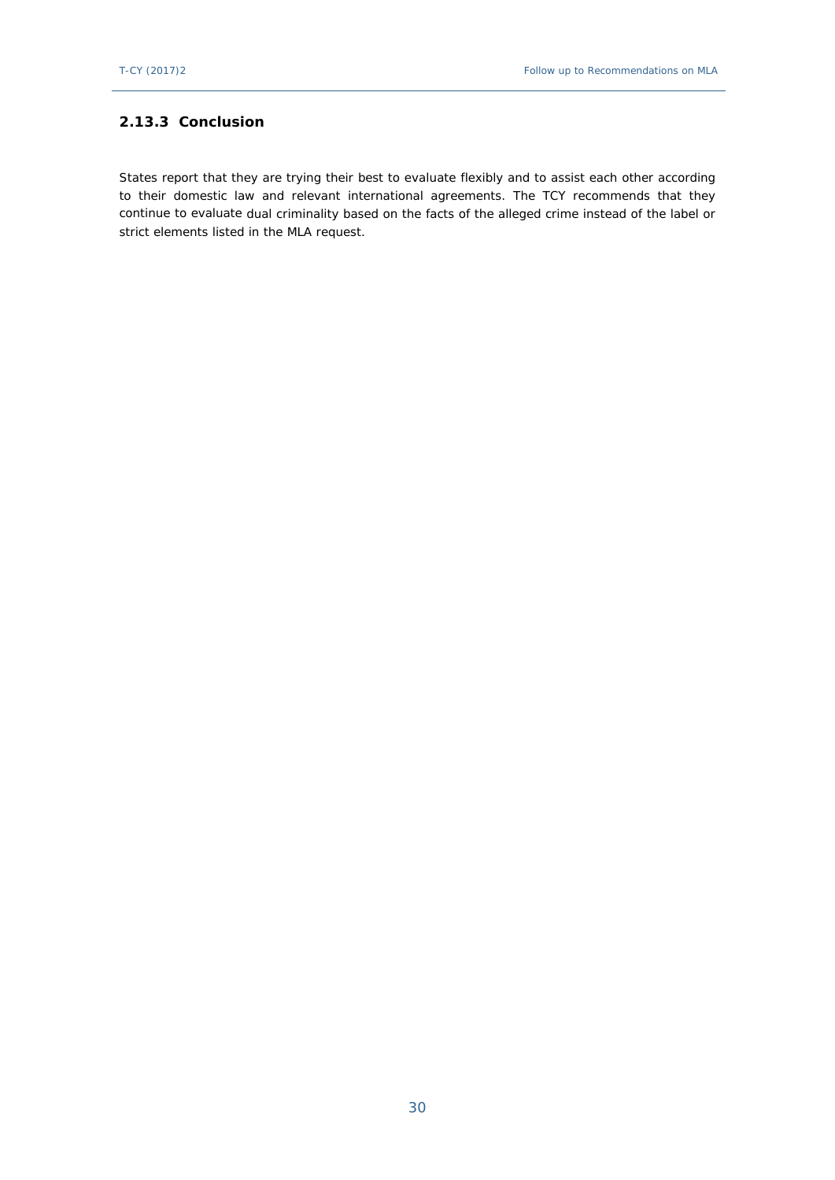### 2.13.3 Conclusion

States report that they are trying their best to evaluate flexibly and to assist each other according to their domestic law and relevant international agreements. The TCY recommends that they continue to evaluate dual criminality based on the facts of the alleged crime instead of the label or strict elements listed in the MLA request.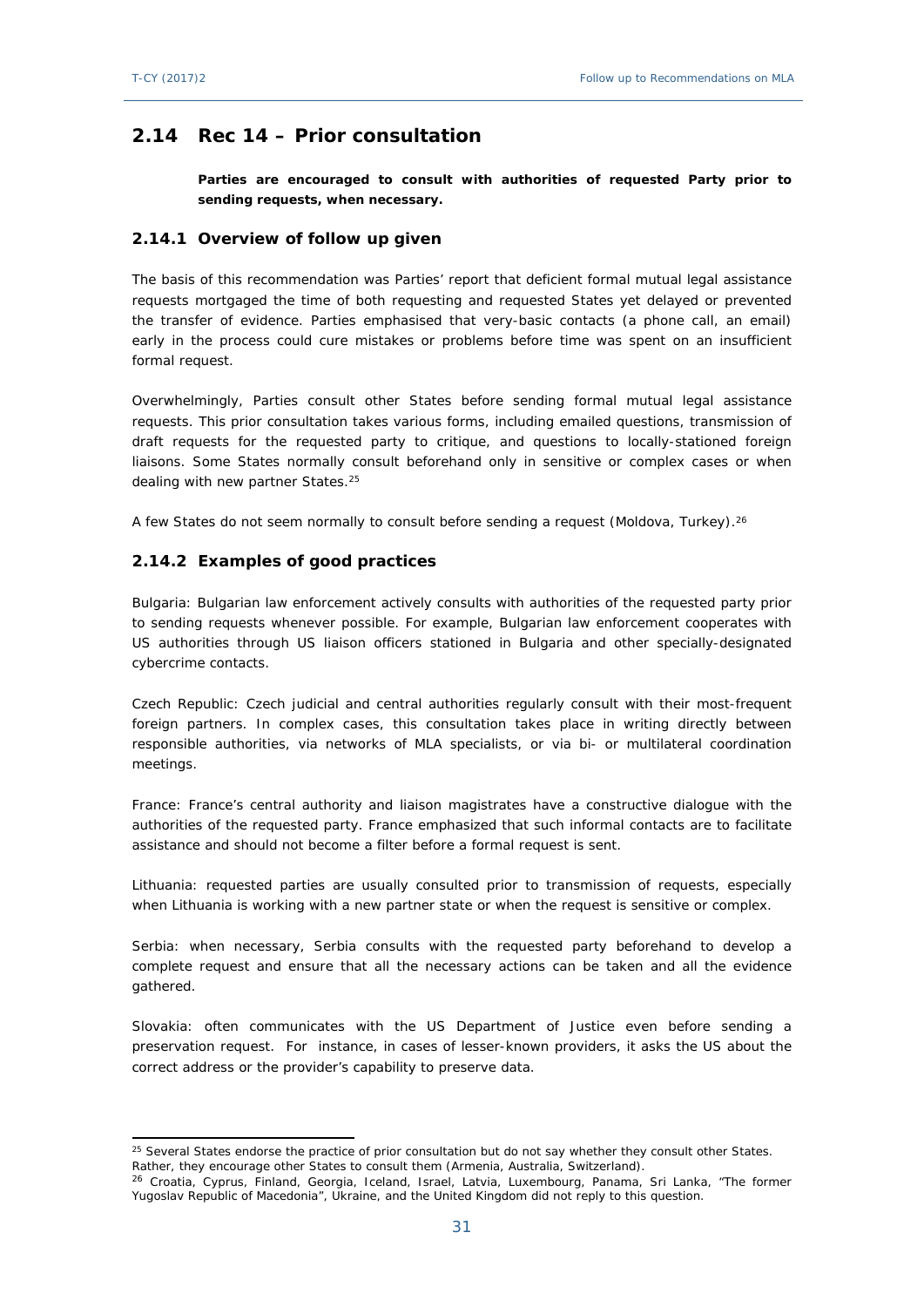## 2.14 Rec 14 – Prior consultation

**Parties are encouraged to consult with authorities of requested Party prior to sending requests, when necessary.**

### 2.14.1 Overview of follow up given

The basis of this recommendation was Parties' report that deficient formal mutual legal assistance requests mortgaged the time of both requesting and requested States yet delayed or prevented the transfer of evidence. Parties emphasised that very-basic contacts (a phone call, an email) early in the process could cure mistakes or problems before time was spent on an insufficient formal request.

Overwhelmingly, Parties consult other States before sending formal mutual legal assistance requests. This prior consultation takes various forms, including emailed questions, transmission of draft requests for the requested party to critique, and questions to locally-stationed foreign liaisons. Some States normally consult beforehand only in sensitive or complex cases or when dealing with new partner States.[25]

A few States do not seem normally to consult before sending a request (Moldova, Turkey).[26]

### 2.14.2 Examples of good practices

Bulgaria: Bulgarian law enforcement actively consults with authorities of the requested party prior to sending requests whenever possible. For example, Bulgarian law enforcement cooperates with US authorities through US liaison officers stationed in Bulgaria and other specially-designated cybercrime contacts.

Czech Republic: Czech judicial and central authorities regularly consult with their most-frequent foreign partners. In complex cases, this consultation takes place in writing directly between responsible authorities, via networks of MLA specialists, or via bi- or multilateral coordination meetings.

France: France's central authority and liaison magistrates have a constructive dialogue with the authorities of the requested party. France emphasized that such informal contacts are to facilitate assistance and should not become a filter before a formal request is sent.

Lithuania: requested parties are usually consulted prior to transmission of requests, especially when Lithuania is working with a new partner state or when the request is sensitive or complex.

Serbia: when necessary, Serbia consults with the requested party beforehand to develop a complete request and ensure that all the necessary actions can be taken and all the evidence gathered.

Slovakia: often communicates with the US Department of Justice even before sending a preservation request. For instance, in cases of lesser-known providers, it asks the US about the correct address or the provider's capability to preserve data.

---

[25] Several States endorse the practice of prior consultation but do not say whether they consult other States. Rather, they encourage other States to consult them (Armenia, Australia, Switzerland).

[26] Croatia, Cyprus, Finland, Georgia, Iceland, Israel, Latvia, Luxembourg, Panama, Sri Lanka, "The former Yugoslav Republic of Macedonia", Ukraine, and the United Kingdom did not reply to this question.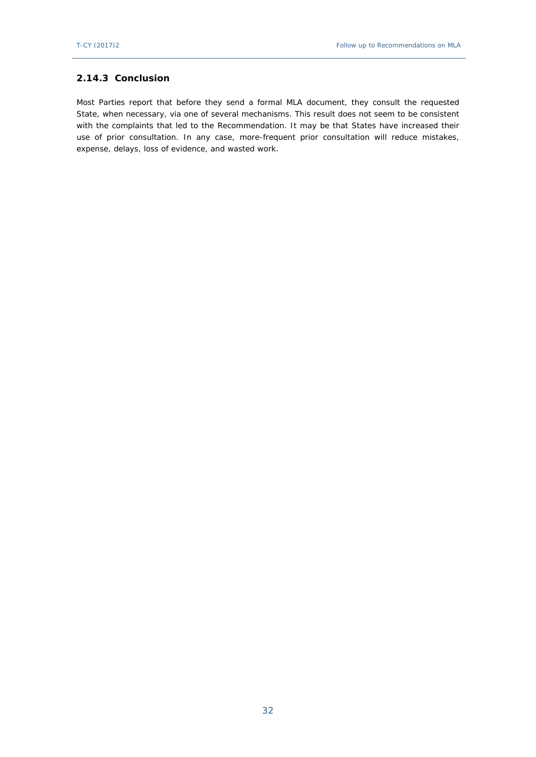### 2.14.3 Conclusion

Most Parties report that before they send a formal MLA document, they consult the requested State, when necessary, via one of several mechanisms. This result does not seem to be consistent with the complaints that led to the Recommendation. It may be that States have increased their use of prior consultation. In any case, more-frequent prior consultation will reduce mistakes, expense, delays, loss of evidence, and wasted work.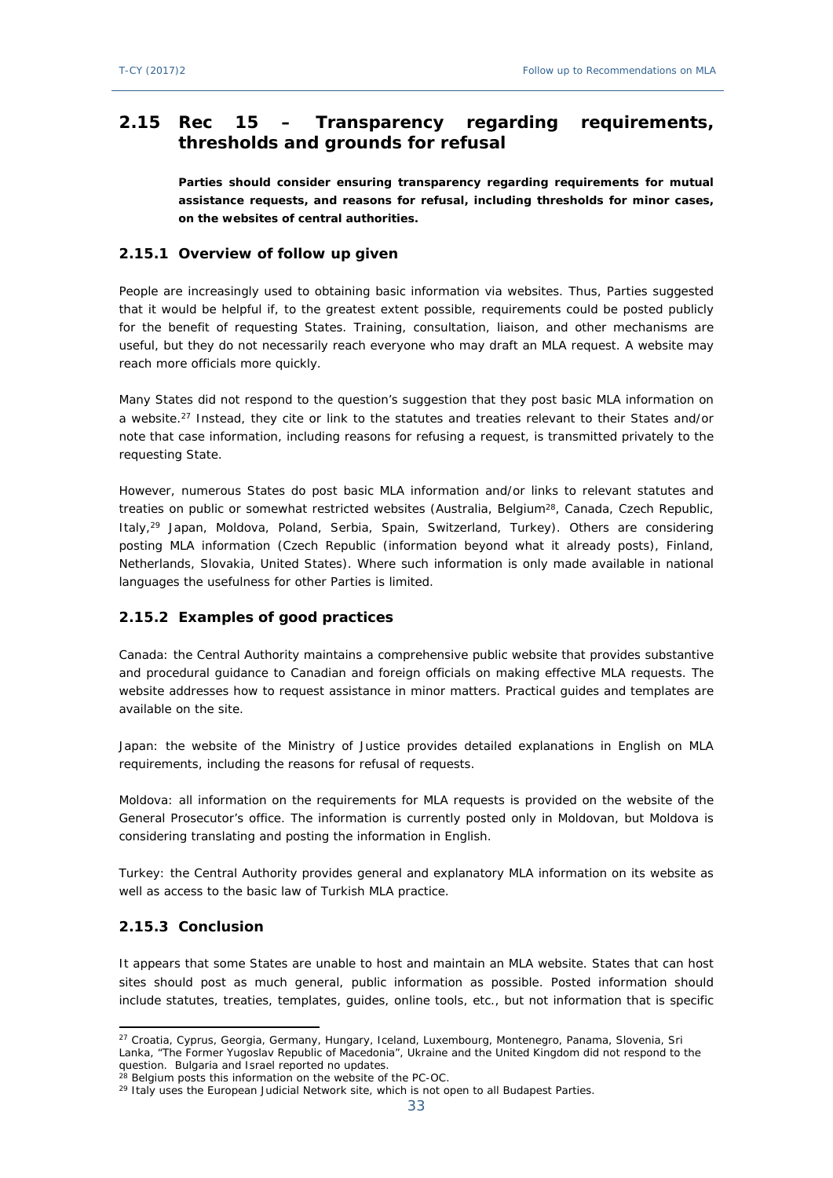## 2.15 Rec 15 – Transparency regarding requirements, thresholds and grounds for refusal

**Parties should consider ensuring transparency regarding requirements for mutual assistance requests, and reasons for refusal, including thresholds for minor cases, on the websites of central authorities.**

### 2.15.1 Overview of follow up given

People are increasingly used to obtaining basic information via websites. Thus, Parties suggested that it would be helpful if, to the greatest extent possible, requirements could be posted publicly for the benefit of requesting States. Training, consultation, liaison, and other mechanisms are useful, but they do not necessarily reach everyone who may draft an MLA request. A website may reach more officials more quickly.

Many States did not respond to the question's suggestion that they post basic MLA information on a website.[27] Instead, they cite or link to the statutes and treaties relevant to their States and/or note that case information, including reasons for refusing a request, is transmitted privately to the requesting State.

However, numerous States do post basic MLA information and/or links to relevant statutes and treaties on public or somewhat restricted websites (Australia, Belgium[28], Canada, Czech Republic, Italy,[29] Japan, Moldova, Poland, Serbia, Spain, Switzerland, Turkey). Others are considering posting MLA information (Czech Republic (information beyond what it already posts), Finland, Netherlands, Slovakia, United States). Where such information is only made available in national languages the usefulness for other Parties is limited.

### 2.15.2 Examples of good practices

Canada: the Central Authority maintains a comprehensive public website that provides substantive and procedural guidance to Canadian and foreign officials on making effective MLA requests. The website addresses how to request assistance in minor matters. Practical guides and templates are available on the site.

Japan: the website of the Ministry of Justice provides detailed explanations in English on MLA requirements, including the reasons for refusal of requests.

Moldova: all information on the requirements for MLA requests is provided on the website of the General Prosecutor's office. The information is currently posted only in Moldovan, but Moldova is considering translating and posting the information in English.

Turkey: the Central Authority provides general and explanatory MLA information on its website as well as access to the basic law of Turkish MLA practice.

### 2.15.3 Conclusion

It appears that some States are unable to host and maintain an MLA website. States that can host sites should post as much general, public information as possible. Posted information should include statutes, treaties, templates, guides, online tools, etc., but not information that is specific

---

[27] Croatia, Cyprus, Georgia, Germany, Hungary, Iceland, Luxembourg, Montenegro, Panama, Slovenia, Sri Lanka, "The Former Yugoslav Republic of Macedonia", Ukraine and the United Kingdom did not respond to the question. Bulgaria and Israel reported no updates.

[28] Belgium posts this information on the website of the PC-OC.

[29] Italy uses the European Judicial Network site, which is not open to all Budapest Parties.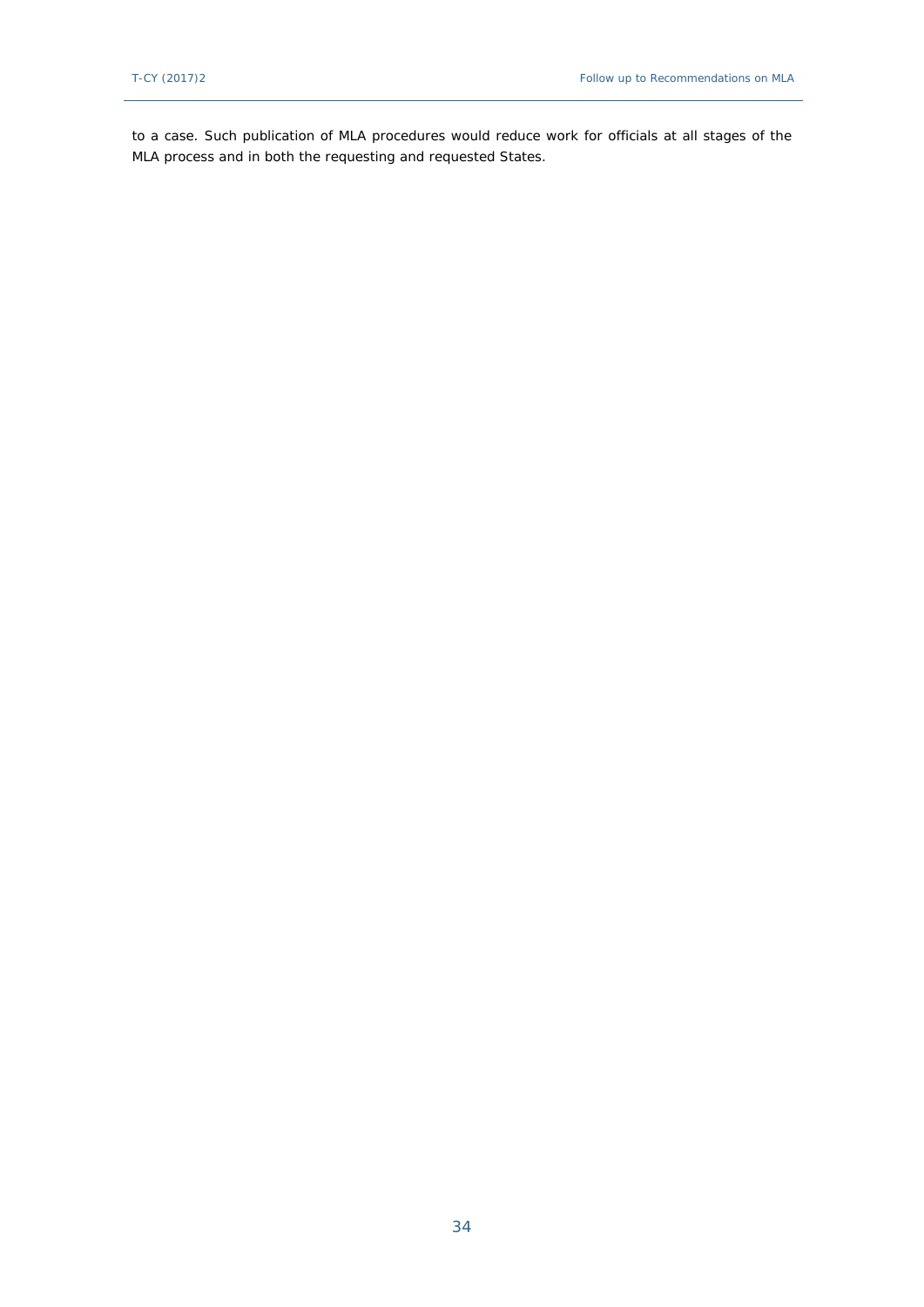to a case. Such publication of MLA procedures would reduce work for officials at all stages of the MLA process and in both the requesting and requested States.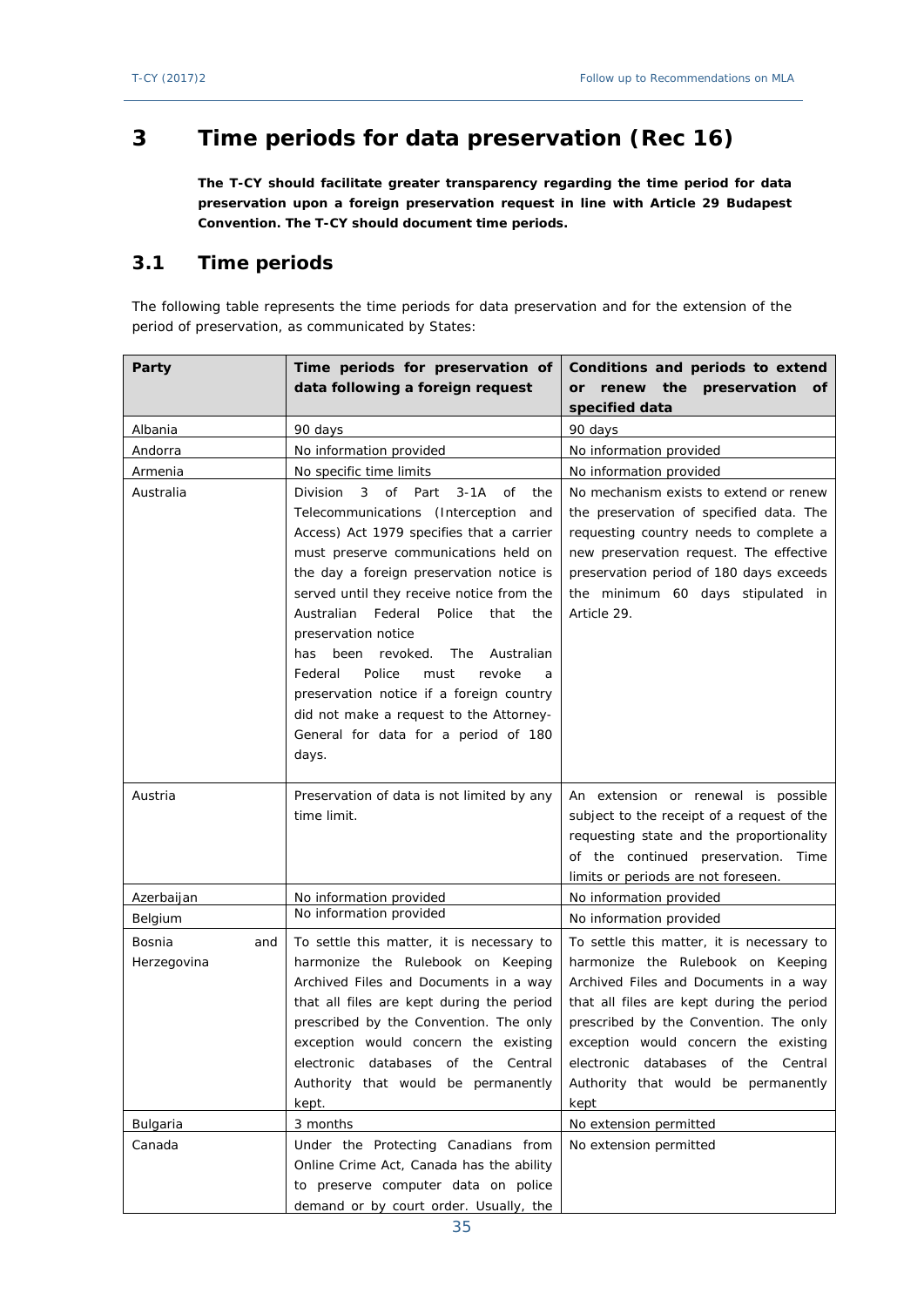# 3 Time periods for data preservation (Rec 16)

**The T-CY should facilitate greater transparency regarding the time period for data preservation upon a foreign preservation request in line with Article 29 Budapest Convention. The T-CY should document time periods.**

## 3.1 Time periods

The following table represents the time periods for data preservation and for the extension of the period of preservation, as communicated by States:

| Party | Time periods for preservation of data following a foreign request | Conditions and periods to extend or renew the preservation of specified data |
|---|---|---|
| Albania | 90 days | 90 days |
| Andorra | No information provided | No information provided |
| Armenia | No specific time limits | No information provided |
| Australia | Division 3 of Part 3-1A of the Telecommunications (Interception and Access) Act 1979 specifies that a carrier must preserve communications held on the day a foreign preservation notice is served until they receive notice from the Australian Federal Police that the preservation notice has been revoked. The Australian Federal Police must revoke a preservation notice if a foreign country did not make a request to the Attorney-General for data for a period of 180 days. | No mechanism exists to extend or renew the preservation of specified data. The requesting country needs to complete a new preservation request. The effective preservation period of 180 days exceeds the minimum 60 days stipulated in Article 29. |
| Austria | Preservation of data is not limited by any time limit. | An extension or renewal is possible subject to the receipt of a request of the requesting state and the proportionality of the continued preservation. Time limits or periods are not foreseen. |
| Azerbaijan | No information provided | No information provided |
| Belgium | No information provided | No information provided |
| Bosnia and Herzegovina | To settle this matter, it is necessary to harmonize the Rulebook on Keeping Archived Files and Documents in a way that all files are kept during the period prescribed by the Convention. The only exception would concern the existing electronic databases of the Central Authority that would be permanently kept. | To settle this matter, it is necessary to harmonize the Rulebook on Keeping Archived Files and Documents in a way that all files are kept during the period prescribed by the Convention. The only exception would concern the existing electronic databases of the Central Authority that would be permanently kept |
| Bulgaria | 3 months | No extension permitted |
| Canada | Under the Protecting Canadians from Online Crime Act, Canada has the ability to preserve computer data on police demand or by court order. Usually, the | No extension permitted |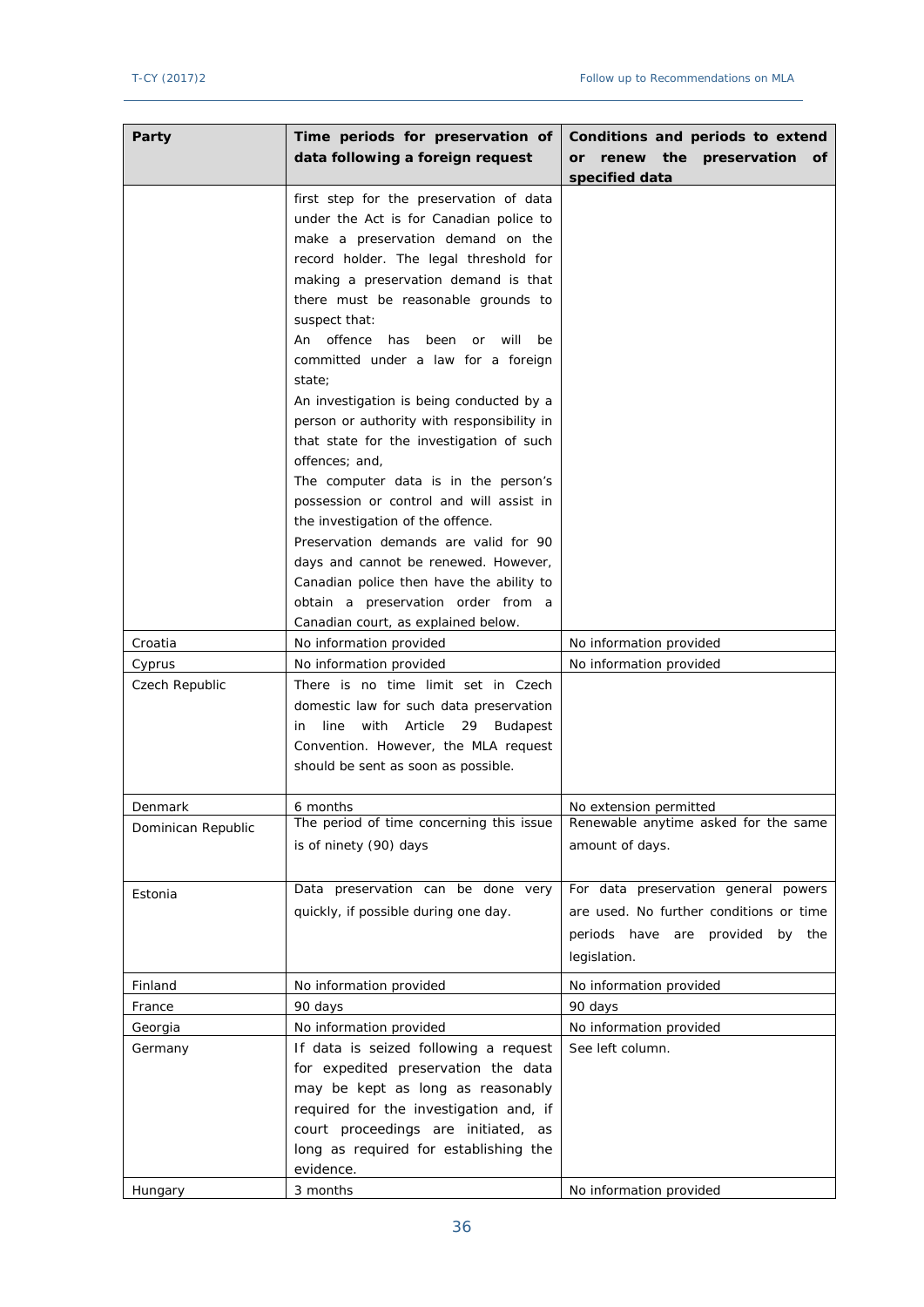| Party | Time periods for preservation of data following a foreign request | Conditions and periods to extend or renew the preservation of specified data |
|---|---|---|
| | first step for the preservation of data under the Act is for Canadian police to make a preservation demand on the record holder. The legal threshold for making a preservation demand is that there must be reasonable grounds to suspect that:<br>An offence has been or will be committed under a law for a foreign state;<br>An investigation is being conducted by a person or authority with responsibility in that state for the investigation of such offences; and,<br>The computer data is in the person's possession or control and will assist in the investigation of the offence.<br>Preservation demands are valid for 90 days and cannot be renewed. However, Canadian police then have the ability to obtain a preservation order from a Canadian court, as explained below. | |
| Croatia | No information provided | No information provided |
| Cyprus | No information provided | No information provided |
| Czech Republic | There is no time limit set in Czech domestic law for such data preservation in line with Article 29 Budapest Convention. However, the MLA request should be sent as soon as possible. | |
| Denmark | 6 months | No extension permitted |
| Dominican Republic | The period of time concerning this issue is of ninety (90) days | Renewable anytime asked for the same amount of days. |
| Estonia | Data preservation can be done very quickly, if possible during one day. | For data preservation general powers are used. No further conditions or time periods have are provided by the legislation. |
| Finland | No information provided | No information provided |
| France | 90 days | 90 days |
| Georgia | No information provided | No information provided |
| Germany | If data is seized following a request for expedited preservation the data may be kept as long as reasonably required for the investigation and, if court proceedings are initiated, as long as required for establishing the evidence. | See left column. |
| Hungary | 3 months | No information provided |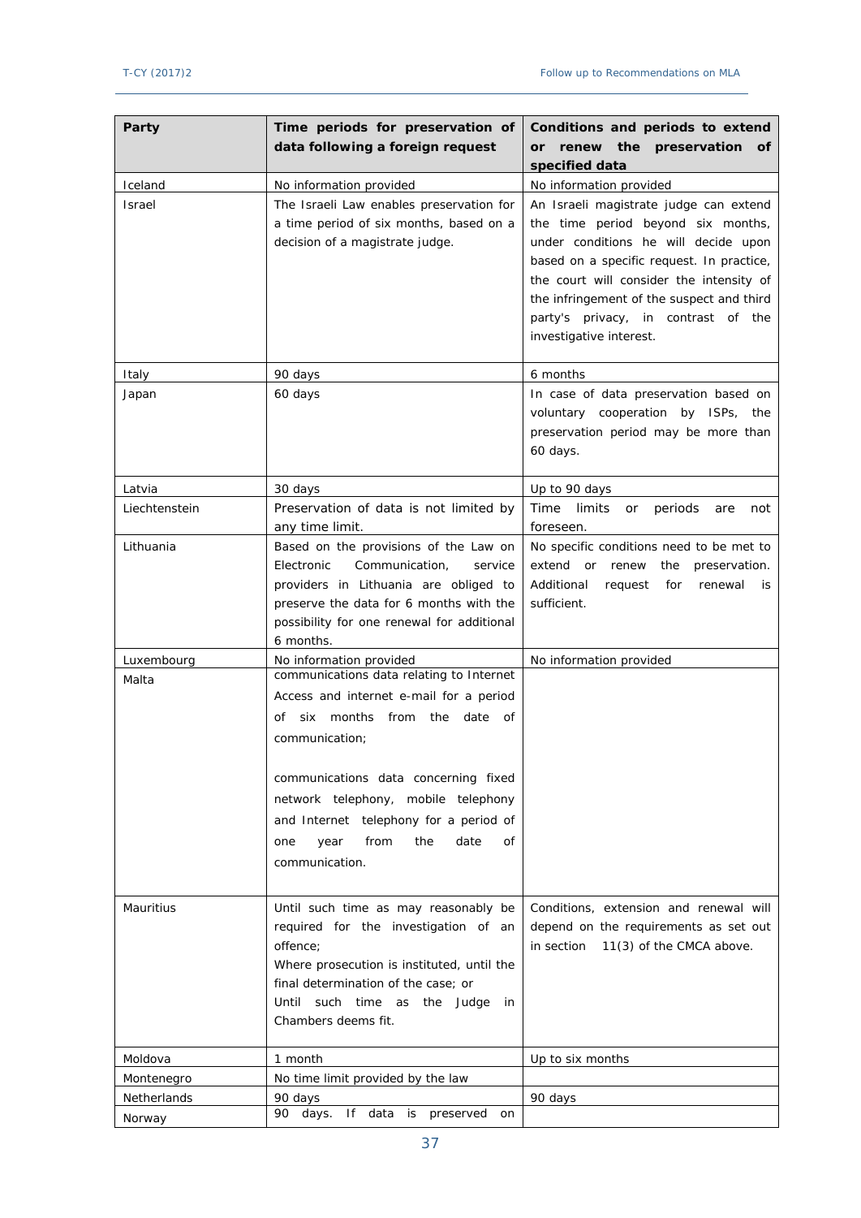| Party | Time periods for preservation of data following a foreign request | Conditions and periods to extend or renew the preservation of specified data |
|---|---|---|
| Iceland | No information provided | No information provided |
| Israel | The Israeli Law enables preservation for a time period of six months, based on a decision of a magistrate judge. | An Israeli magistrate judge can extend the time period beyond six months, under conditions he will decide upon based on a specific request. In practice, the court will consider the intensity of the infringement of the suspect and third party's privacy, in contrast of the investigative interest. |
| Italy | 90 days | 6 months |
| Japan | 60 days | In case of data preservation based on voluntary cooperation by ISPs, the preservation period may be more than 60 days. |
| Latvia | 30 days | Up to 90 days |
| Liechtenstein | Preservation of data is not limited by any time limit. | Time limits or periods are not foreseen. |
| Lithuania | Based on the provisions of the Law on Electronic Communication, service providers in Lithuania are obliged to preserve the data for 6 months with the possibility for one renewal for additional 6 months. | No specific conditions need to be met to extend or renew the preservation. Additional request for renewal is sufficient. |
| Luxembourg | No information provided | No information provided |
| Malta | communications data relating to Internet Access and internet e-mail for a period of six months from the date of communication;<br><br>communications data concerning fixed network telephony, mobile telephony and Internet telephony for a period of one year from the date of communication. | |
| Mauritius | Until such time as may reasonably be required for the investigation of an offence;<br>Where prosecution is instituted, until the final determination of the case; or<br>Until such time as the Judge in Chambers deems fit. | Conditions, extension and renewal will depend on the requirements as set out in section 11(3) of the CMCA above. |
| Moldova | 1 month | Up to six months |
| Montenegro | No time limit provided by the law | |
| Netherlands | 90 days | 90 days |
| Norway | 90 days. If data is preserved on | |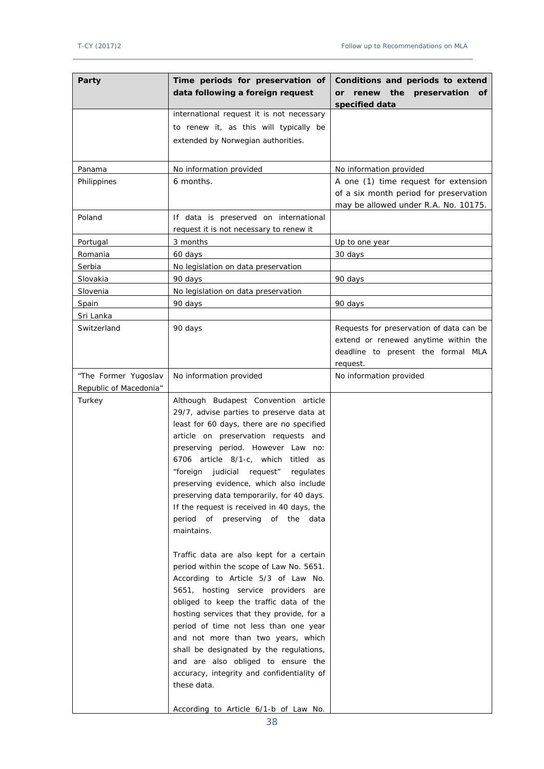| Party | Time periods for preservation of data following a foreign request | Conditions and periods to extend or renew the preservation of specified data |
|---|---|---|
| | international request it is not necessary to renew it, as this will typically be extended by Norwegian authorities. | |
| Panama | No information provided | No information provided |
| Philippines | 6 months. | A one (1) time request for extension of a six month period for preservation may be allowed under R.A. No. 10175. |
| Poland | If data is preserved on international request it is not necessary to renew it | |
| Portugal | 3 months | Up to one year |
| Romania | 60 days | 30 days |
| Serbia | No legislation on data preservation | |
| Slovakia | 90 days | 90 days |
| Slovenia | No legislation on data preservation | |
| Spain | 90 days | 90 days |
| Sri Lanka | | |
| Switzerland | 90 days | Requests for preservation of data can be extend or renewed anytime within the deadline to present the formal MLA request. |
| "The Former Yugoslav Republic of Macedonia" | No information provided | No information provided |
| Turkey | Although Budapest Convention article 29/7, advise parties to preserve data at least for 60 days, there are no specified article on preservation requests and preserving period. However Law no: 6706 article 8/1-c, which titled as "foreign judicial request" regulates preserving evidence, which also include preserving data temporarily, for 40 days. If the request is received in 40 days, the period of preserving of the data maintains.<br><br>Traffic data are also kept for a certain period within the scope of Law No. 5651. According to Article 5/3 of Law No. 5651, hosting service providers are obliged to keep the traffic data of the hosting services that they provide, for a period of time not less than one year and not more than two years, which shall be designated by the regulations, and are also obliged to ensure the accuracy, integrity and confidentiality of these data.<br><br>According to Article 6/1-b of Law No. | |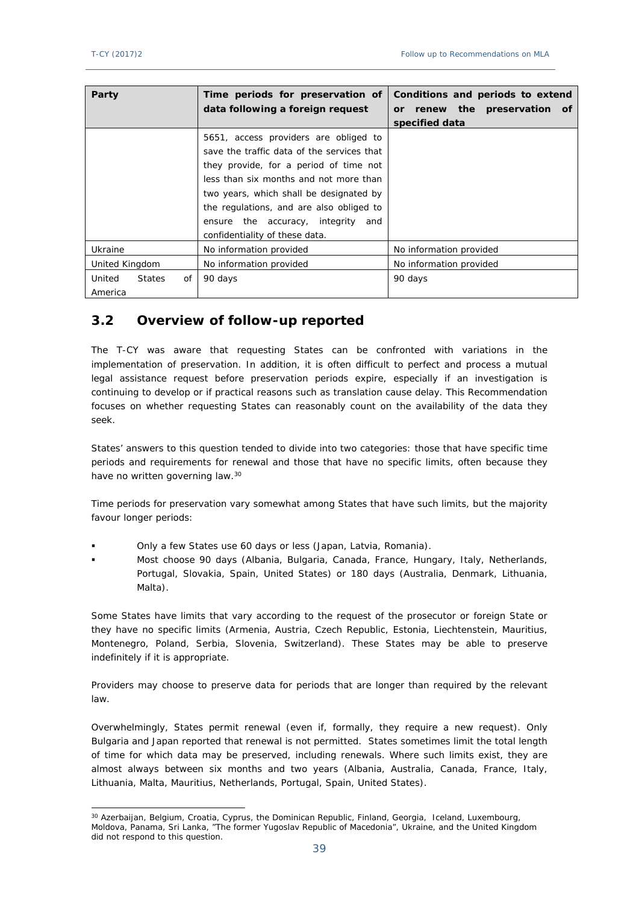| Party | Time periods for preservation of data following a foreign request | Conditions and periods to extend or renew the preservation of specified data |
|---|---|---|
| | 5651, access providers are obliged to save the traffic data of the services that they provide, for a period of time not less than six months and not more than two years, which shall be designated by the regulations, and are also obliged to ensure the accuracy, integrity and confidentiality of these data. | |
| Ukraine | No information provided | No information provided |
| United Kingdom | No information provided | No information provided |
| United States of America | 90 days | 90 days |

## 3.2 Overview of follow-up reported

The T-CY was aware that requesting States can be confronted with variations in the implementation of preservation. In addition, it is often difficult to perfect and process a mutual legal assistance request before preservation periods expire, especially if an investigation is continuing to develop or if practical reasons such as translation cause delay. This Recommendation focuses on whether requesting States can reasonably count on the availability of the data they seek.

States' answers to this question tended to divide into two categories: those that have specific time periods and requirements for renewal and those that have no specific limits, often because they have no written governing law.[30]

Time periods for preservation vary somewhat among States that have such limits, but the majority favour longer periods:

- Only a few States use 60 days or less (Japan, Latvia, Romania).
- Most choose 90 days (Albania, Bulgaria, Canada, France, Hungary, Italy, Netherlands, Portugal, Slovakia, Spain, United States) or 180 days (Australia, Denmark, Lithuania, Malta).

Some States have limits that vary according to the request of the prosecutor or foreign State or they have no specific limits (Armenia, Austria, Czech Republic, Estonia, Liechtenstein, Mauritius, Montenegro, Poland, Serbia, Slovenia, Switzerland). These States may be able to preserve indefinitely if it is appropriate.

Providers may choose to preserve data for periods that are longer than required by the relevant law.

Overwhelmingly, States permit renewal (even if, formally, they require a new request). Only Bulgaria and Japan reported that renewal is not permitted. States sometimes limit the total length of time for which data may be preserved, including renewals. Where such limits exist, they are almost always between six months and two years (Albania, Australia, Canada, France, Italy, Lithuania, Malta, Mauritius, Netherlands, Portugal, Spain, United States).

[30] Azerbaijan, Belgium, Croatia, Cyprus, the Dominican Republic, Finland, Georgia, Iceland, Luxembourg, Moldova, Panama, Sri Lanka, "The former Yugoslav Republic of Macedonia", Ukraine, and the United Kingdom did not respond to this question.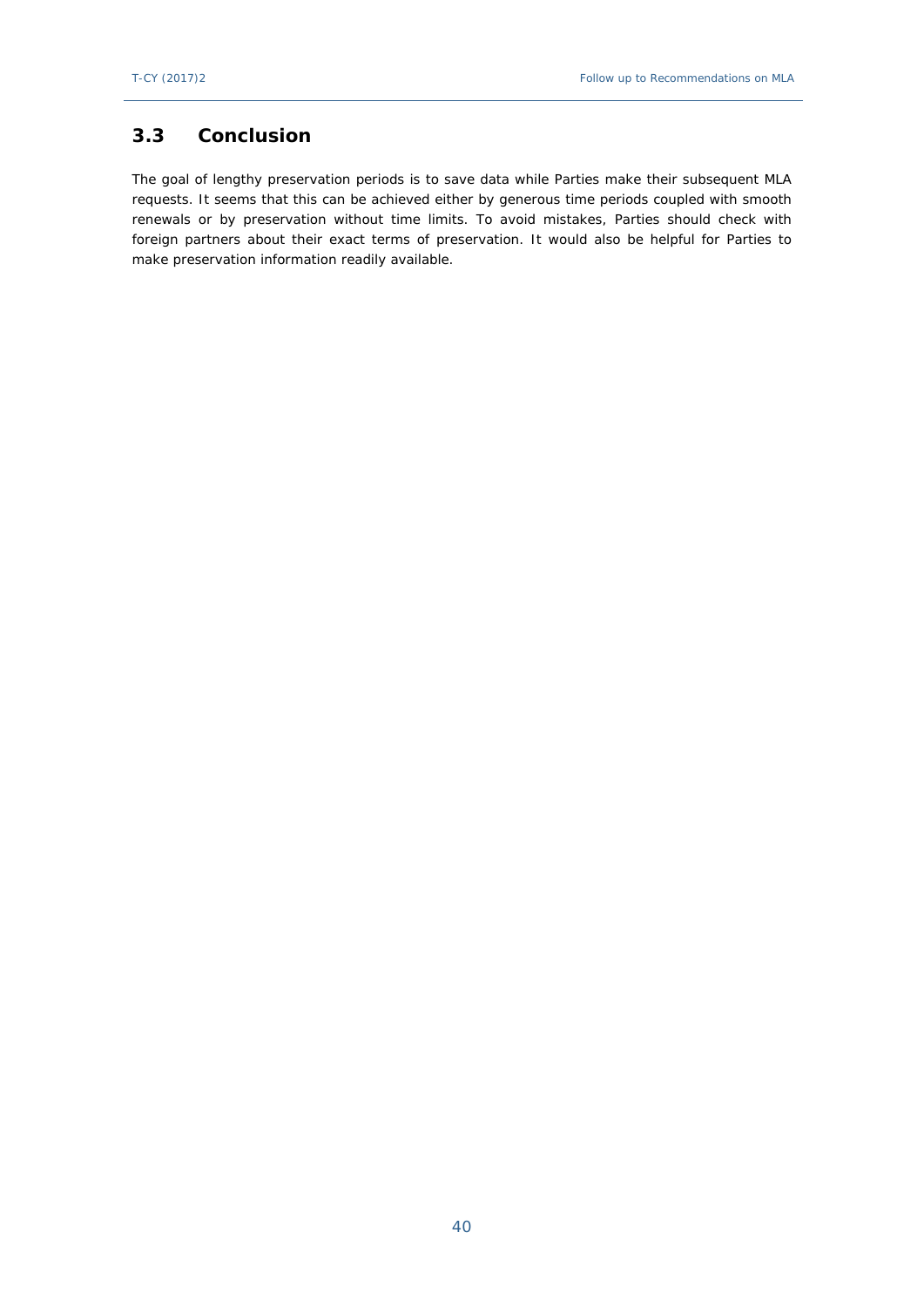## 3.3 Conclusion

The goal of lengthy preservation periods is to save data while Parties make their subsequent MLA requests. It seems that this can be achieved either by generous time periods coupled with smooth renewals or by preservation without time limits. To avoid mistakes, Parties should check with foreign partners about their exact terms of preservation. It would also be helpful for Parties to make preservation information readily available.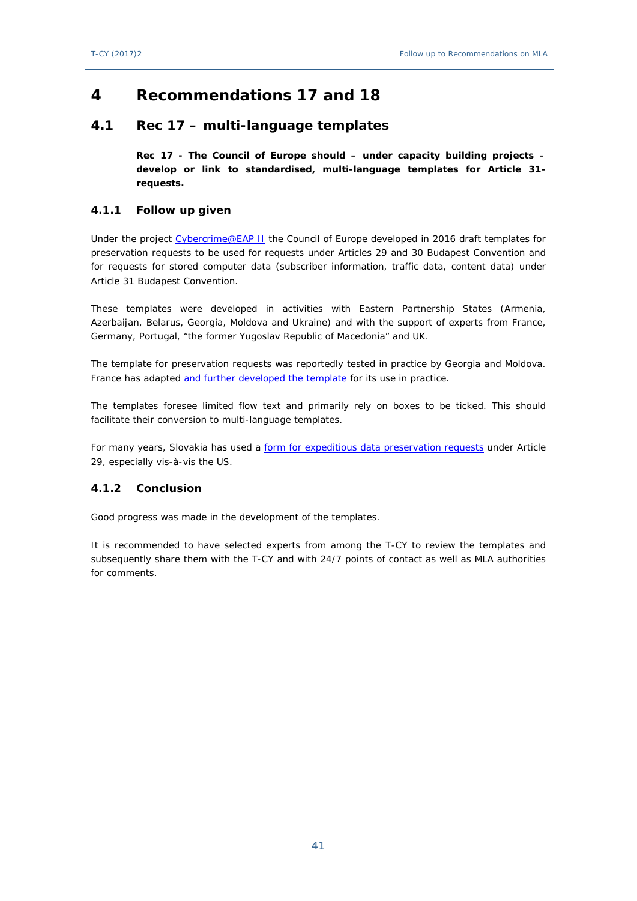# 4 Recommendations 17 and 18

## 4.1 Rec 17 – multi-language templates

> **Rec 17 - The Council of Europe should – under capacity building projects – develop or link to standardised, multi-language templates for Article 31-requests.**

### 4.1.1 Follow up given

Under the project Cybercrime@EAP II the Council of Europe developed in 2016 draft templates for preservation requests to be used for requests under Articles 29 and 30 Budapest Convention and for requests for stored computer data (subscriber information, traffic data, content data) under Article 31 Budapest Convention.

These templates were developed in activities with Eastern Partnership States (Armenia, Azerbaijan, Belarus, Georgia, Moldova and Ukraine) and with the support of experts from France, Germany, Portugal, "the former Yugoslav Republic of Macedonia" and UK.

The template for preservation requests was reportedly tested in practice by Georgia and Moldova. France has adapted and further developed the template for its use in practice.

The templates foresee limited flow text and primarily rely on boxes to be ticked. This should facilitate their conversion to multi-language templates.

For many years, Slovakia has used a form for expeditious data preservation requests under Article 29, especially vis-à-vis the US.

### 4.1.2 Conclusion

Good progress was made in the development of the templates.

It is recommended to have selected experts from among the T-CY to review the templates and subsequently share them with the T-CY and with 24/7 points of contact as well as MLA authorities for comments.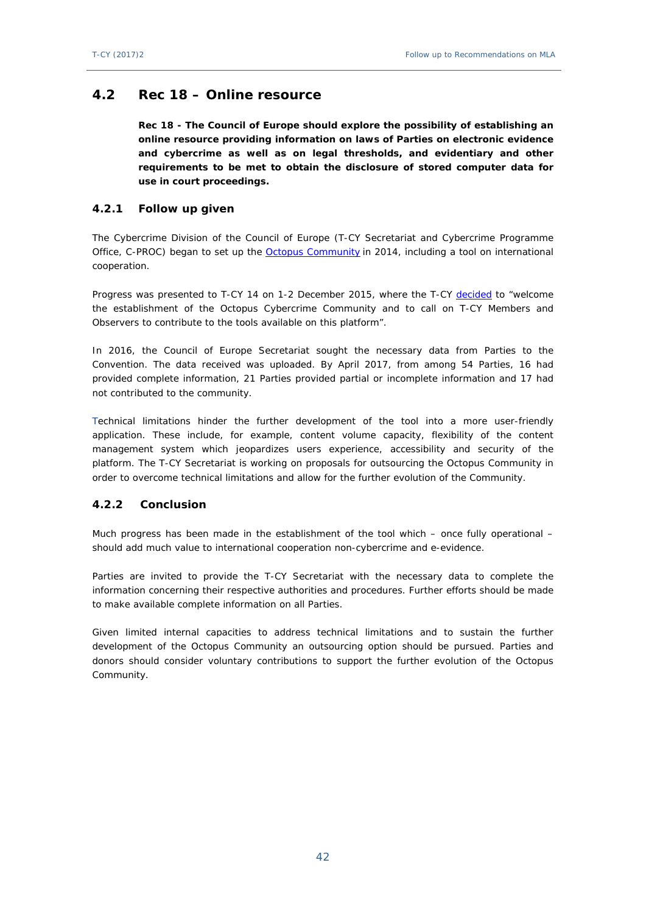## 4.2 Rec 18 – Online resource

**Rec 18 - The Council of Europe should explore the possibility of establishing an online resource providing information on laws of Parties on electronic evidence and cybercrime as well as on legal thresholds, and evidentiary and other requirements to be met to obtain the disclosure of stored computer data for use in court proceedings.**

### 4.2.1 Follow up given

The Cybercrime Division of the Council of Europe (T-CY Secretariat and Cybercrime Programme Office, C-PROC) began to set up the Octopus Community in 2014, including a tool on international cooperation.

Progress was presented to T-CY 14 on 1-2 December 2015, where the T-CY decided to "welcome the establishment of the Octopus Cybercrime Community and to call on T-CY Members and Observers to contribute to the tools available on this platform".

In 2016, the Council of Europe Secretariat sought the necessary data from Parties to the Convention. The data received was uploaded. By April 2017, from among 54 Parties, 16 had provided complete information, 21 Parties provided partial or incomplete information and 17 had not contributed to the community.

Technical limitations hinder the further development of the tool into a more user-friendly application. These include, for example, content volume capacity, flexibility of the content management system which jeopardizes users experience, accessibility and security of the platform. The T-CY Secretariat is working on proposals for outsourcing the Octopus Community in order to overcome technical limitations and allow for the further evolution of the Community.

### 4.2.2 Conclusion

Much progress has been made in the establishment of the tool which – once fully operational – should add much value to international cooperation non-cybercrime and e-evidence.

Parties are invited to provide the T-CY Secretariat with the necessary data to complete the information concerning their respective authorities and procedures. Further efforts should be made to make available complete information on all Parties.

Given limited internal capacities to address technical limitations and to sustain the further development of the Octopus Community an outsourcing option should be pursued. Parties and donors should consider voluntary contributions to support the further evolution of the Octopus Community.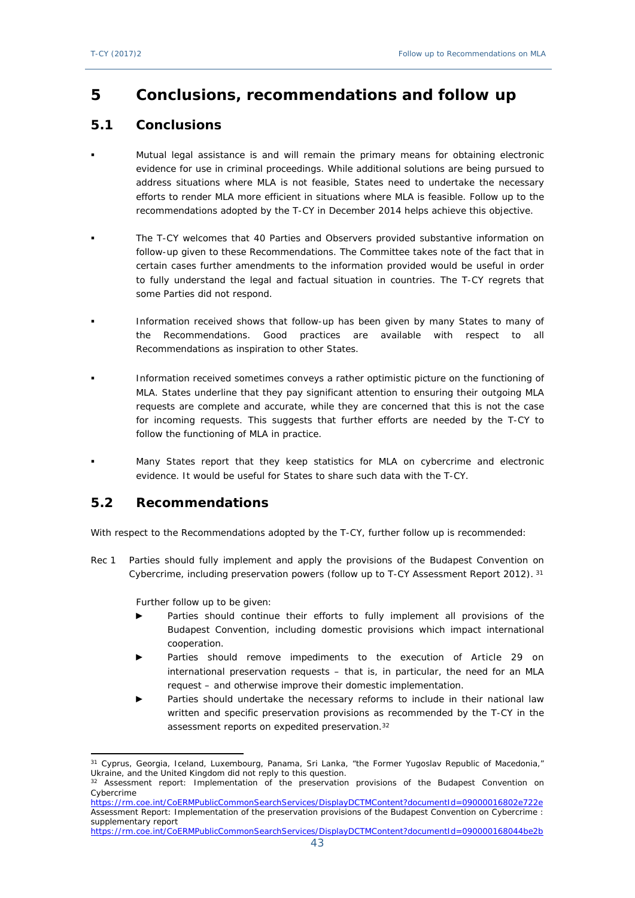# 5 Conclusions, recommendations and follow up

## 5.1 Conclusions

- Mutual legal assistance is and will remain the primary means for obtaining electronic evidence for use in criminal proceedings. While additional solutions are being pursued to address situations where MLA is not feasible, States need to undertake the necessary efforts to render MLA more efficient in situations where MLA is feasible. Follow up to the recommendations adopted by the T-CY in December 2014 helps achieve this objective.

- The T-CY welcomes that 40 Parties and Observers provided substantive information on follow-up given to these Recommendations. The Committee takes note of the fact that in certain cases further amendments to the information provided would be useful in order to fully understand the legal and factual situation in countries. The T-CY regrets that some Parties did not respond.

- Information received shows that follow-up has been given by many States to many of the Recommendations. Good practices are available with respect to all Recommendations as inspiration to other States.

- Information received sometimes conveys a rather optimistic picture on the functioning of MLA. States underline that they pay significant attention to ensuring their outgoing MLA requests are complete and accurate, while they are concerned that this is not the case for incoming requests. This suggests that further efforts are needed by the T-CY to follow the functioning of MLA in practice.

- Many States report that they keep statistics for MLA on cybercrime and electronic evidence. It would be useful for States to share such data with the T-CY.

## 5.2 Recommendations

With respect to the Recommendations adopted by the T-CY, further follow up is recommended:

Rec 1 Parties should fully implement and apply the provisions of the Budapest Convention on Cybercrime, including preservation powers (follow up to T-CY Assessment Report 2012). [31]

Further follow up to be given:

- Parties should continue their efforts to fully implement all provisions of the Budapest Convention, including domestic provisions which impact international cooperation.
- Parties should remove impediments to the execution of Article 29 on international preservation requests – that is, in particular, the need for an MLA request – and otherwise improve their domestic implementation.
- Parties should undertake the necessary reforms to include in their national law written and specific preservation provisions as recommended by the T-CY in the assessment reports on expedited preservation.[32]

---

[31] Cyprus, Georgia, Iceland, Luxembourg, Panama, Sri Lanka, "the Former Yugoslav Republic of Macedonia," Ukraine, and the United Kingdom did not reply to this question.

[32] Assessment report: Implementation of the preservation provisions of the Budapest Convention on Cybercrime
https://rm.coe.int/CoERMPublicCommonSearchServices/DisplayDCTMContent?documentId=09000016802e722e
Assessment Report: Implementation of the preservation provisions of the Budapest Convention on Cybercrime : supplementary report
https://rm.coe.int/CoERMPublicCommonSearchServices/DisplayDCTMContent?documentId=090000168044be2b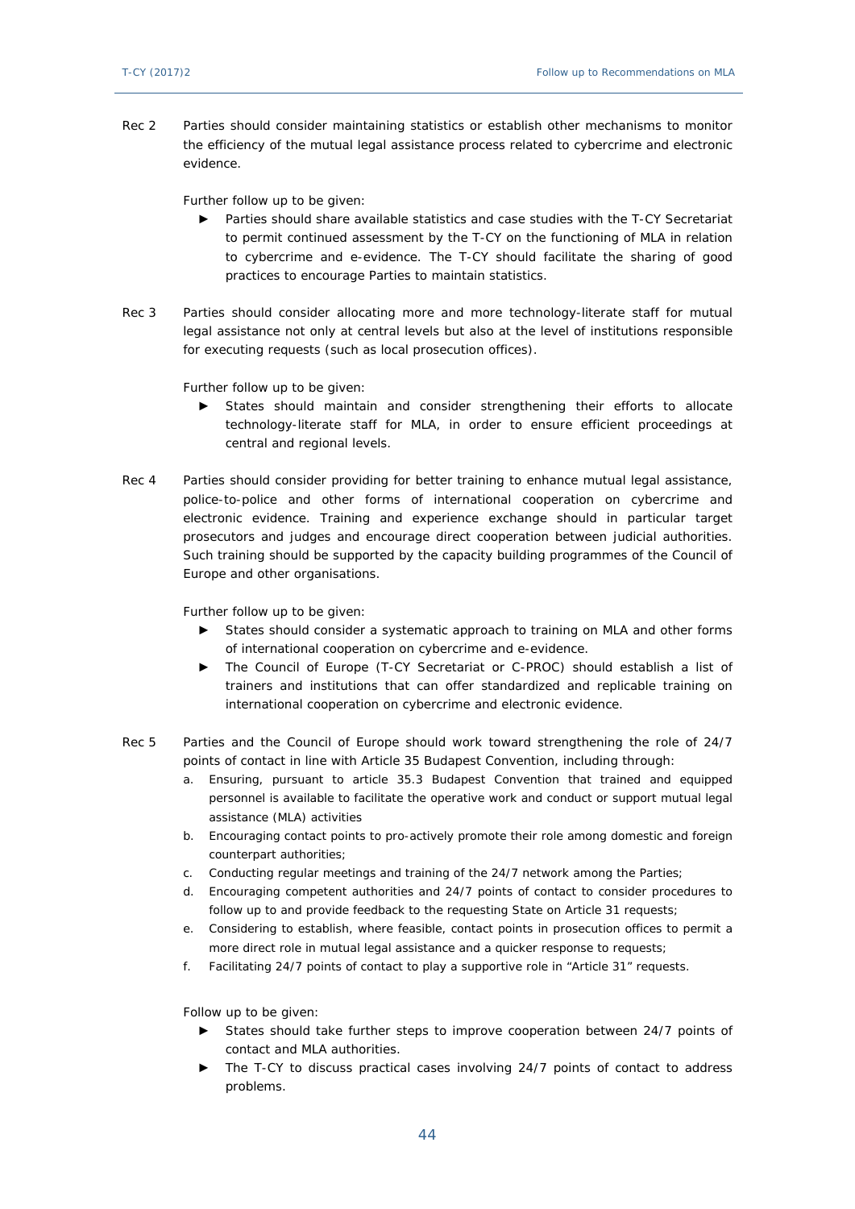Rec 2 Parties should consider maintaining statistics or establish other mechanisms to monitor the efficiency of the mutual legal assistance process related to cybercrime and electronic evidence.

Further follow up to be given:

- ► Parties should share available statistics and case studies with the T-CY Secretariat to permit continued assessment by the T-CY on the functioning of MLA in relation to cybercrime and e-evidence. The T-CY should facilitate the sharing of good practices to encourage Parties to maintain statistics.

Rec 3 Parties should consider allocating more and more technology-literate staff for mutual legal assistance not only at central levels but also at the level of institutions responsible for executing requests (such as local prosecution offices).

Further follow up to be given:

- ► States should maintain and consider strengthening their efforts to allocate technology-literate staff for MLA, in order to ensure efficient proceedings at central and regional levels.

Rec 4 Parties should consider providing for better training to enhance mutual legal assistance, police-to-police and other forms of international cooperation on cybercrime and electronic evidence. Training and experience exchange should in particular target prosecutors and judges and encourage direct cooperation between judicial authorities. Such training should be supported by the capacity building programmes of the Council of Europe and other organisations.

Further follow up to be given:

- ► States should consider a systematic approach to training on MLA and other forms of international cooperation on cybercrime and e-evidence.
- ► The Council of Europe (T-CY Secretariat or C-PROC) should establish a list of trainers and institutions that can offer standardized and replicable training on international cooperation on cybercrime and electronic evidence.

Rec 5 Parties and the Council of Europe should work toward strengthening the role of 24/7 points of contact in line with Article 35 Budapest Convention, including through:

a. Ensuring, pursuant to article 35.3 Budapest Convention that trained and equipped personnel is available to facilitate the operative work and conduct or support mutual legal assistance (MLA) activities
b. Encouraging contact points to pro-actively promote their role among domestic and foreign counterpart authorities;
c. Conducting regular meetings and training of the 24/7 network among the Parties;
d. Encouraging competent authorities and 24/7 points of contact to consider procedures to follow up to and provide feedback to the requesting State on Article 31 requests;
e. Considering to establish, where feasible, contact points in prosecution offices to permit a more direct role in mutual legal assistance and a quicker response to requests;
f. Facilitating 24/7 points of contact to play a supportive role in "Article 31" requests.

Follow up to be given:

- ► States should take further steps to improve cooperation between 24/7 points of contact and MLA authorities.
- ► The T-CY to discuss practical cases involving 24/7 points of contact to address problems.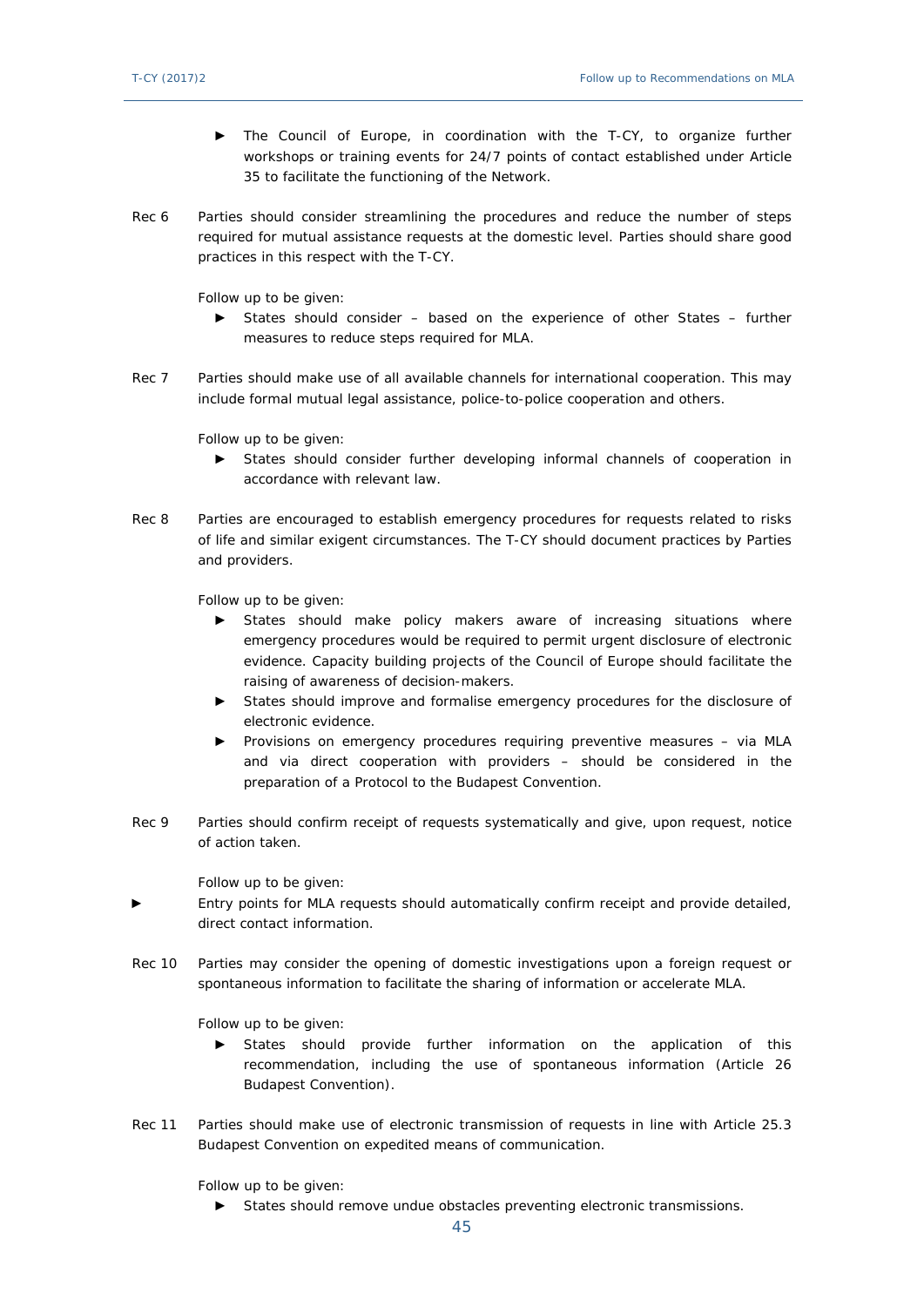- ► The Council of Europe, in coordination with the T-CY, to organize further workshops or training events for 24/7 points of contact established under Article 35 to facilitate the functioning of the Network.

Rec 6 Parties should consider streamlining the procedures and reduce the number of steps required for mutual assistance requests at the domestic level. Parties should share good practices in this respect with the T-CY.

Follow up to be given:

- ► States should consider – based on the experience of other States – further measures to reduce steps required for MLA.

Rec 7 Parties should make use of all available channels for international cooperation. This may include formal mutual legal assistance, police-to-police cooperation and others.

Follow up to be given:

- ► States should consider further developing informal channels of cooperation in accordance with relevant law.

Rec 8 Parties are encouraged to establish emergency procedures for requests related to risks of life and similar exigent circumstances. The T-CY should document practices by Parties and providers.

Follow up to be given:

- ► States should make policy makers aware of increasing situations where emergency procedures would be required to permit urgent disclosure of electronic evidence. Capacity building projects of the Council of Europe should facilitate the raising of awareness of decision-makers.
- ► States should improve and formalise emergency procedures for the disclosure of electronic evidence.
- ► Provisions on emergency procedures requiring preventive measures – via MLA and via direct cooperation with providers – should be considered in the preparation of a Protocol to the Budapest Convention.

Rec 9 Parties should confirm receipt of requests systematically and give, upon request, notice of action taken.

Follow up to be given:

- ► Entry points for MLA requests should automatically confirm receipt and provide detailed, direct contact information.

Rec 10 Parties may consider the opening of domestic investigations upon a foreign request or spontaneous information to facilitate the sharing of information or accelerate MLA.

Follow up to be given:

- ► States should provide further information on the application of this recommendation, including the use of spontaneous information (Article 26 Budapest Convention).

Rec 11 Parties should make use of electronic transmission of requests in line with Article 25.3 Budapest Convention on expedited means of communication.

Follow up to be given:

- ► States should remove undue obstacles preventing electronic transmissions.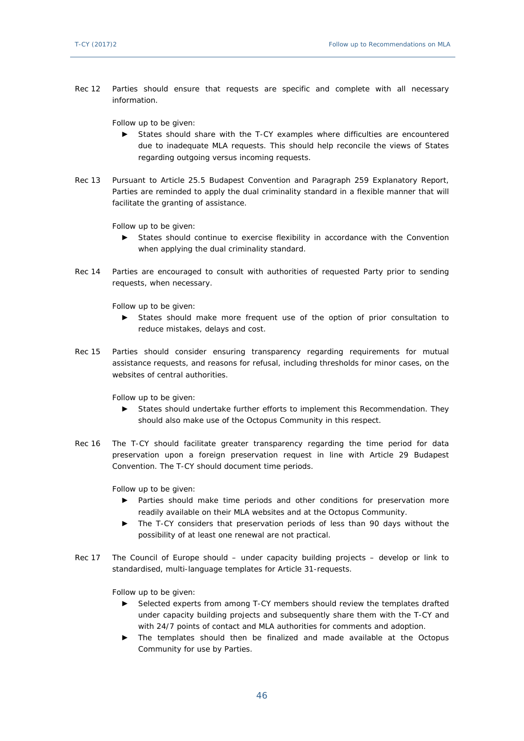Rec 12 Parties should ensure that requests are specific and complete with all necessary information.

Follow up to be given:

- ► States should share with the T-CY examples where difficulties are encountered due to inadequate MLA requests. This should help reconcile the views of States regarding outgoing versus incoming requests.

Rec 13 Pursuant to Article 25.5 Budapest Convention and Paragraph 259 Explanatory Report, Parties are reminded to apply the dual criminality standard in a flexible manner that will facilitate the granting of assistance.

Follow up to be given:

- ► States should continue to exercise flexibility in accordance with the Convention when applying the dual criminality standard.

Rec 14 Parties are encouraged to consult with authorities of requested Party prior to sending requests, when necessary.

Follow up to be given:

- ► States should make more frequent use of the option of prior consultation to reduce mistakes, delays and cost.

Rec 15 Parties should consider ensuring transparency regarding requirements for mutual assistance requests, and reasons for refusal, including thresholds for minor cases, on the websites of central authorities.

Follow up to be given:

- ► States should undertake further efforts to implement this Recommendation. They should also make use of the Octopus Community in this respect.

Rec 16 The T-CY should facilitate greater transparency regarding the time period for data preservation upon a foreign preservation request in line with Article 29 Budapest Convention. The T-CY should document time periods.

Follow up to be given:

- ► Parties should make time periods and other conditions for preservation more readily available on their MLA websites and at the Octopus Community.
- ► The T-CY considers that preservation periods of less than 90 days without the possibility of at least one renewal are not practical.

Rec 17 The Council of Europe should – under capacity building projects – develop or link to standardised, multi-language templates for Article 31-requests.

Follow up to be given:

- ► Selected experts from among T-CY members should review the templates drafted under capacity building projects and subsequently share them with the T-CY and with 24/7 points of contact and MLA authorities for comments and adoption.
- ► The templates should then be finalized and made available at the Octopus Community for use by Parties.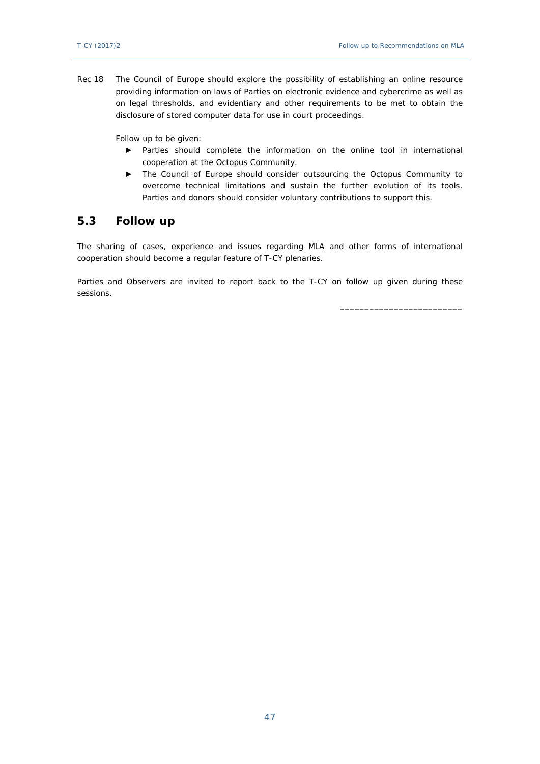Rec 18 The Council of Europe should explore the possibility of establishing an online resource providing information on laws of Parties on electronic evidence and cybercrime as well as on legal thresholds, and evidentiary and other requirements to be met to obtain the disclosure of stored computer data for use in court proceedings.

Follow up to be given:

- ► Parties should complete the information on the online tool in international cooperation at the Octopus Community.
- ► The Council of Europe should consider outsourcing the Octopus Community to overcome technical limitations and sustain the further evolution of its tools. Parties and donors should consider voluntary contributions to support this.

## 5.3 Follow up

The sharing of cases, experience and issues regarding MLA and other forms of international cooperation should become a regular feature of T-CY plenaries.

Parties and Observers are invited to report back to the T-CY on follow up given during these sessions.

________________________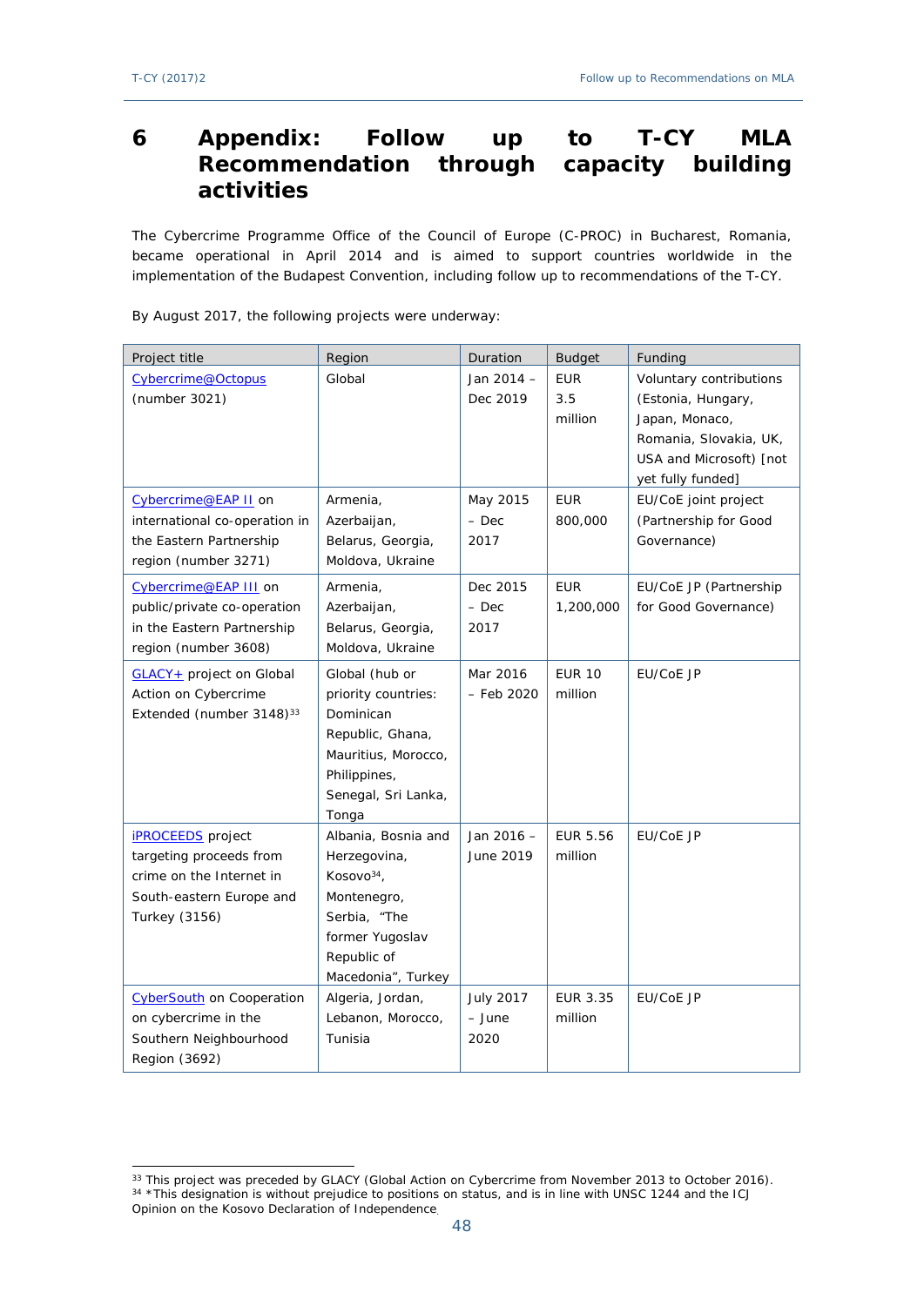# 6 Appendix: Follow up to T-CY MLA Recommendation through capacity building activities

The Cybercrime Programme Office of the Council of Europe (C-PROC) in Bucharest, Romania, became operational in April 2014 and is aimed to support countries worldwide in the implementation of the Budapest Convention, including follow up to recommendations of the T-CY.

By August 2017, the following projects were underway:

| Project title | Region | Duration | Budget | Funding |
|---|---|---|---|---|
| Cybercrime@Octopus (number 3021) | Global | Jan 2014 – Dec 2019 | EUR 3.5 million | Voluntary contributions (Estonia, Hungary, Japan, Monaco, Romania, Slovakia, UK, USA and Microsoft) [not yet fully funded] |
| Cybercrime@EAP II on international co-operation in the Eastern Partnership region (number 3271) | Armenia, Azerbaijan, Belarus, Georgia, Moldova, Ukraine | May 2015 – Dec 2017 | EUR 800,000 | EU/CoE joint project (Partnership for Good Governance) |
| Cybercrime@EAP III on public/private co-operation in the Eastern Partnership region (number 3608) | Armenia, Azerbaijan, Belarus, Georgia, Moldova, Ukraine | Dec 2015 – Dec 2017 | EUR 1,200,000 | EU/CoE JP (Partnership for Good Governance) |
| GLACY+ project on Global Action on Cybercrime Extended (number 3148)[33] | Global (hub or priority countries: Dominican Republic, Ghana, Mauritius, Morocco, Philippines, Senegal, Sri Lanka, Tonga | Mar 2016 – Feb 2020 | EUR 10 million | EU/CoE JP |
| iPROCEEDS project targeting proceeds from crime on the Internet in South-eastern Europe and Turkey (3156) | Albania, Bosnia and Herzegovina, Kosovo[34], Montenegro, Serbia, "The former Yugoslav Republic of Macedonia", Turkey | Jan 2016 – June 2019 | EUR 5.56 million | EU/CoE JP |
| CyberSouth on Cooperation on cybercrime in the Southern Neighbourhood Region (3692) | Algeria, Jordan, Lebanon, Morocco, Tunisia | July 2017 – June 2020 | EUR 3.35 million | EU/CoE JP |

[33] This project was preceded by GLACY (Global Action on Cybercrime from November 2013 to October 2016).

[34] *This designation is without prejudice to positions on status, and is in line with UNSC 1244 and the ICJ Opinion on the Kosovo Declaration of Independence.